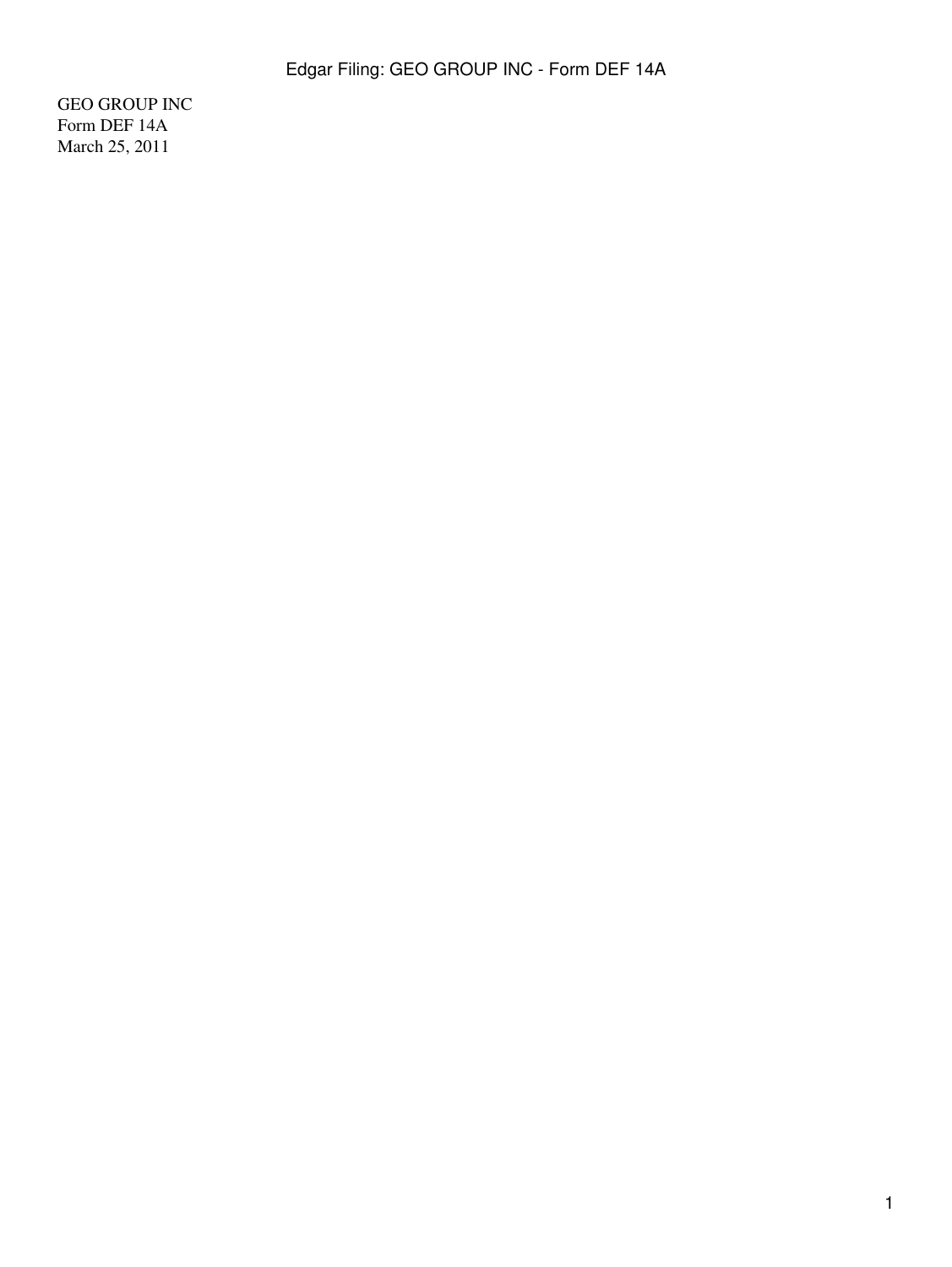GEO GROUP INC
Form DEF 14A
March 25, 2011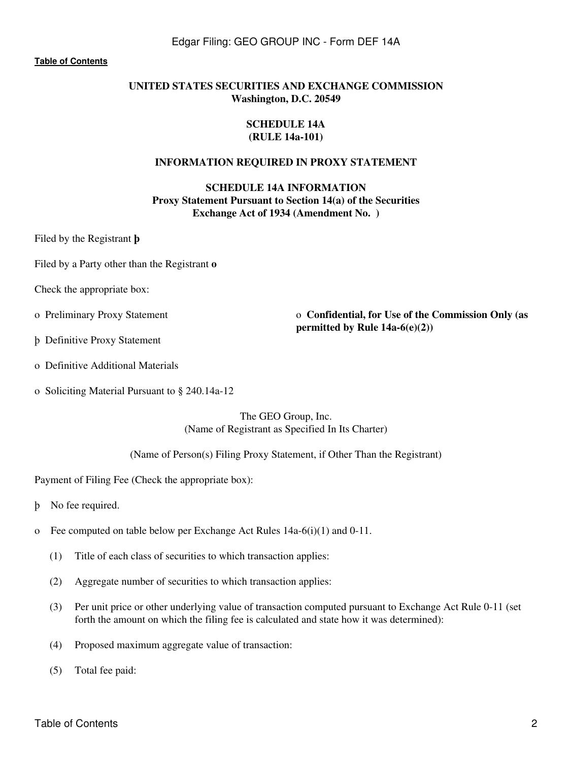[Table of Contents](#)

**UNITED STATES SECURITIES AND EXCHANGE COMMISSION**
**Washington, D.C. 20549**

**SCHEDULE 14A**
**(RULE 14a-101)**

**INFORMATION REQUIRED IN PROXY STATEMENT**

**SCHEDULE 14A INFORMATION**
**Proxy Statement Pursuant to Section 14(a) of the Securities Exchange Act of 1934 (Amendment No. )**

Filed by the Registrant **þ**

Filed by a Party other than the Registrant **o**

Check the appropriate box:

o Preliminary Proxy Statement

o **Confidential, for Use of the Commission Only (as permitted by Rule 14a-6(e)(2))**

þ Definitive Proxy Statement

o Definitive Additional Materials

o Soliciting Material Pursuant to § 240.14a-12

The GEO Group, Inc.
(Name of Registrant as Specified In Its Charter)

(Name of Person(s) Filing Proxy Statement, if Other Than the Registrant)

Payment of Filing Fee (Check the appropriate box):

þ No fee required.

o Fee computed on table below per Exchange Act Rules 14a-6(i)(1) and 0-11.

(1) Title of each class of securities to which transaction applies:

(2) Aggregate number of securities to which transaction applies:

(3) Per unit price or other underlying value of transaction computed pursuant to Exchange Act Rule 0-11 (set forth the amount on which the filing fee is calculated and state how it was determined):

(4) Proposed maximum aggregate value of transaction:

(5) Total fee paid: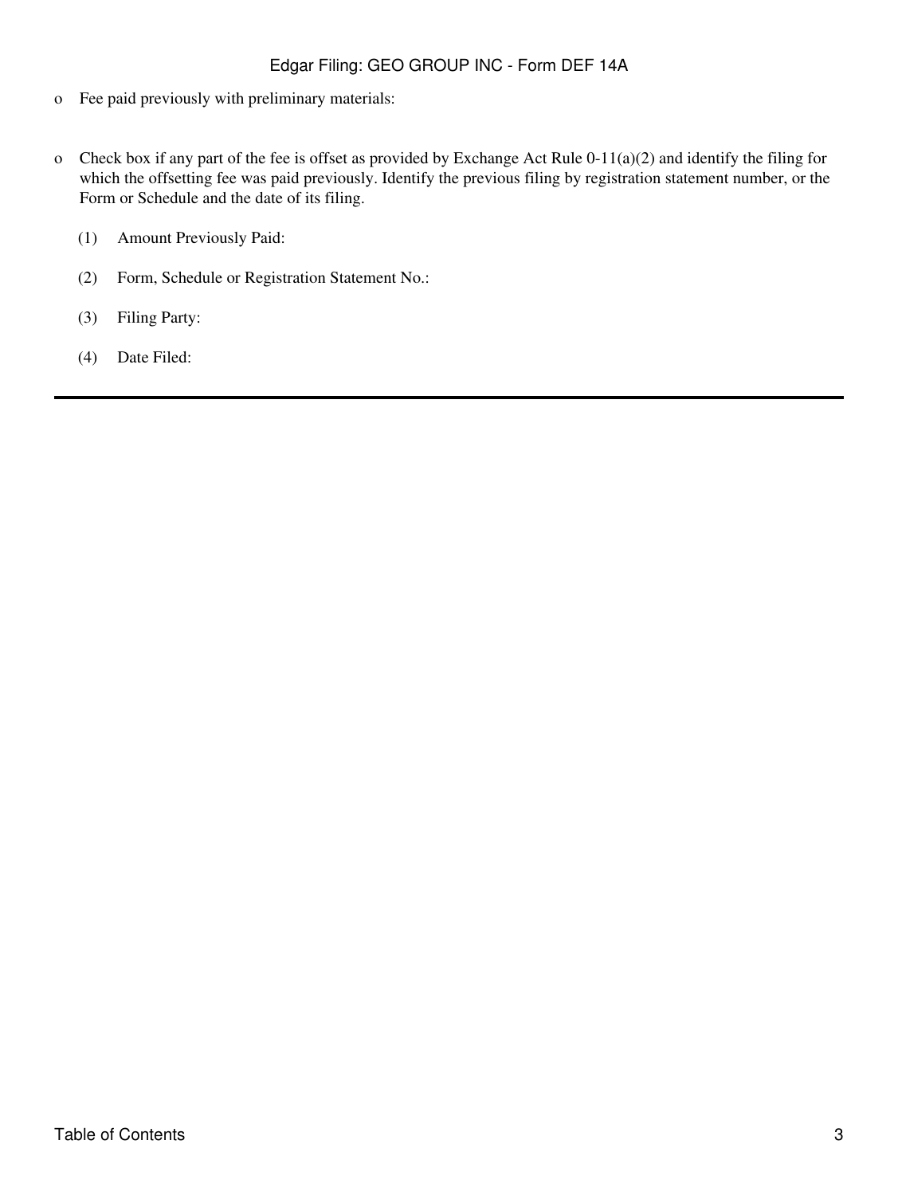o Fee paid previously with preliminary materials:

o Check box if any part of the fee is offset as provided by Exchange Act Rule 0-11(a)(2) and identify the filing for which the offsetting fee was paid previously. Identify the previous filing by registration statement number, or the Form or Schedule and the date of its filing.

(1) Amount Previously Paid:

(2) Form, Schedule or Registration Statement No.:

(3) Filing Party:

(4) Date Filed:

---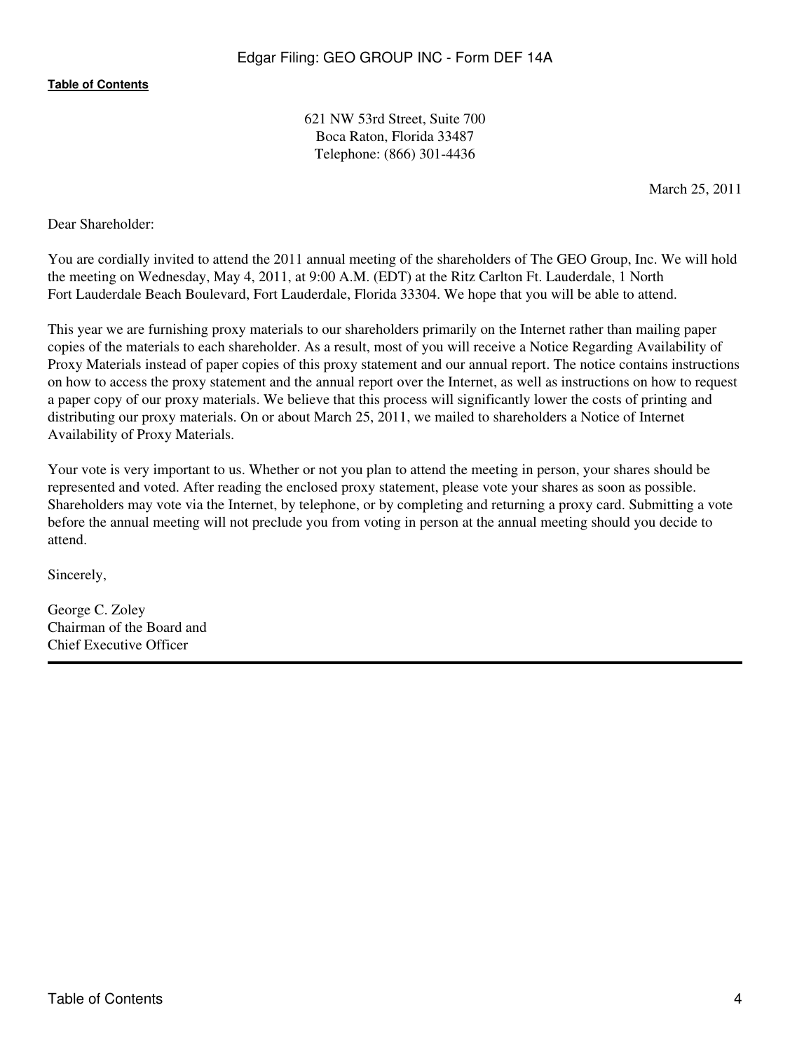621 NW 53rd Street, Suite 700
Boca Raton, Florida 33487
Telephone: (866) 301-4436

March 25, 2011

Dear Shareholder:

You are cordially invited to attend the 2011 annual meeting of the shareholders of The GEO Group, Inc. We will hold the meeting on Wednesday, May 4, 2011, at 9:00 A.M. (EDT) at the Ritz Carlton Ft. Lauderdale, 1 North Fort Lauderdale Beach Boulevard, Fort Lauderdale, Florida 33304. We hope that you will be able to attend.

This year we are furnishing proxy materials to our shareholders primarily on the Internet rather than mailing paper copies of the materials to each shareholder. As a result, most of you will receive a Notice Regarding Availability of Proxy Materials instead of paper copies of this proxy statement and our annual report. The notice contains instructions on how to access the proxy statement and the annual report over the Internet, as well as instructions on how to request a paper copy of our proxy materials. We believe that this process will significantly lower the costs of printing and distributing our proxy materials. On or about March 25, 2011, we mailed to shareholders a Notice of Internet Availability of Proxy Materials.

Your vote is very important to us. Whether or not you plan to attend the meeting in person, your shares should be represented and voted. After reading the enclosed proxy statement, please vote your shares as soon as possible. Shareholders may vote via the Internet, by telephone, or by completing and returning a proxy card. Submitting a vote before the annual meeting will not preclude you from voting in person at the annual meeting should you decide to attend.

Sincerely,

George C. Zoley
Chairman of the Board and
Chief Executive Officer

---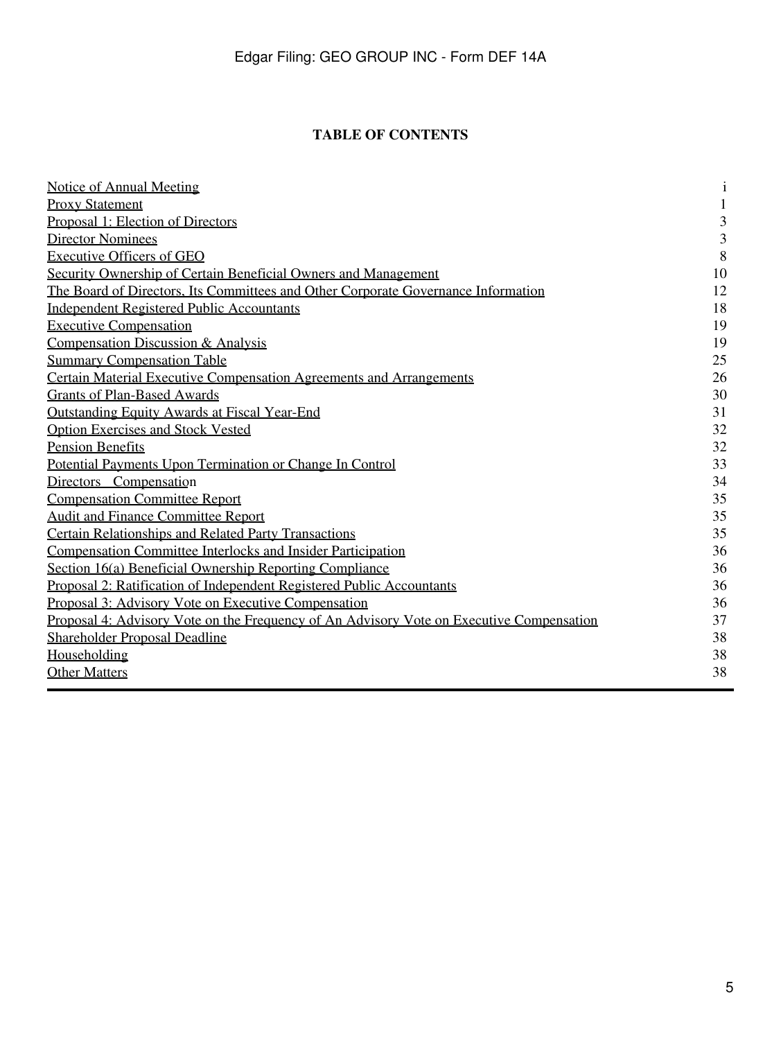## TABLE OF CONTENTS

| | |
|---|---|
| Notice of Annual Meeting | i |
| Proxy Statement | 1 |
| Proposal 1: Election of Directors | 3 |
| Director Nominees | 3 |
| Executive Officers of GEO | 8 |
| Security Ownership of Certain Beneficial Owners and Management | 10 |
| The Board of Directors, Its Committees and Other Corporate Governance Information | 12 |
| Independent Registered Public Accountants | 18 |
| Executive Compensation | 19 |
| Compensation Discussion & Analysis | 19 |
| Summary Compensation Table | 25 |
| Certain Material Executive Compensation Agreements and Arrangements | 26 |
| Grants of Plan-Based Awards | 30 |
| Outstanding Equity Awards at Fiscal Year-End | 31 |
| Option Exercises and Stock Vested | 32 |
| Pension Benefits | 32 |
| Potential Payments Upon Termination or Change In Control | 33 |
| Directors Compensation | 34 |
| Compensation Committee Report | 35 |
| Audit and Finance Committee Report | 35 |
| Certain Relationships and Related Party Transactions | 35 |
| Compensation Committee Interlocks and Insider Participation | 36 |
| Section 16(a) Beneficial Ownership Reporting Compliance | 36 |
| Proposal 2: Ratification of Independent Registered Public Accountants | 36 |
| Proposal 3: Advisory Vote on Executive Compensation | 36 |
| Proposal 4: Advisory Vote on the Frequency of An Advisory Vote on Executive Compensation | 37 |
| Shareholder Proposal Deadline | 38 |
| Householding | 38 |
| Other Matters | 38 |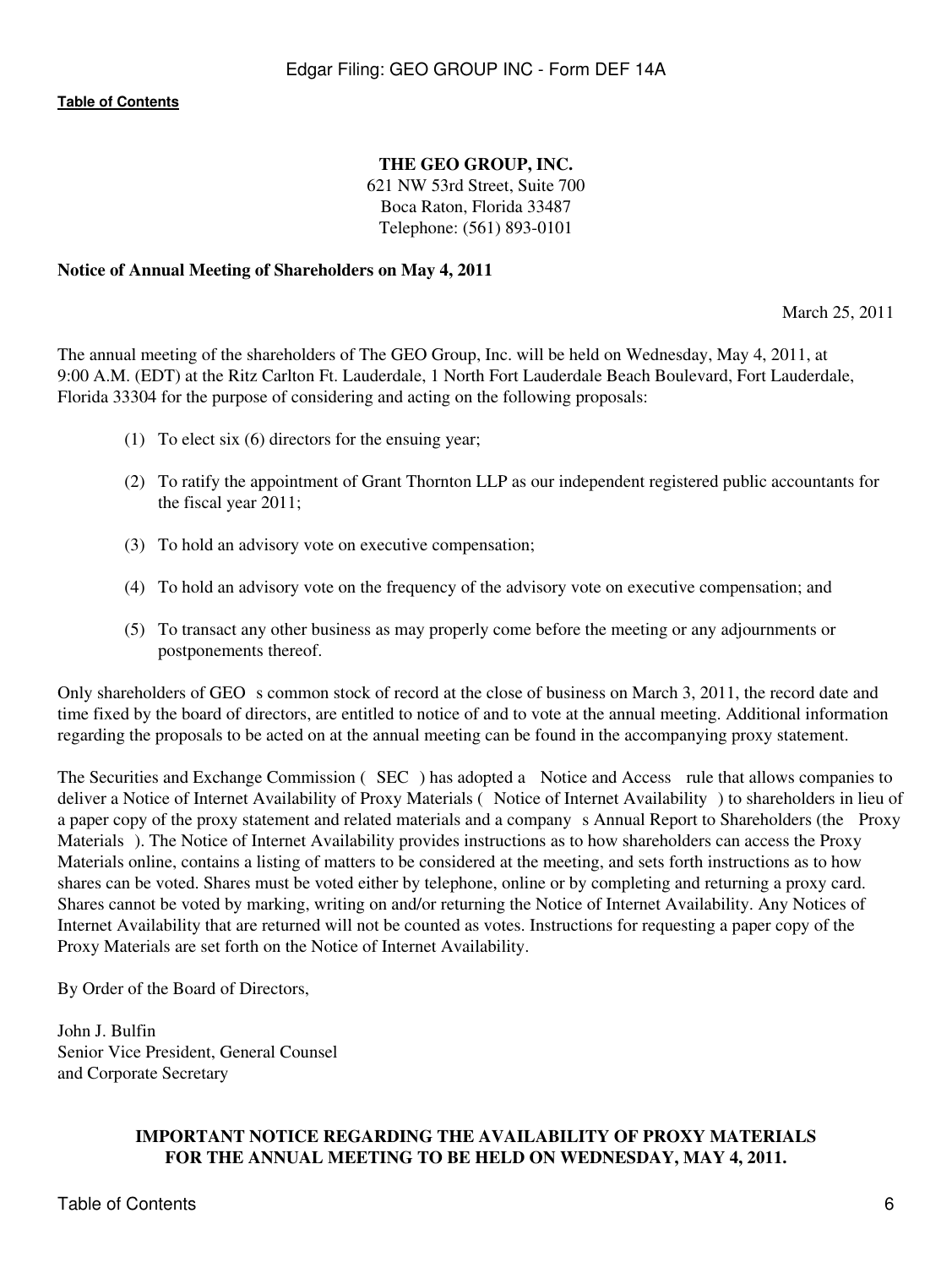**THE GEO GROUP, INC.**
621 NW 53rd Street, Suite 700
Boca Raton, Florida 33487
Telephone: (561) 893-0101

**Notice of Annual Meeting of Shareholders on May 4, 2011**

March 25, 2011

The annual meeting of the shareholders of The GEO Group, Inc. will be held on Wednesday, May 4, 2011, at 9:00 A.M. (EDT) at the Ritz Carlton Ft. Lauderdale, 1 North Fort Lauderdale Beach Boulevard, Fort Lauderdale, Florida 33304 for the purpose of considering and acting on the following proposals:

(1) To elect six (6) directors for the ensuing year;

(2) To ratify the appointment of Grant Thornton LLP as our independent registered public accountants for the fiscal year 2011;

(3) To hold an advisory vote on executive compensation;

(4) To hold an advisory vote on the frequency of the advisory vote on executive compensation; and

(5) To transact any other business as may properly come before the meeting or any adjournments or postponements thereof.

Only shareholders of GEO s common stock of record at the close of business on March 3, 2011, the record date and time fixed by the board of directors, are entitled to notice of and to vote at the annual meeting. Additional information regarding the proposals to be acted on at the annual meeting can be found in the accompanying proxy statement.

The Securities and Exchange Commission ( SEC ) has adopted a Notice and Access rule that allows companies to deliver a Notice of Internet Availability of Proxy Materials ( Notice of Internet Availability ) to shareholders in lieu of a paper copy of the proxy statement and related materials and a company s Annual Report to Shareholders (the Proxy Materials ). The Notice of Internet Availability provides instructions as to how shareholders can access the Proxy Materials online, contains a listing of matters to be considered at the meeting, and sets forth instructions as to how shares can be voted. Shares must be voted either by telephone, online or by completing and returning a proxy card. Shares cannot be voted by marking, writing on and/or returning the Notice of Internet Availability. Any Notices of Internet Availability that are returned will not be counted as votes. Instructions for requesting a paper copy of the Proxy Materials are set forth on the Notice of Internet Availability.

By Order of the Board of Directors,

John J. Bulfin
Senior Vice President, General Counsel
and Corporate Secretary

**IMPORTANT NOTICE REGARDING THE AVAILABILITY OF PROXY MATERIALS FOR THE ANNUAL MEETING TO BE HELD ON WEDNESDAY, MAY 4, 2011.**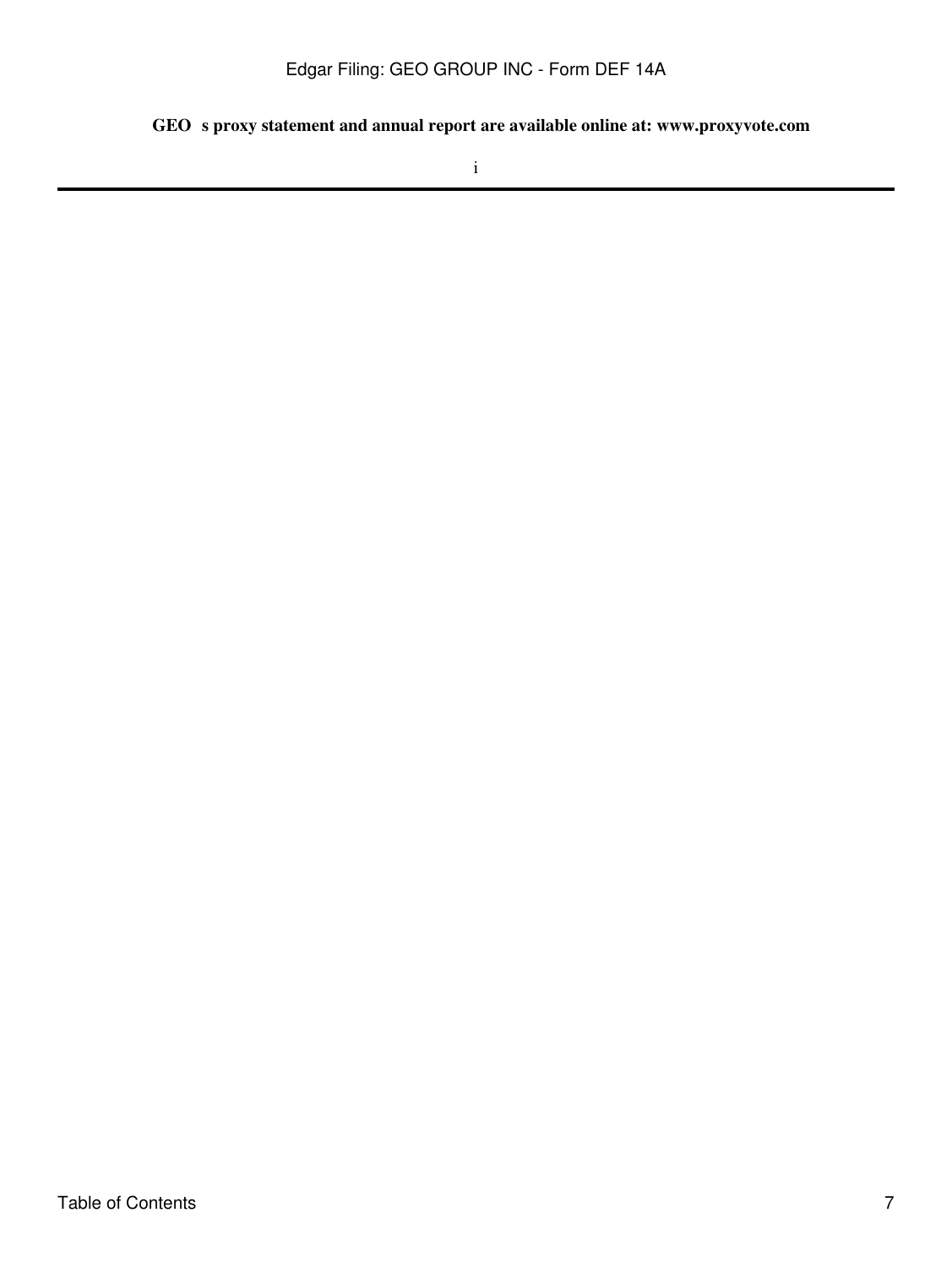**GEO s proxy statement and annual report are available online at: www.proxyvote.com**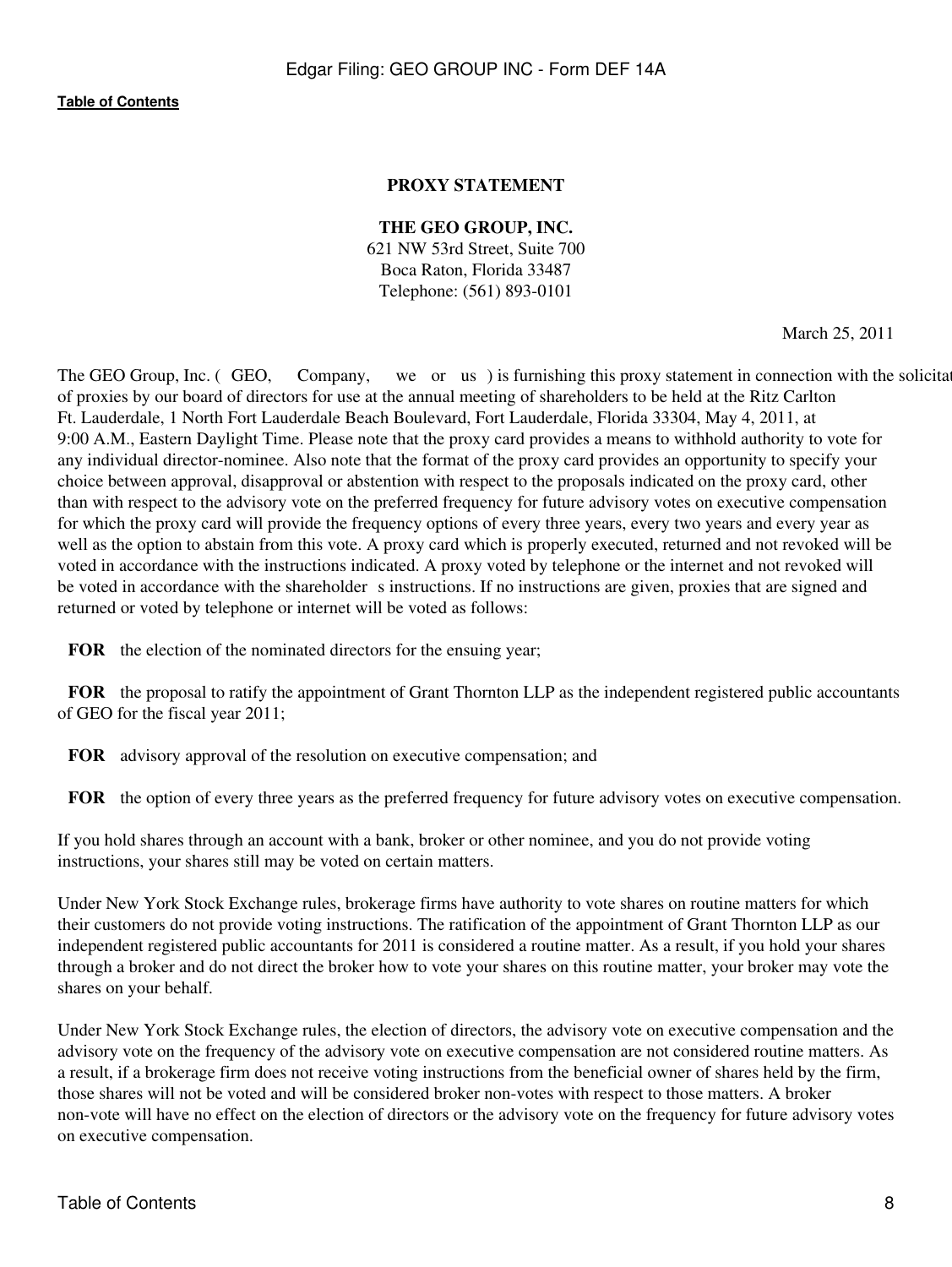## PROXY STATEMENT

**THE GEO GROUP, INC.**
621 NW 53rd Street, Suite 700
Boca Raton, Florida 33487
Telephone: (561) 893-0101

March 25, 2011

The GEO Group, Inc. ( GEO, Company, we or us ) is furnishing this proxy statement in connection with the solicitation of proxies by our board of directors for use at the annual meeting of shareholders to be held at the Ritz Carlton Ft. Lauderdale, 1 North Fort Lauderdale Beach Boulevard, Fort Lauderdale, Florida 33304, May 4, 2011, at 9:00 A.M., Eastern Daylight Time. Please note that the proxy card provides a means to withhold authority to vote for any individual director-nominee. Also note that the format of the proxy card provides an opportunity to specify your choice between approval, disapproval or abstention with respect to the proposals indicated on the proxy card, other than with respect to the advisory vote on the preferred frequency for future advisory votes on executive compensation for which the proxy card will provide the frequency options of every three years, every two years and every year as well as the option to abstain from this vote. A proxy card which is properly executed, returned and not revoked will be voted in accordance with the instructions indicated. A proxy voted by telephone or the internet and not revoked will be voted in accordance with the shareholder s instructions. If no instructions are given, proxies that are signed and returned or voted by telephone or internet will be voted as follows:

**FOR** the election of the nominated directors for the ensuing year;

**FOR** the proposal to ratify the appointment of Grant Thornton LLP as the independent registered public accountants of GEO for the fiscal year 2011;

**FOR** advisory approval of the resolution on executive compensation; and

**FOR** the option of every three years as the preferred frequency for future advisory votes on executive compensation.

If you hold shares through an account with a bank, broker or other nominee, and you do not provide voting instructions, your shares still may be voted on certain matters.

Under New York Stock Exchange rules, brokerage firms have authority to vote shares on routine matters for which their customers do not provide voting instructions. The ratification of the appointment of Grant Thornton LLP as our independent registered public accountants for 2011 is considered a routine matter. As a result, if you hold your shares through a broker and do not direct the broker how to vote your shares on this routine matter, your broker may vote the shares on your behalf.

Under New York Stock Exchange rules, the election of directors, the advisory vote on executive compensation and the advisory vote on the frequency of the advisory vote on executive compensation are not considered routine matters. As a result, if a brokerage firm does not receive voting instructions from the beneficial owner of shares held by the firm, those shares will not be voted and will be considered broker non-votes with respect to those matters. A broker non-vote will have no effect on the election of directors or the advisory vote on the frequency for future advisory votes on executive compensation.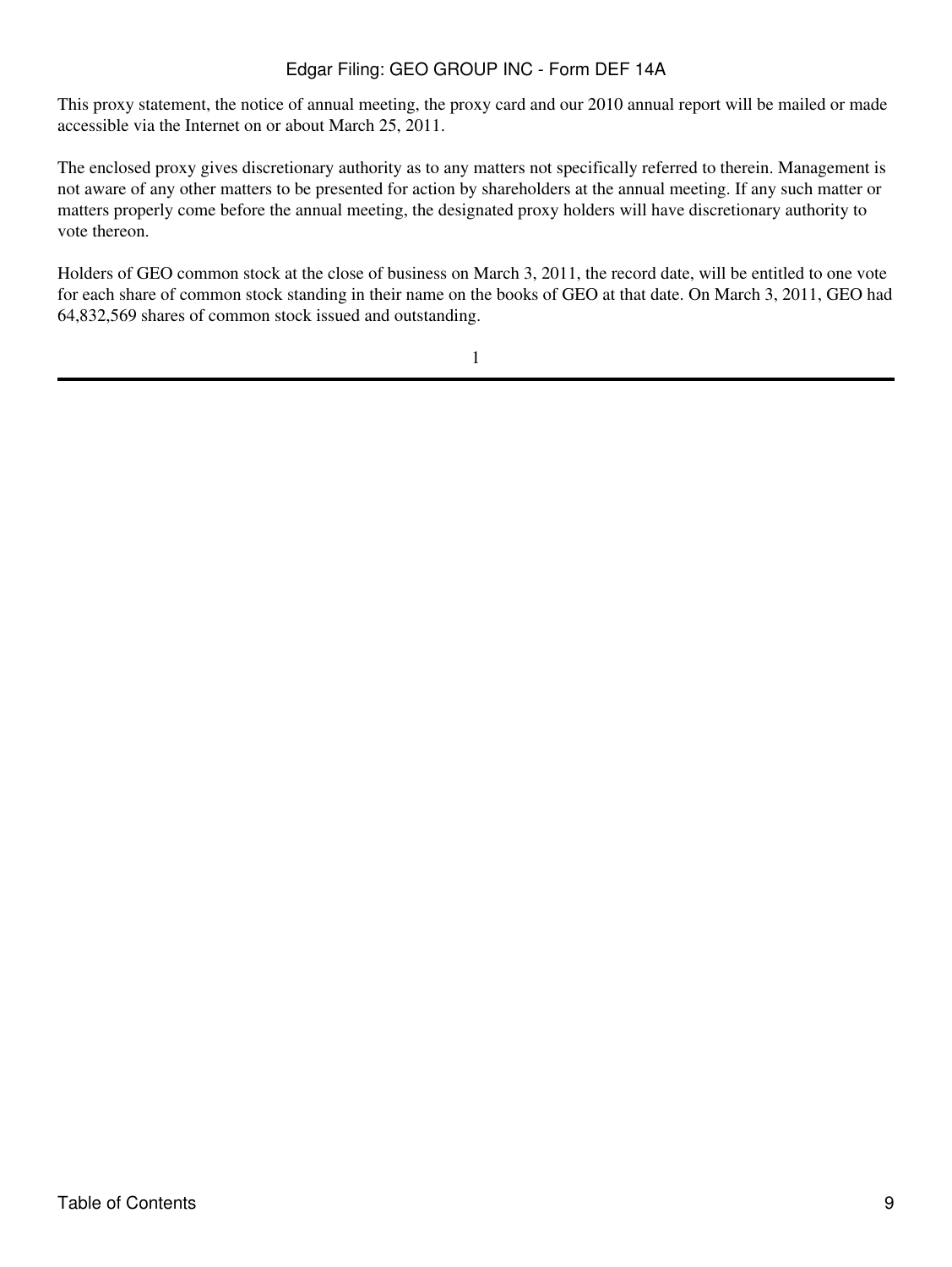This proxy statement, the notice of annual meeting, the proxy card and our 2010 annual report will be mailed or made accessible via the Internet on or about March 25, 2011.

The enclosed proxy gives discretionary authority as to any matters not specifically referred to therein. Management is not aware of any other matters to be presented for action by shareholders at the annual meeting. If any such matter or matters properly come before the annual meeting, the designated proxy holders will have discretionary authority to vote thereon.

Holders of GEO common stock at the close of business on March 3, 2011, the record date, will be entitled to one vote for each share of common stock standing in their name on the books of GEO at that date. On March 3, 2011, GEO had 64,832,569 shares of common stock issued and outstanding.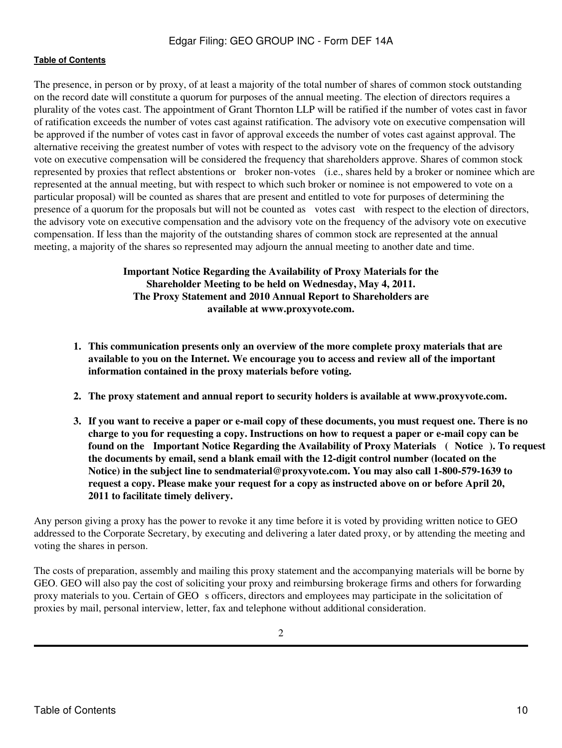The presence, in person or by proxy, of at least a majority of the total number of shares of common stock outstanding on the record date will constitute a quorum for purposes of the annual meeting. The election of directors requires a plurality of the votes cast. The appointment of Grant Thornton LLP will be ratified if the number of votes cast in favor of ratification exceeds the number of votes cast against ratification. The advisory vote on executive compensation will be approved if the number of votes cast in favor of approval exceeds the number of votes cast against approval. The alternative receiving the greatest number of votes with respect to the advisory vote on the frequency of the advisory vote on executive compensation will be considered the frequency that shareholders approve. Shares of common stock represented by proxies that reflect abstentions or broker non-votes (i.e., shares held by a broker or nominee which are represented at the annual meeting, but with respect to which such broker or nominee is not empowered to vote on a particular proposal) will be counted as shares that are present and entitled to vote for purposes of determining the presence of a quorum for the proposals but will not be counted as votes cast with respect to the election of directors, the advisory vote on executive compensation and the advisory vote on the frequency of the advisory vote on executive compensation. If less than the majority of the outstanding shares of common stock are represented at the annual meeting, a majority of the shares so represented may adjourn the annual meeting to another date and time.

**Important Notice Regarding the Availability of Proxy Materials for the Shareholder Meeting to be held on Wednesday, May 4, 2011. The Proxy Statement and 2010 Annual Report to Shareholders are available at www.proxyvote.com.**

1. **This communication presents only an overview of the more complete proxy materials that are available to you on the Internet. We encourage you to access and review all of the important information contained in the proxy materials before voting.**
2. **The proxy statement and annual report to security holders is available at www.proxyvote.com.**
3. **If you want to receive a paper or e-mail copy of these documents, you must request one. There is no charge to you for requesting a copy. Instructions on how to request a paper or e-mail copy can be found on the Important Notice Regarding the Availability of Proxy Materials ( Notice ). To request the documents by email, send a blank email with the 12-digit control number (located on the Notice) in the subject line to sendmaterial@proxyvote.com. You may also call 1-800-579-1639 to request a copy. Please make your request for a copy as instructed above on or before April 20, 2011 to facilitate timely delivery.**

Any person giving a proxy has the power to revoke it any time before it is voted by providing written notice to GEO addressed to the Corporate Secretary, by executing and delivering a later dated proxy, or by attending the meeting and voting the shares in person.

The costs of preparation, assembly and mailing this proxy statement and the accompanying materials will be borne by GEO. GEO will also pay the cost of soliciting your proxy and reimbursing brokerage firms and others for forwarding proxy materials to you. Certain of GEO s officers, directors and employees may participate in the solicitation of proxies by mail, personal interview, letter, fax and telephone without additional consideration.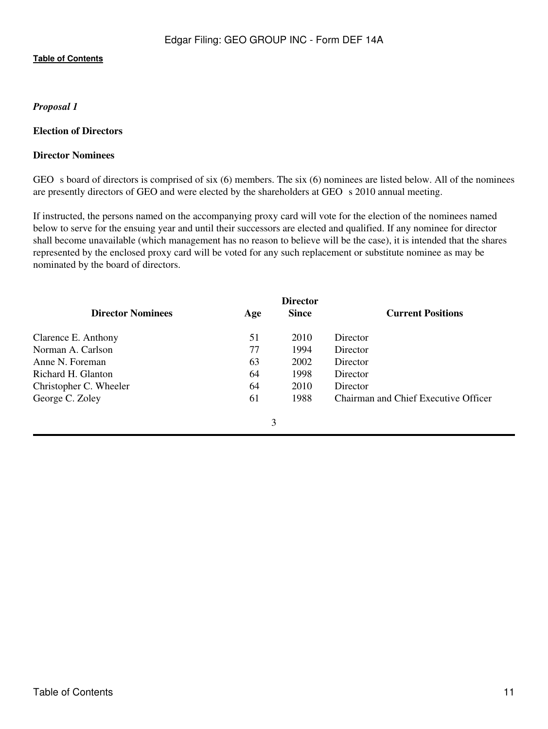*Proposal 1*

**Election of Directors**

**Director Nominees**

GEO s board of directors is comprised of six (6) members. The six (6) nominees are listed below. All of the nominees are presently directors of GEO and were elected by the shareholders at GEO s 2010 annual meeting.

If instructed, the persons named on the accompanying proxy card will vote for the election of the nominees named below to serve for the ensuing year and until their successors are elected and qualified. If any nominee for director shall become unavailable (which management has no reason to believe will be the case), it is intended that the shares represented by the enclosed proxy card will be voted for any such replacement or substitute nominee as may be nominated by the board of directors.

| Director Nominees | Age | Director Since | Current Positions |
|---|---|---|---|
| Clarence E. Anthony | 51 | 2010 | Director |
| Norman A. Carlson | 77 | 1994 | Director |
| Anne N. Foreman | 63 | 2002 | Director |
| Richard H. Glanton | 64 | 1998 | Director |
| Christopher C. Wheeler | 64 | 2010 | Director |
| George C. Zoley | 61 | 1988 | Chairman and Chief Executive Officer |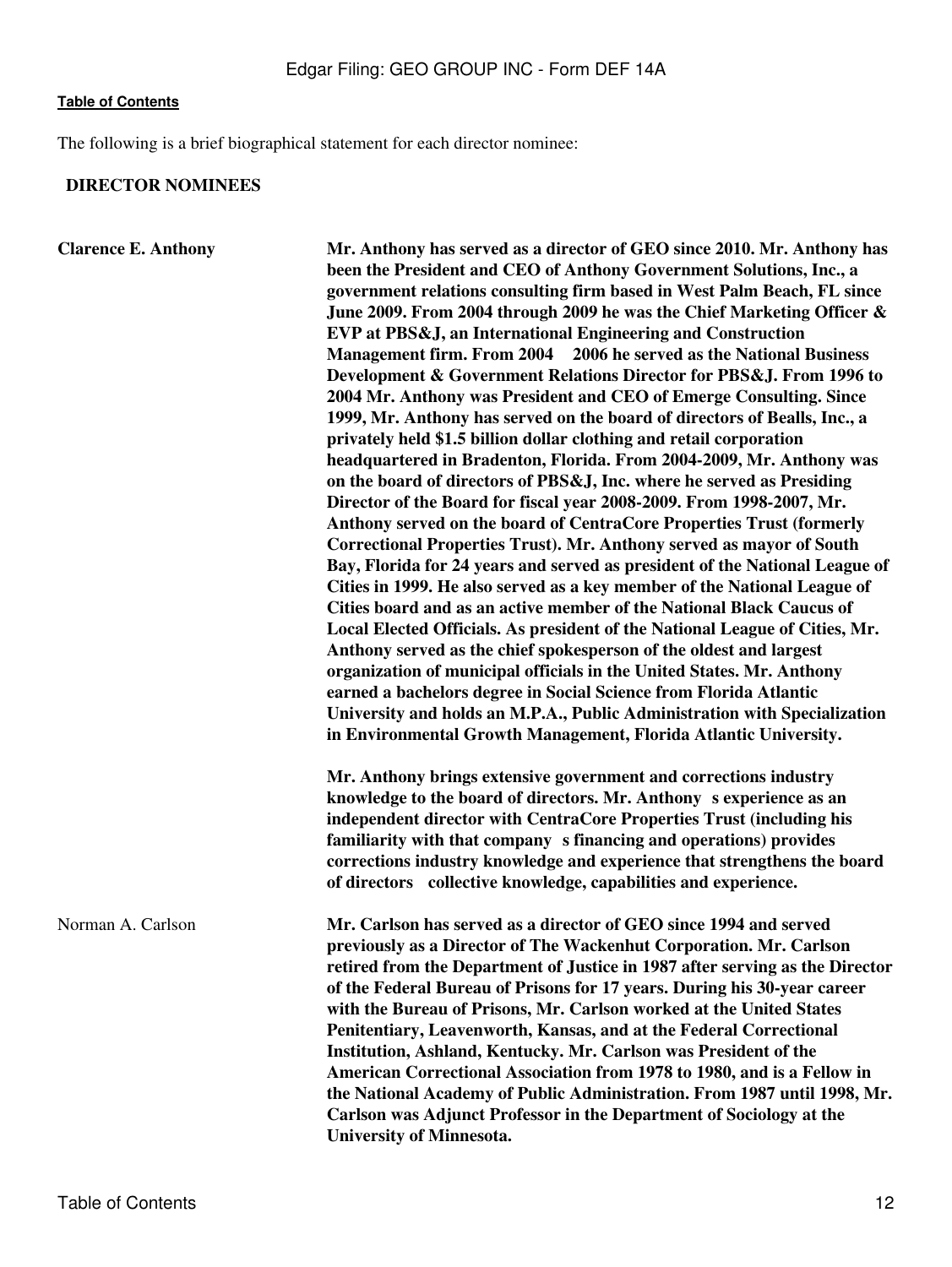The following is a brief biographical statement for each director nominee:

**DIRECTOR NOMINEES**

| | |
|---|---|
| **Clarence E. Anthony** | **Mr. Anthony has served as a director of GEO since 2010. Mr. Anthony has been the President and CEO of Anthony Government Solutions, Inc., a government relations consulting firm based in West Palm Beach, FL since June 2009. From 2004 through 2009 he was the Chief Marketing Officer & EVP at PBS&J, an International Engineering and Construction Management firm. From 2004 2006 he served as the National Business Development & Government Relations Director for PBS&J. From 1996 to 2004 Mr. Anthony was President and CEO of Emerge Consulting. Since 1999, Mr. Anthony has served on the board of directors of Bealls, Inc., a privately held $1.5 billion dollar clothing and retail corporation headquartered in Bradenton, Florida. From 2004-2009, Mr. Anthony was on the board of directors of PBS&J, Inc. where he served as Presiding Director of the Board for fiscal year 2008-2009. From 1998-2007, Mr. Anthony served on the board of CentraCore Properties Trust (formerly Correctional Properties Trust). Mr. Anthony served as mayor of South Bay, Florida for 24 years and served as president of the National League of Cities in 1999. He also served as a key member of the National League of Cities board and as an active member of the National Black Caucus of Local Elected Officials. As president of the National League of Cities, Mr. Anthony served as the chief spokesperson of the oldest and largest organization of municipal officials in the United States. Mr. Anthony earned a bachelors degree in Social Science from Florida Atlantic University and holds an M.P.A., Public Administration with Specialization in Environmental Growth Management, Florida Atlantic University.**<br><br>**Mr. Anthony brings extensive government and corrections industry knowledge to the board of directors. Mr. Anthony s experience as an independent director with CentraCore Properties Trust (including his familiarity with that company s financing and operations) provides corrections industry knowledge and experience that strengthens the board of directors collective knowledge, capabilities and experience.** |
| Norman A. Carlson | **Mr. Carlson has served as a director of GEO since 1994 and served previously as a Director of The Wackenhut Corporation. Mr. Carlson retired from the Department of Justice in 1987 after serving as the Director of the Federal Bureau of Prisons for 17 years. During his 30-year career with the Bureau of Prisons, Mr. Carlson worked at the United States Penitentiary, Leavenworth, Kansas, and at the Federal Correctional Institution, Ashland, Kentucky. Mr. Carlson was President of the American Correctional Association from 1978 to 1980, and is a Fellow in the National Academy of Public Administration. From 1987 until 1998, Mr. Carlson was Adjunct Professor in the Department of Sociology at the University of Minnesota.** |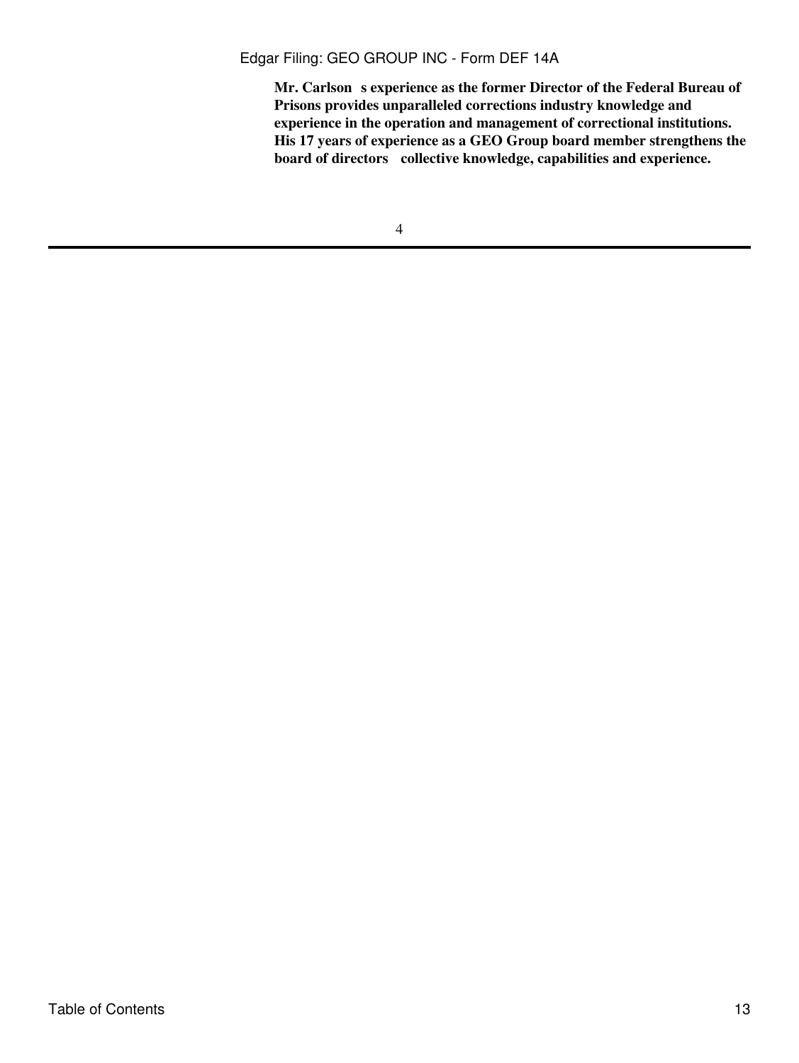**Mr. Carlson's experience as the former Director of the Federal Bureau of Prisons provides unparalleled corrections industry knowledge and experience in the operation and management of correctional institutions. His 17 years of experience as a GEO Group board member strengthens the board of directors' collective knowledge, capabilities and experience.**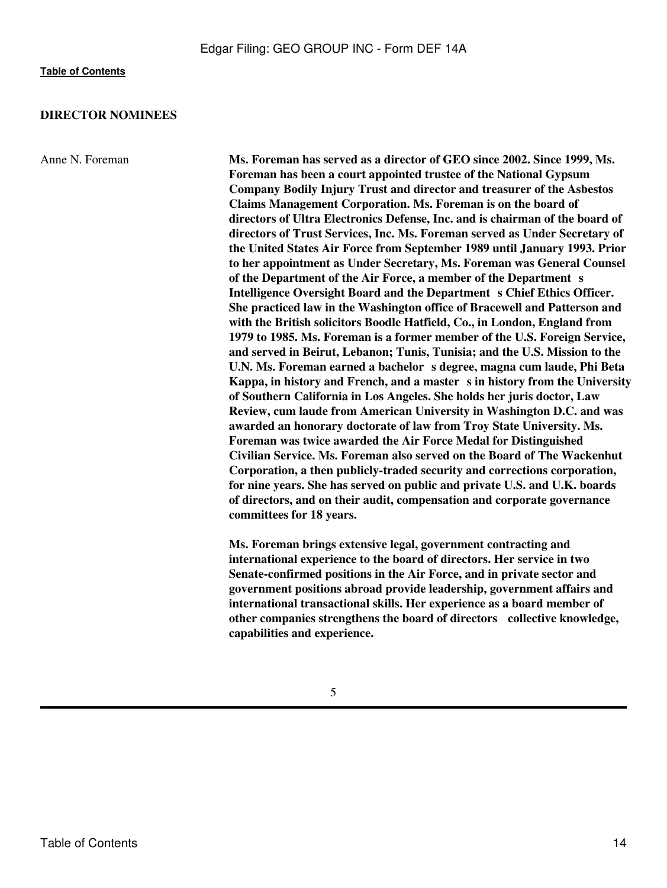## DIRECTOR NOMINEES

| | |
|---|---|
| Anne N. Foreman | **Ms. Foreman has served as a director of GEO since 2002. Since 1999, Ms. Foreman has been a court appointed trustee of the National Gypsum Company Bodily Injury Trust and director and treasurer of the Asbestos Claims Management Corporation. Ms. Foreman is on the board of directors of Ultra Electronics Defense, Inc. and is chairman of the board of directors of Trust Services, Inc. Ms. Foreman served as Under Secretary of the United States Air Force from September 1989 until January 1993. Prior to her appointment as Under Secretary, Ms. Foreman was General Counsel of the Department of the Air Force, a member of the Department s Intelligence Oversight Board and the Department s Chief Ethics Officer. She practiced law in the Washington office of Bracewell and Patterson and with the British solicitors Boodle Hatfield, Co., in London, England from 1979 to 1985. Ms. Foreman is a former member of the U.S. Foreign Service, and served in Beirut, Lebanon; Tunis, Tunisia; and the U.S. Mission to the U.N. Ms. Foreman earned a bachelor s degree, magna cum laude, Phi Beta Kappa, in history and French, and a master s in history from the University of Southern California in Los Angeles. She holds her juris doctor, Law Review, cum laude from American University in Washington D.C. and was awarded an honorary doctorate of law from Troy State University. Ms. Foreman was twice awarded the Air Force Medal for Distinguished Civilian Service. Ms. Foreman also served on the Board of The Wackenhut Corporation, a then publicly-traded security and corrections corporation, for nine years. She has served on public and private U.S. and U.K. boards of directors, and on their audit, compensation and corporate governance committees for 18 years.** |
| | **Ms. Foreman brings extensive legal, government contracting and international experience to the board of directors. Her service in two Senate-confirmed positions in the Air Force, and in private sector and government positions abroad provide leadership, government affairs and international transactional skills. Her experience as a board member of other companies strengthens the board of directors collective knowledge, capabilities and experience.** |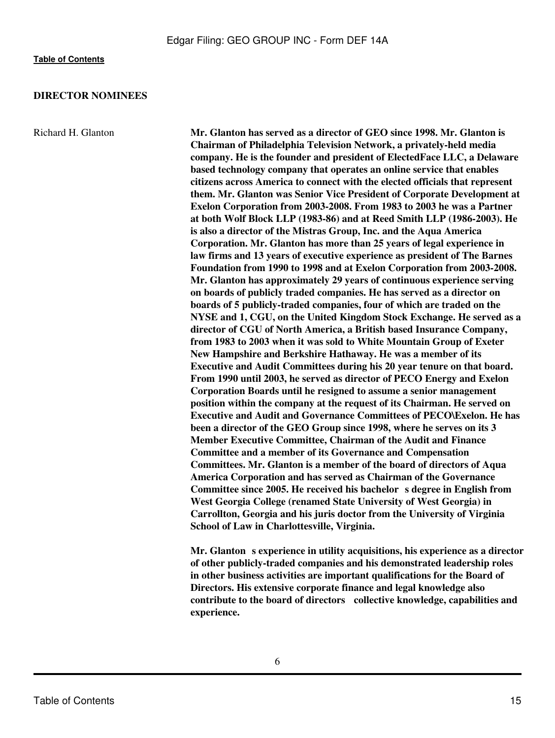## DIRECTOR NOMINEES

Richard H. Glanton

**Mr. Glanton has served as a director of GEO since 1998. Mr. Glanton is Chairman of Philadelphia Television Network, a privately-held media company. He is the founder and president of ElectedFace LLC, a Delaware based technology company that operates an online service that enables citizens across America to connect with the elected officials that represent them. Mr. Glanton was Senior Vice President of Corporate Development at Exelon Corporation from 2003-2008. From 1983 to 2003 he was a Partner at both Wolf Block LLP (1983-86) and at Reed Smith LLP (1986-2003). He is also a director of the Mistras Group, Inc. and the Aqua America Corporation. Mr. Glanton has more than 25 years of legal experience in law firms and 13 years of executive experience as president of The Barnes Foundation from 1990 to 1998 and at Exelon Corporation from 2003-2008. Mr. Glanton has approximately 29 years of continuous experience serving on boards of publicly traded companies. He has served as a director on boards of 5 publicly-traded companies, four of which are traded on the NYSE and 1, CGU, on the United Kingdom Stock Exchange. He served as a director of CGU of North America, a British based Insurance Company, from 1983 to 2003 when it was sold to White Mountain Group of Exeter New Hampshire and Berkshire Hathaway. He was a member of its Executive and Audit Committees during his 20 year tenure on that board. From 1990 until 2003, he served as director of PECO Energy and Exelon Corporation Boards until he resigned to assume a senior management position within the company at the request of its Chairman. He served on Executive and Audit and Governance Committees of PECO\Exelon. He has been a director of the GEO Group since 1998, where he serves on its 3 Member Executive Committee, Chairman of the Audit and Finance Committee and a member of its Governance and Compensation Committees. Mr. Glanton is a member of the board of directors of Aqua America Corporation and has served as Chairman of the Governance Committee since 2005. He received his bachelor s degree in English from West Georgia College (renamed State University of West Georgia) in Carrollton, Georgia and his juris doctor from the University of Virginia School of Law in Charlottesville, Virginia.**

**Mr. Glanton s experience in utility acquisitions, his experience as a director of other publicly-traded companies and his demonstrated leadership roles in other business activities are important qualifications for the Board of Directors. His extensive corporate finance and legal knowledge also contribute to the board of directors collective knowledge, capabilities and experience.**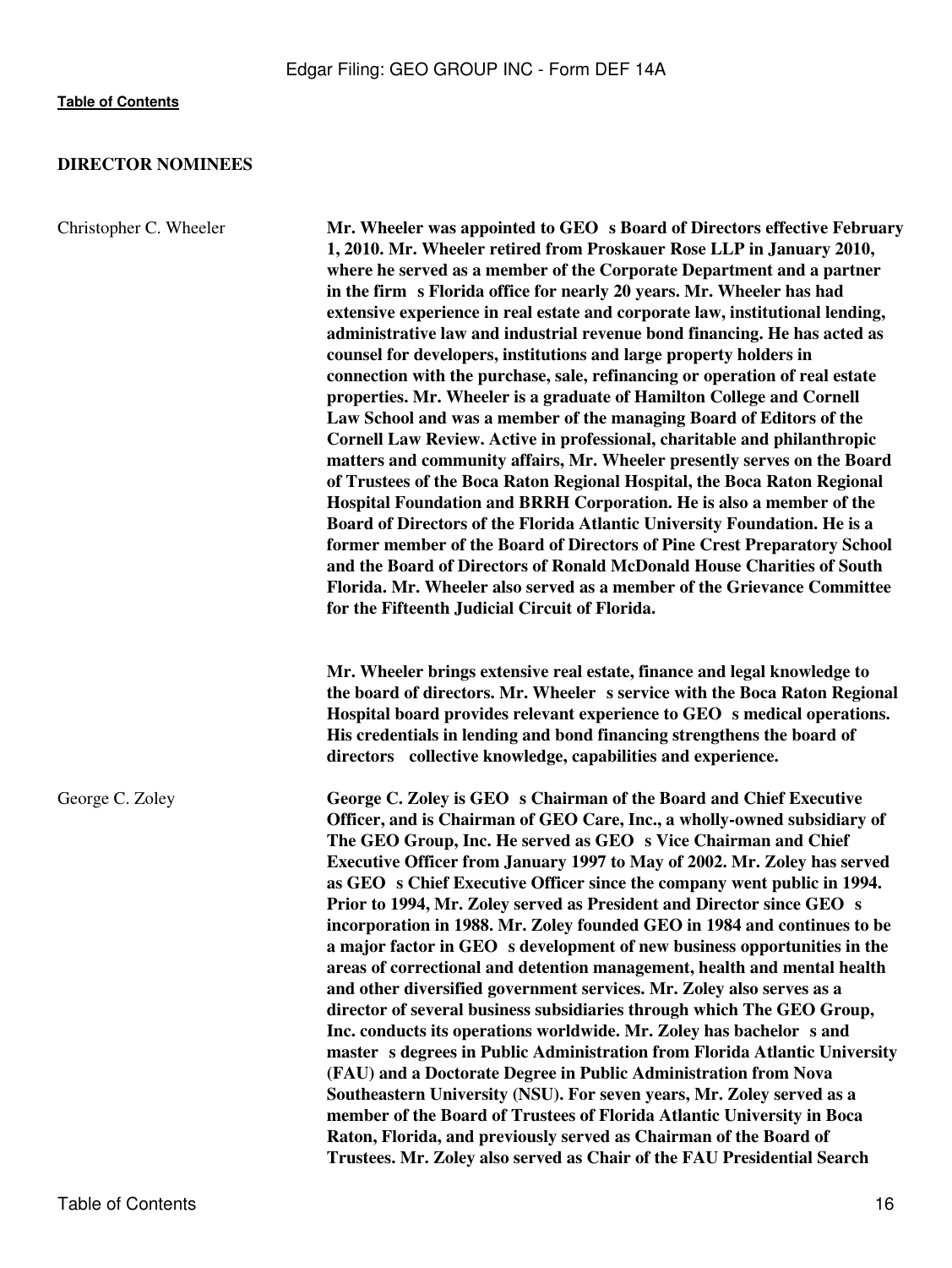## DIRECTOR NOMINEES

| | |
|---|---|
| Christopher C. Wheeler | **Mr. Wheeler was appointed to GEO s Board of Directors effective February 1, 2010. Mr. Wheeler retired from Proskauer Rose LLP in January 2010, where he served as a member of the Corporate Department and a partner in the firm s Florida office for nearly 20 years. Mr. Wheeler has had extensive experience in real estate and corporate law, institutional lending, administrative law and industrial revenue bond financing. He has acted as counsel for developers, institutions and large property holders in connection with the purchase, sale, refinancing or operation of real estate properties. Mr. Wheeler is a graduate of Hamilton College and Cornell Law School and was a member of the managing Board of Editors of the Cornell Law Review. Active in professional, charitable and philanthropic matters and community affairs, Mr. Wheeler presently serves on the Board of Trustees of the Boca Raton Regional Hospital, the Boca Raton Regional Hospital Foundation and BRRH Corporation. He is also a member of the Board of Directors of the Florida Atlantic University Foundation. He is a former member of the Board of Directors of Pine Crest Preparatory School and the Board of Directors of Ronald McDonald House Charities of South Florida. Mr. Wheeler also served as a member of the Grievance Committee for the Fifteenth Judicial Circuit of Florida.**<br><br>**Mr. Wheeler brings extensive real estate, finance and legal knowledge to the board of directors. Mr. Wheeler s service with the Boca Raton Regional Hospital board provides relevant experience to GEO s medical operations. His credentials in lending and bond financing strengthens the board of directors collective knowledge, capabilities and experience.** |
| George C. Zoley | **George C. Zoley is GEO s Chairman of the Board and Chief Executive Officer, and is Chairman of GEO Care, Inc., a wholly-owned subsidiary of The GEO Group, Inc. He served as GEO s Vice Chairman and Chief Executive Officer from January 1997 to May of 2002. Mr. Zoley has served as GEO s Chief Executive Officer since the company went public in 1994. Prior to 1994, Mr. Zoley served as President and Director since GEO s incorporation in 1988. Mr. Zoley founded GEO in 1984 and continues to be a major factor in GEO s development of new business opportunities in the areas of correctional and detention management, health and mental health and other diversified government services. Mr. Zoley also serves as a director of several business subsidiaries through which The GEO Group, Inc. conducts its operations worldwide. Mr. Zoley has bachelor s and master s degrees in Public Administration from Florida Atlantic University (FAU) and a Doctorate Degree in Public Administration from Nova Southeastern University (NSU). For seven years, Mr. Zoley served as a member of the Board of Trustees of Florida Atlantic University in Boca Raton, Florida, and previously served as Chairman of the Board of Trustees. Mr. Zoley also served as Chair of the FAU Presidential Search** |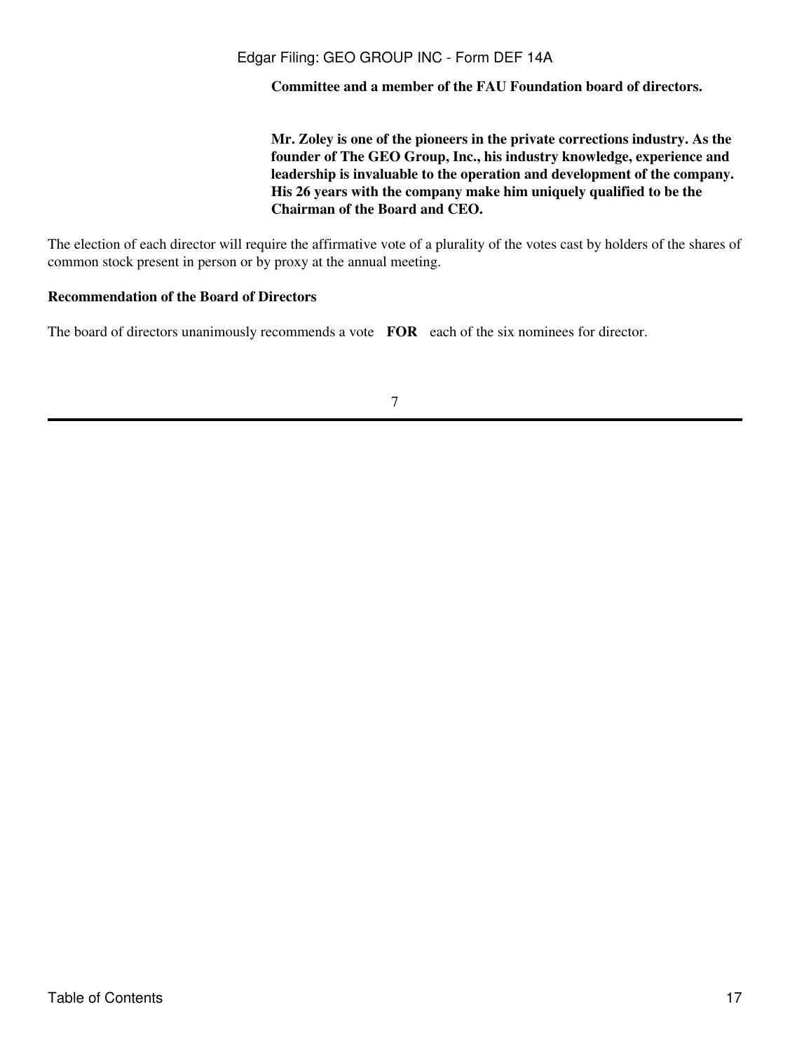**Committee and a member of the FAU Foundation board of directors.**

**Mr. Zoley is one of the pioneers in the private corrections industry. As the founder of The GEO Group, Inc., his industry knowledge, experience and leadership is invaluable to the operation and development of the company. His 26 years with the company make him uniquely qualified to be the Chairman of the Board and CEO.**

The election of each director will require the affirmative vote of a plurality of the votes cast by holders of the shares of common stock present in person or by proxy at the annual meeting.

**Recommendation of the Board of Directors**

The board of directors unanimously recommends a vote **FOR** each of the six nominees for director.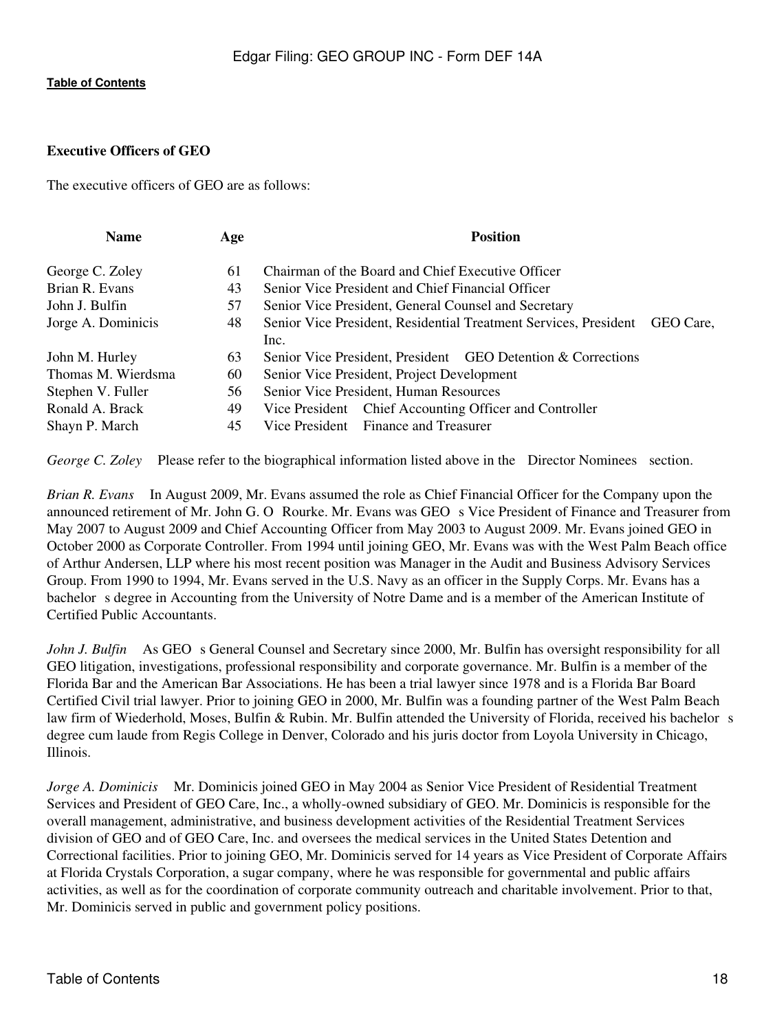**Executive Officers of GEO**

The executive officers of GEO are as follows:

| Name | Age | Position |
| --- | --- | --- |
| George C. Zoley | 61 | Chairman of the Board and Chief Executive Officer |
| Brian R. Evans | 43 | Senior Vice President and Chief Financial Officer |
| John J. Bulfin | 57 | Senior Vice President, General Counsel and Secretary |
| Jorge A. Dominicis | 48 | Senior Vice President, Residential Treatment Services, President GEO Care, Inc. |
| John M. Hurley | 63 | Senior Vice President, President GEO Detention & Corrections |
| Thomas M. Wierdsma | 60 | Senior Vice President, Project Development |
| Stephen V. Fuller | 56 | Senior Vice President, Human Resources |
| Ronald A. Brack | 49 | Vice President Chief Accounting Officer and Controller |
| Shayn P. March | 45 | Vice President Finance and Treasurer |

*George C. Zoley* Please refer to the biographical information listed above in the Director Nominees section.

*Brian R. Evans* In August 2009, Mr. Evans assumed the role as Chief Financial Officer for the Company upon the announced retirement of Mr. John G. O Rourke. Mr. Evans was GEO s Vice President of Finance and Treasurer from May 2007 to August 2009 and Chief Accounting Officer from May 2003 to August 2009. Mr. Evans joined GEO in October 2000 as Corporate Controller. From 1994 until joining GEO, Mr. Evans was with the West Palm Beach office of Arthur Andersen, LLP where his most recent position was Manager in the Audit and Business Advisory Services Group. From 1990 to 1994, Mr. Evans served in the U.S. Navy as an officer in the Supply Corps. Mr. Evans has a bachelor s degree in Accounting from the University of Notre Dame and is a member of the American Institute of Certified Public Accountants.

*John J. Bulfin* As GEO s General Counsel and Secretary since 2000, Mr. Bulfin has oversight responsibility for all GEO litigation, investigations, professional responsibility and corporate governance. Mr. Bulfin is a member of the Florida Bar and the American Bar Associations. He has been a trial lawyer since 1978 and is a Florida Bar Board Certified Civil trial lawyer. Prior to joining GEO in 2000, Mr. Bulfin was a founding partner of the West Palm Beach law firm of Wiederhold, Moses, Bulfin & Rubin. Mr. Bulfin attended the University of Florida, received his bachelor s degree cum laude from Regis College in Denver, Colorado and his juris doctor from Loyola University in Chicago, Illinois.

*Jorge A. Dominicis* Mr. Dominicis joined GEO in May 2004 as Senior Vice President of Residential Treatment Services and President of GEO Care, Inc., a wholly-owned subsidiary of GEO. Mr. Dominicis is responsible for the overall management, administrative, and business development activities of the Residential Treatment Services division of GEO and of GEO Care, Inc. and oversees the medical services in the United States Detention and Correctional facilities. Prior to joining GEO, Mr. Dominicis served for 14 years as Vice President of Corporate Affairs at Florida Crystals Corporation, a sugar company, where he was responsible for governmental and public affairs activities, as well as for the coordination of corporate community outreach and charitable involvement. Prior to that, Mr. Dominicis served in public and government policy positions.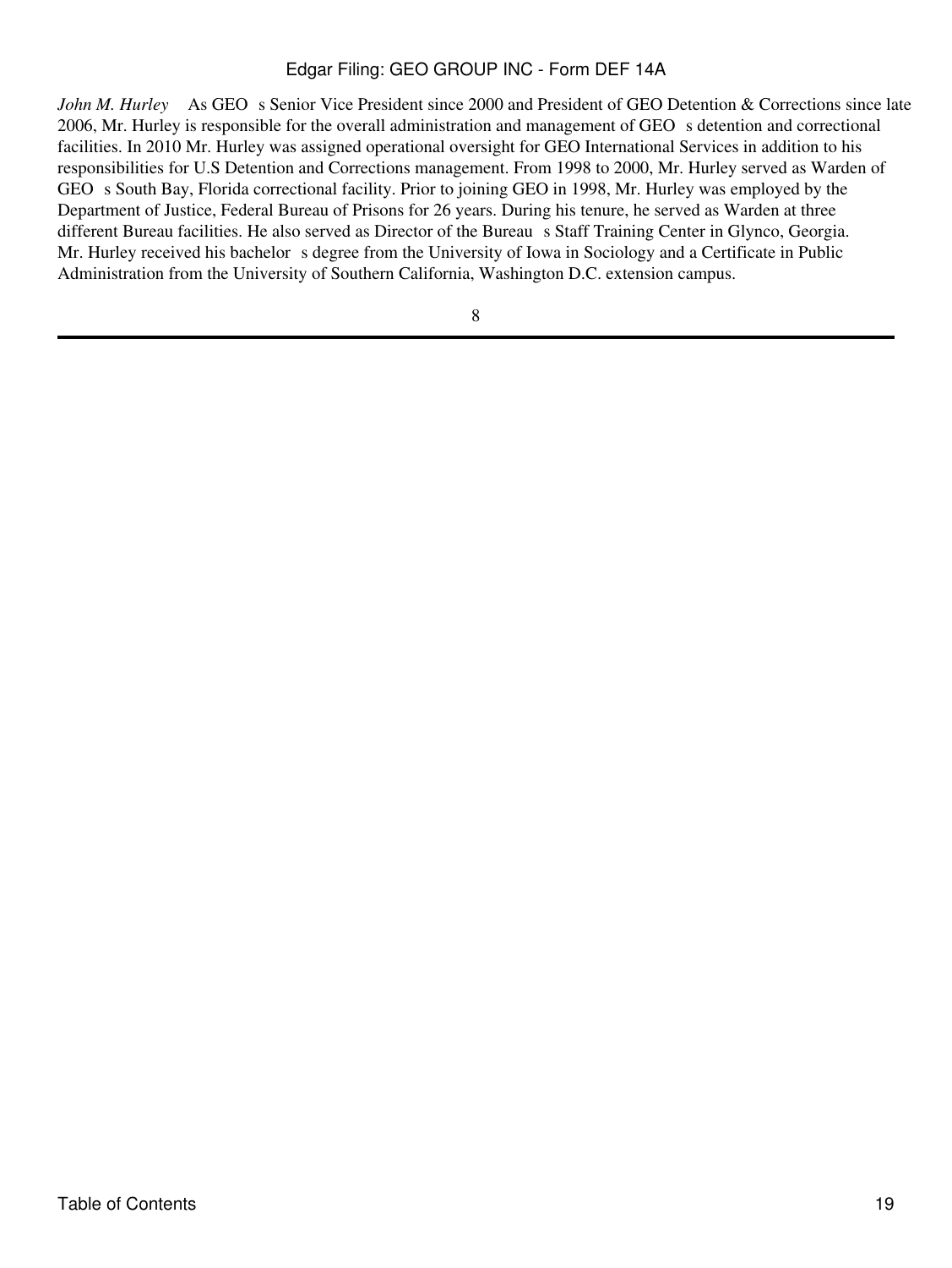*John M. Hurley* As GEO s Senior Vice President since 2000 and President of GEO Detention & Corrections since late 2006, Mr. Hurley is responsible for the overall administration and management of GEO s detention and correctional facilities. In 2010 Mr. Hurley was assigned operational oversight for GEO International Services in addition to his responsibilities for U.S Detention and Corrections management. From 1998 to 2000, Mr. Hurley served as Warden of GEO s South Bay, Florida correctional facility. Prior to joining GEO in 1998, Mr. Hurley was employed by the Department of Justice, Federal Bureau of Prisons for 26 years. During his tenure, he served as Warden at three different Bureau facilities. He also served as Director of the Bureau s Staff Training Center in Glynco, Georgia. Mr. Hurley received his bachelor s degree from the University of Iowa in Sociology and a Certificate in Public Administration from the University of Southern California, Washington D.C. extension campus.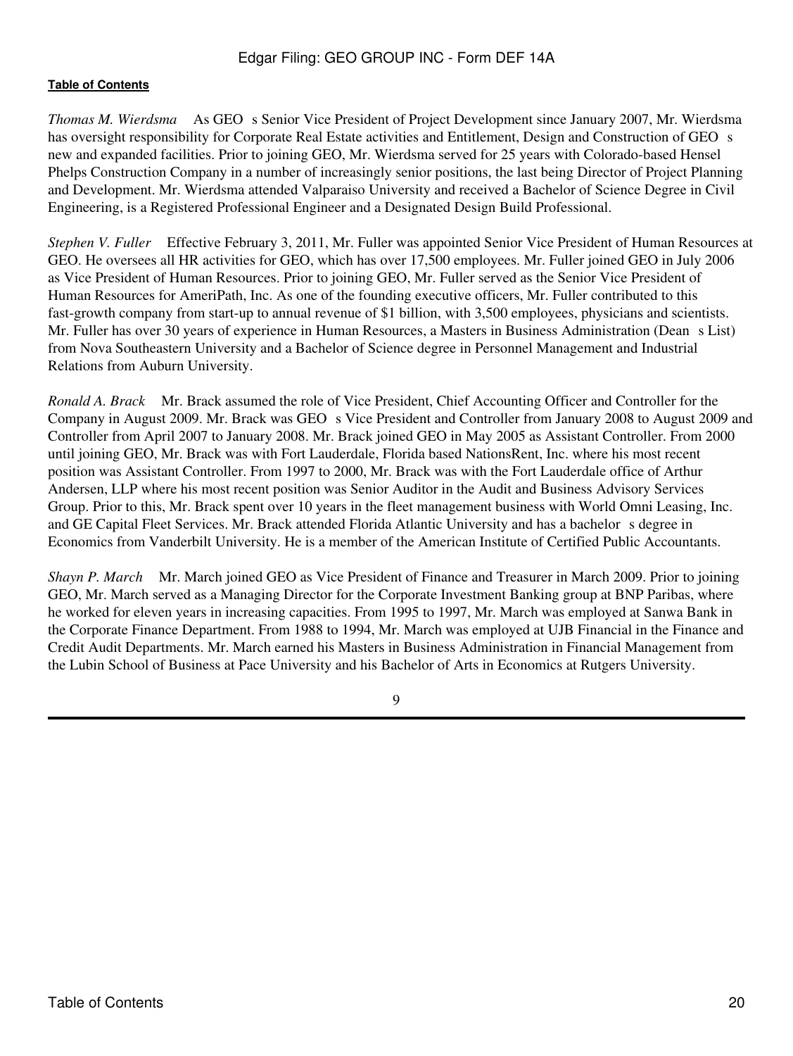**Table of Contents**

*Thomas M. Wierdsma*   As GEO s Senior Vice President of Project Development since January 2007, Mr. Wierdsma has oversight responsibility for Corporate Real Estate activities and Entitlement, Design and Construction of GEO s new and expanded facilities. Prior to joining GEO, Mr. Wierdsma served for 25 years with Colorado-based Hensel Phelps Construction Company in a number of increasingly senior positions, the last being Director of Project Planning and Development. Mr. Wierdsma attended Valparaiso University and received a Bachelor of Science Degree in Civil Engineering, is a Registered Professional Engineer and a Designated Design Build Professional.

*Stephen V. Fuller*   Effective February 3, 2011, Mr. Fuller was appointed Senior Vice President of Human Resources at GEO. He oversees all HR activities for GEO, which has over 17,500 employees. Mr. Fuller joined GEO in July 2006 as Vice President of Human Resources. Prior to joining GEO, Mr. Fuller served as the Senior Vice President of Human Resources for AmeriPath, Inc. As one of the founding executive officers, Mr. Fuller contributed to this fast-growth company from start-up to annual revenue of $1 billion, with 3,500 employees, physicians and scientists. Mr. Fuller has over 30 years of experience in Human Resources, a Masters in Business Administration (Dean s List) from Nova Southeastern University and a Bachelor of Science degree in Personnel Management and Industrial Relations from Auburn University.

*Ronald A. Brack*   Mr. Brack assumed the role of Vice President, Chief Accounting Officer and Controller for the Company in August 2009. Mr. Brack was GEO s Vice President and Controller from January 2008 to August 2009 and Controller from April 2007 to January 2008. Mr. Brack joined GEO in May 2005 as Assistant Controller. From 2000 until joining GEO, Mr. Brack was with Fort Lauderdale, Florida based NationsRent, Inc. where his most recent position was Assistant Controller. From 1997 to 2000, Mr. Brack was with the Fort Lauderdale office of Arthur Andersen, LLP where his most recent position was Senior Auditor in the Audit and Business Advisory Services Group. Prior to this, Mr. Brack spent over 10 years in the fleet management business with World Omni Leasing, Inc. and GE Capital Fleet Services. Mr. Brack attended Florida Atlantic University and has a bachelor s degree in Economics from Vanderbilt University. He is a member of the American Institute of Certified Public Accountants.

*Shayn P. March*   Mr. March joined GEO as Vice President of Finance and Treasurer in March 2009. Prior to joining GEO, Mr. March served as a Managing Director for the Corporate Investment Banking group at BNP Paribas, where he worked for eleven years in increasing capacities. From 1995 to 1997, Mr. March was employed at Sanwa Bank in the Corporate Finance Department. From 1988 to 1994, Mr. March was employed at UJB Financial in the Finance and Credit Audit Departments. Mr. March earned his Masters in Business Administration in Financial Management from the Lubin School of Business at Pace University and his Bachelor of Arts in Economics at Rutgers University.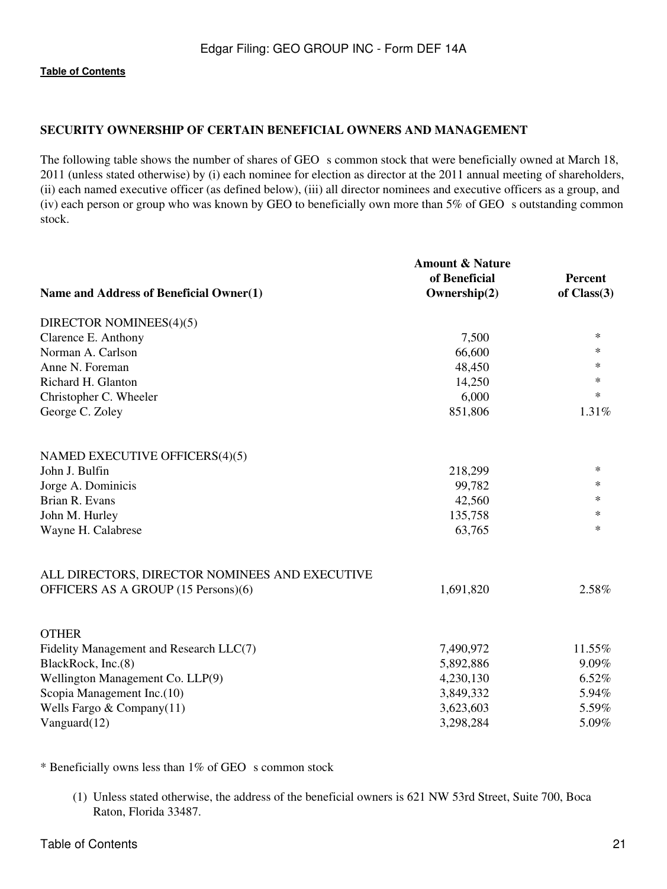## SECURITY OWNERSHIP OF CERTAIN BENEFICIAL OWNERS AND MANAGEMENT

The following table shows the number of shares of GEO s common stock that were beneficially owned at March 18, 2011 (unless stated otherwise) by (i) each nominee for election as director at the 2011 annual meeting of shareholders, (ii) each named executive officer (as defined below), (iii) all director nominees and executive officers as a group, and (iv) each person or group who was known by GEO to beneficially own more than 5% of GEO s outstanding common stock.

| Name and Address of Beneficial Owner(1) | Amount & Nature of Beneficial Ownership(2) | Percent of Class(3) |
|---|---|---|
| DIRECTOR NOMINEES(4)(5) | | |
| Clarence E. Anthony | 7,500 | * |
| Norman A. Carlson | 66,600 | * |
| Anne N. Foreman | 48,450 | * |
| Richard H. Glanton | 14,250 | * |
| Christopher C. Wheeler | 6,000 | * |
| George C. Zoley | 851,806 | 1.31% |
| NAMED EXECUTIVE OFFICERS(4)(5) | | |
| John J. Bulfin | 218,299 | * |
| Jorge A. Dominicis | 99,782 | * |
| Brian R. Evans | 42,560 | * |
| John M. Hurley | 135,758 | * |
| Wayne H. Calabrese | 63,765 | * |
| ALL DIRECTORS, DIRECTOR NOMINEES AND EXECUTIVE OFFICERS AS A GROUP (15 Persons)(6) | 1,691,820 | 2.58% |
| OTHER | | |
| Fidelity Management and Research LLC(7) | 7,490,972 | 11.55% |
| BlackRock, Inc.(8) | 5,892,886 | 9.09% |
| Wellington Management Co. LLP(9) | 4,230,130 | 6.52% |
| Scopia Management Inc.(10) | 3,849,332 | 5.94% |
| Wells Fargo & Company(11) | 3,623,603 | 5.59% |
| Vanguard(12) | 3,298,284 | 5.09% |

* Beneficially owns less than 1% of GEO s common stock

(1) Unless stated otherwise, the address of the beneficial owners is 621 NW 53rd Street, Suite 700, Boca Raton, Florida 33487.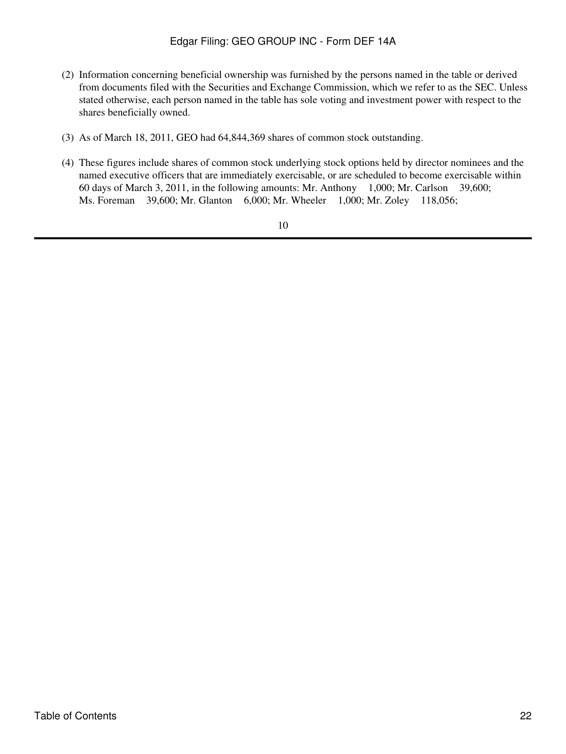(2) Information concerning beneficial ownership was furnished by the persons named in the table or derived from documents filed with the Securities and Exchange Commission, which we refer to as the SEC. Unless stated otherwise, each person named in the table has sole voting and investment power with respect to the shares beneficially owned.

(3) As of March 18, 2011, GEO had 64,844,369 shares of common stock outstanding.

(4) These figures include shares of common stock underlying stock options held by director nominees and the named executive officers that are immediately exercisable, or are scheduled to become exercisable within 60 days of March 3, 2011, in the following amounts: Mr. Anthony 1,000; Mr. Carlson 39,600; Ms. Foreman 39,600; Mr. Glanton 6,000; Mr. Wheeler 1,000; Mr. Zoley 118,056;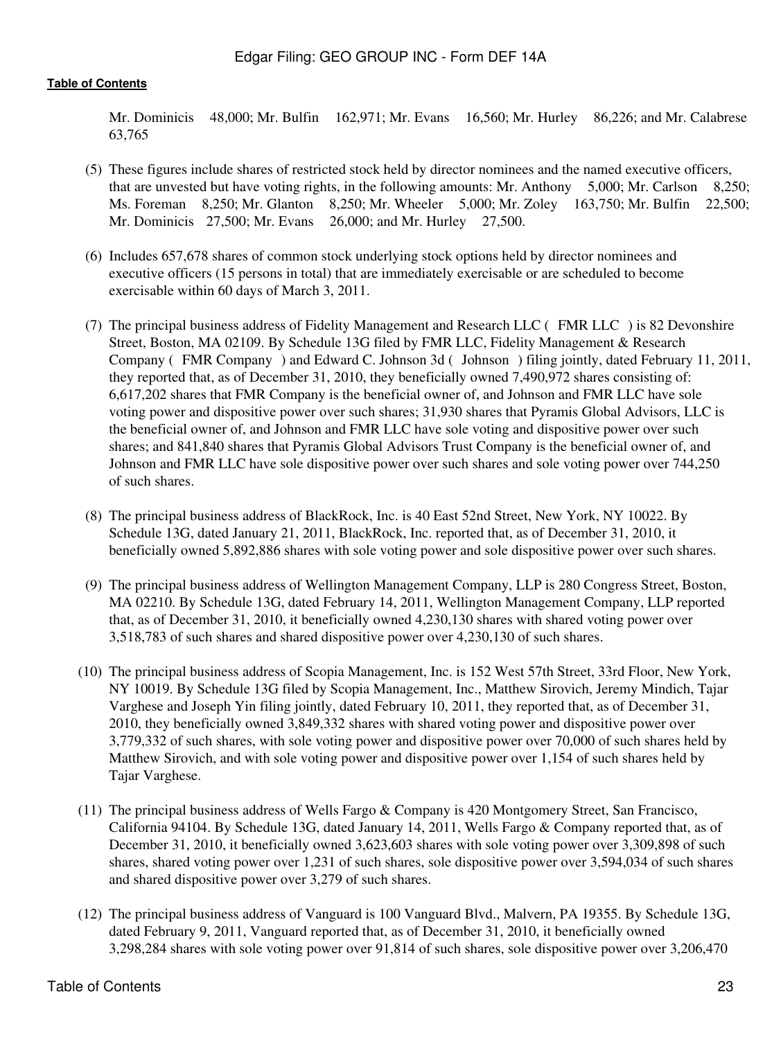Mr. Dominicis 48,000; Mr. Bulfin 162,971; Mr. Evans 16,560; Mr. Hurley 86,226; and Mr. Calabrese 63,765

(5) These figures include shares of restricted stock held by director nominees and the named executive officers, that are unvested but have voting rights, in the following amounts: Mr. Anthony 5,000; Mr. Carlson 8,250; Ms. Foreman 8,250; Mr. Glanton 8,250; Mr. Wheeler 5,000; Mr. Zoley 163,750; Mr. Bulfin 22,500; Mr. Dominicis 27,500; Mr. Evans 26,000; and Mr. Hurley 27,500.

(6) Includes 657,678 shares of common stock underlying stock options held by director nominees and executive officers (15 persons in total) that are immediately exercisable or are scheduled to become exercisable within 60 days of March 3, 2011.

(7) The principal business address of Fidelity Management and Research LLC ( FMR LLC ) is 82 Devonshire Street, Boston, MA 02109. By Schedule 13G filed by FMR LLC, Fidelity Management & Research Company ( FMR Company ) and Edward C. Johnson 3d ( Johnson ) filing jointly, dated February 11, 2011, they reported that, as of December 31, 2010, they beneficially owned 7,490,972 shares consisting of: 6,617,202 shares that FMR Company is the beneficial owner of, and Johnson and FMR LLC have sole voting power and dispositive power over such shares; 31,930 shares that Pyramis Global Advisors, LLC is the beneficial owner of, and Johnson and FMR LLC have sole voting and dispositive power over such shares; and 841,840 shares that Pyramis Global Advisors Trust Company is the beneficial owner of, and Johnson and FMR LLC have sole dispositive power over such shares and sole voting power over 744,250 of such shares.

(8) The principal business address of BlackRock, Inc. is 40 East 52nd Street, New York, NY 10022. By Schedule 13G, dated January 21, 2011, BlackRock, Inc. reported that, as of December 31, 2010, it beneficially owned 5,892,886 shares with sole voting power and sole dispositive power over such shares.

(9) The principal business address of Wellington Management Company, LLP is 280 Congress Street, Boston, MA 02210. By Schedule 13G, dated February 14, 2011, Wellington Management Company, LLP reported that, as of December 31, 2010, it beneficially owned 4,230,130 shares with shared voting power over 3,518,783 of such shares and shared dispositive power over 4,230,130 of such shares.

(10) The principal business address of Scopia Management, Inc. is 152 West 57th Street, 33rd Floor, New York, NY 10019. By Schedule 13G filed by Scopia Management, Inc., Matthew Sirovich, Jeremy Mindich, Tajar Varghese and Joseph Yin filing jointly, dated February 10, 2011, they reported that, as of December 31, 2010, they beneficially owned 3,849,332 shares with shared voting power and dispositive power over 3,779,332 of such shares, with sole voting power and dispositive power over 70,000 of such shares held by Matthew Sirovich, and with sole voting power and dispositive power over 1,154 of such shares held by Tajar Varghese.

(11) The principal business address of Wells Fargo & Company is 420 Montgomery Street, San Francisco, California 94104. By Schedule 13G, dated January 14, 2011, Wells Fargo & Company reported that, as of December 31, 2010, it beneficially owned 3,623,603 shares with sole voting power over 3,309,898 of such shares, shared voting power over 1,231 of such shares, sole dispositive power over 3,594,034 of such shares and shared dispositive power over 3,279 of such shares.

(12) The principal business address of Vanguard is 100 Vanguard Blvd., Malvern, PA 19355. By Schedule 13G, dated February 9, 2011, Vanguard reported that, as of December 31, 2010, it beneficially owned 3,298,284 shares with sole voting power over 91,814 of such shares, sole dispositive power over 3,206,470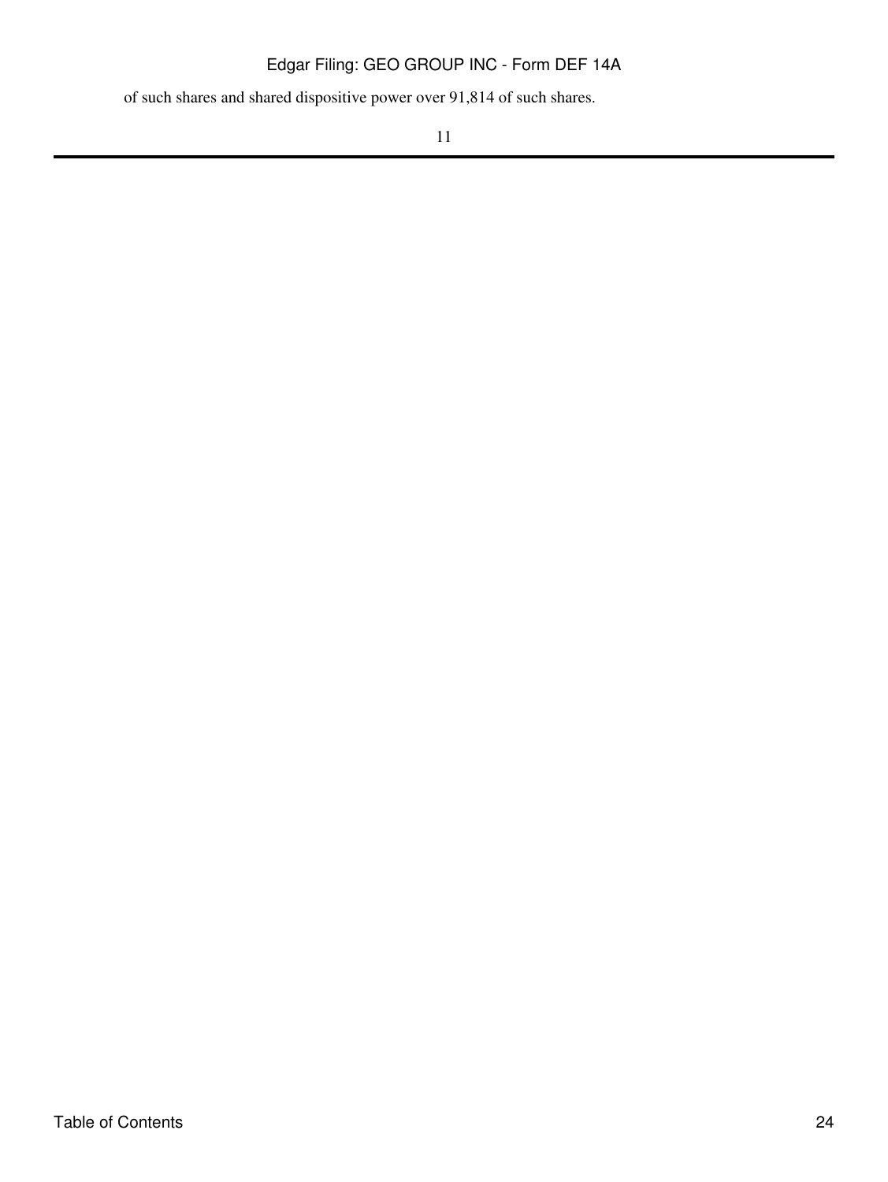of such shares and shared dispositive power over 91,814 of such shares.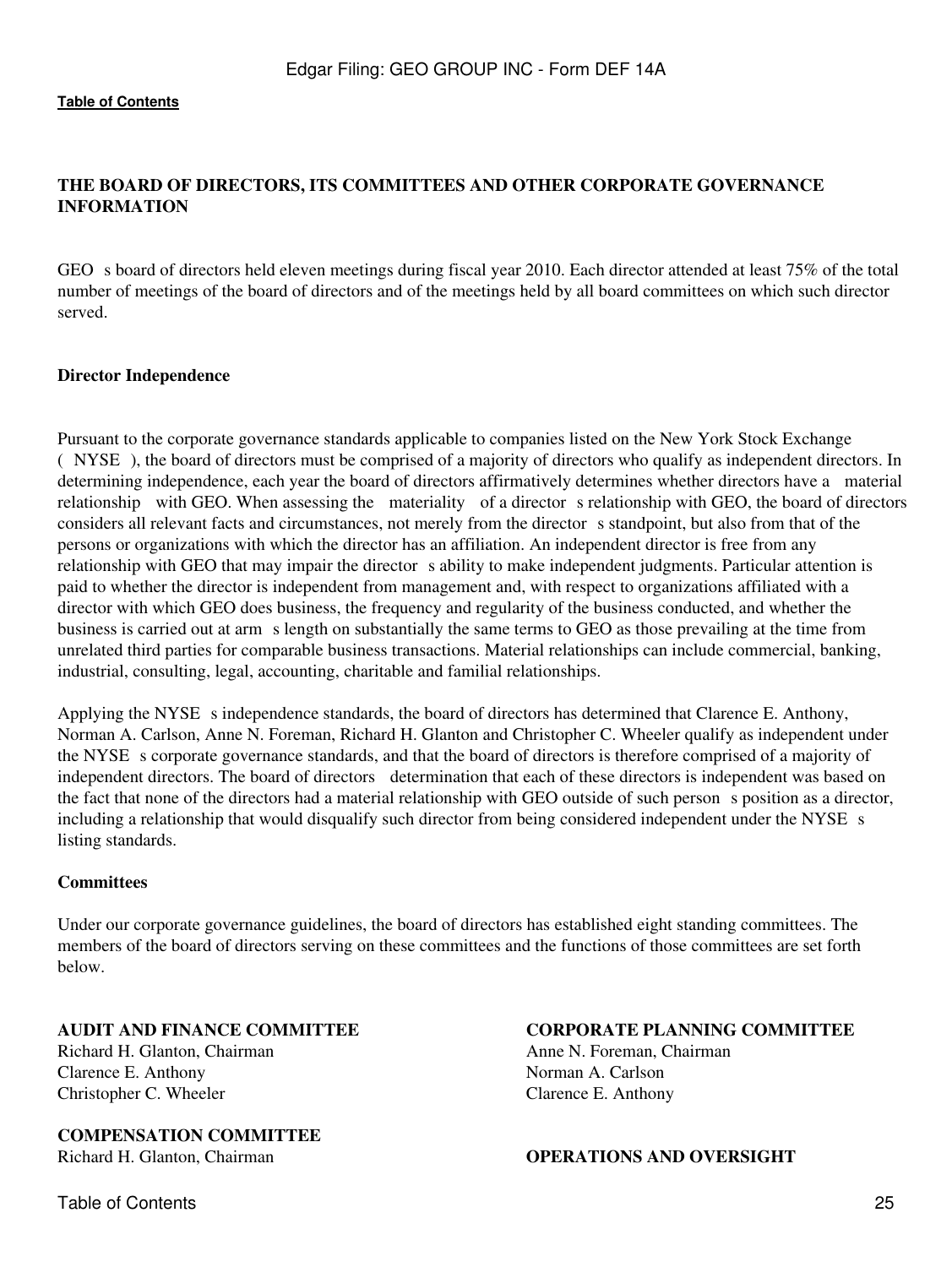## THE BOARD OF DIRECTORS, ITS COMMITTEES AND OTHER CORPORATE GOVERNANCE INFORMATION

GEO s board of directors held eleven meetings during fiscal year 2010. Each director attended at least 75% of the total number of meetings of the board of directors and of the meetings held by all board committees on which such director served.

### Director Independence

Pursuant to the corporate governance standards applicable to companies listed on the New York Stock Exchange ( NYSE ), the board of directors must be comprised of a majority of directors who qualify as independent directors. In determining independence, each year the board of directors affirmatively determines whether directors have a material relationship with GEO. When assessing the materiality of a director s relationship with GEO, the board of directors considers all relevant facts and circumstances, not merely from the director s standpoint, but also from that of the persons or organizations with which the director has an affiliation. An independent director is free from any relationship with GEO that may impair the director s ability to make independent judgments. Particular attention is paid to whether the director is independent from management and, with respect to organizations affiliated with a director with which GEO does business, the frequency and regularity of the business conducted, and whether the business is carried out at arm s length on substantially the same terms to GEO as those prevailing at the time from unrelated third parties for comparable business transactions. Material relationships can include commercial, banking, industrial, consulting, legal, accounting, charitable and familial relationships.

Applying the NYSE s independence standards, the board of directors has determined that Clarence E. Anthony, Norman A. Carlson, Anne N. Foreman, Richard H. Glanton and Christopher C. Wheeler qualify as independent under the NYSE s corporate governance standards, and that the board of directors is therefore comprised of a majority of independent directors. The board of directors determination that each of these directors is independent was based on the fact that none of the directors had a material relationship with GEO outside of such person s position as a director, including a relationship that would disqualify such director from being considered independent under the NYSE s listing standards.

### Committees

Under our corporate governance guidelines, the board of directors has established eight standing committees. The members of the board of directors serving on these committees and the functions of those committees are set forth below.

**AUDIT AND FINANCE COMMITTEE**
Richard H. Glanton, Chairman
Clarence E. Anthony
Christopher C. Wheeler

**COMPENSATION COMMITTEE**
Richard H. Glanton, Chairman

**CORPORATE PLANNING COMMITTEE**
Anne N. Foreman, Chairman
Norman A. Carlson
Clarence E. Anthony

**OPERATIONS AND OVERSIGHT**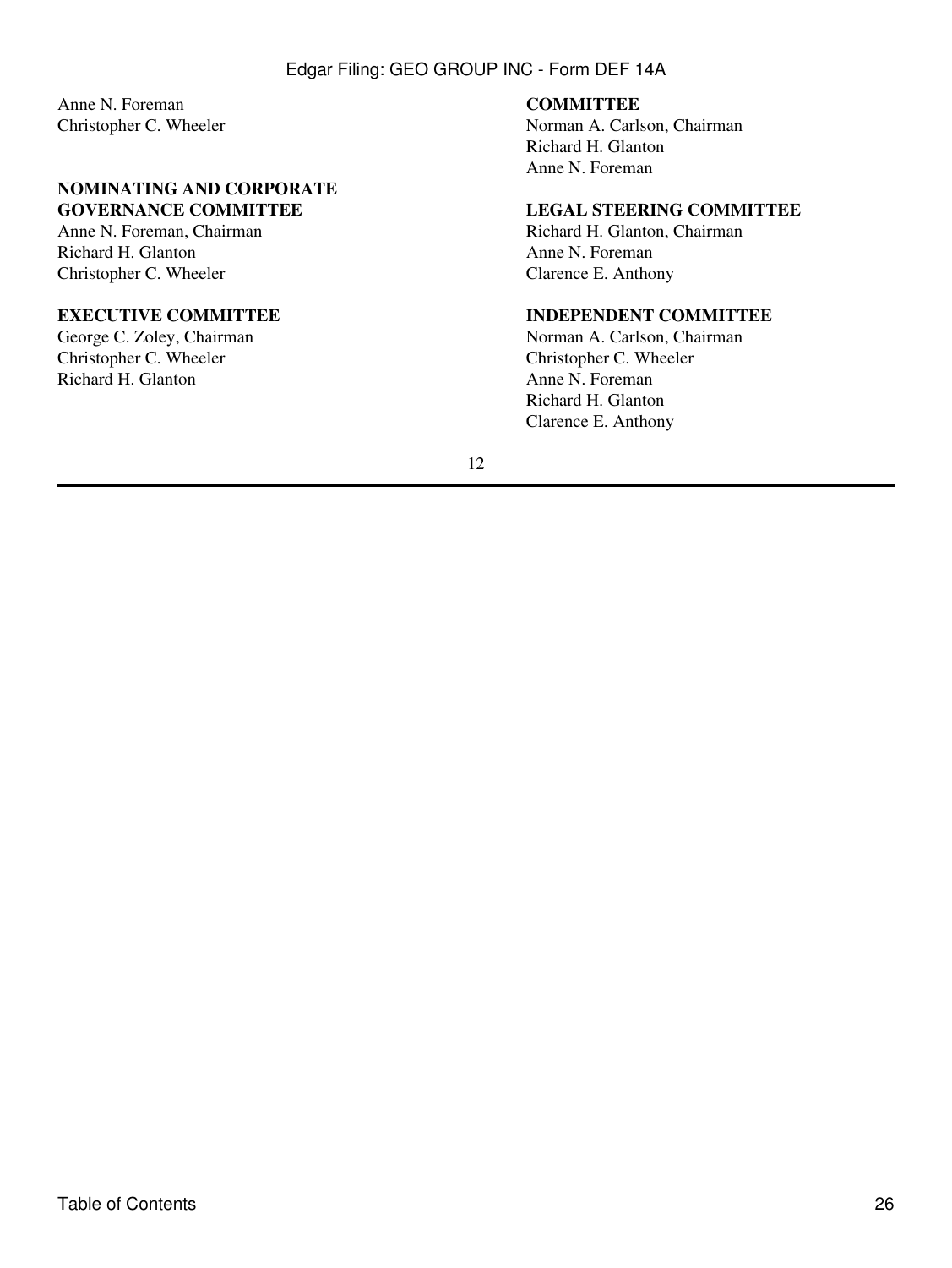Anne N. Foreman
Christopher C. Wheeler

**NOMINATING AND CORPORATE GOVERNANCE COMMITTEE**
Anne N. Foreman, Chairman
Richard H. Glanton
Christopher C. Wheeler

**EXECUTIVE COMMITTEE**
George C. Zoley, Chairman
Christopher C. Wheeler
Richard H. Glanton

**COMMITTEE**
Norman A. Carlson, Chairman
Richard H. Glanton
Anne N. Foreman

**LEGAL STEERING COMMITTEE**
Richard H. Glanton, Chairman
Anne N. Foreman
Clarence E. Anthony

**INDEPENDENT COMMITTEE**
Norman A. Carlson, Chairman
Christopher C. Wheeler
Anne N. Foreman
Richard H. Glanton
Clarence E. Anthony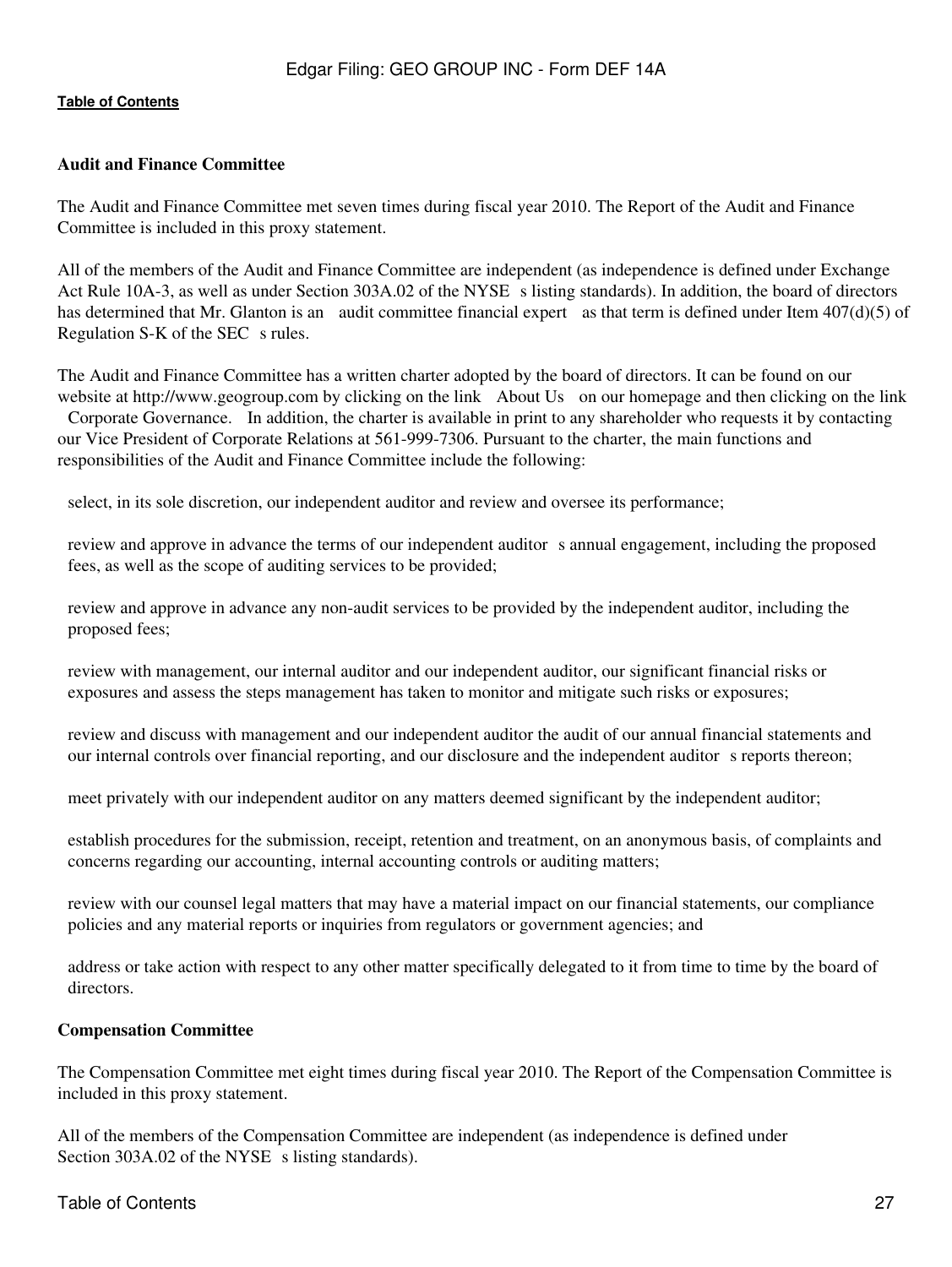**Audit and Finance Committee**

The Audit and Finance Committee met seven times during fiscal year 2010. The Report of the Audit and Finance Committee is included in this proxy statement.

All of the members of the Audit and Finance Committee are independent (as independence is defined under Exchange Act Rule 10A-3, as well as under Section 303A.02 of the NYSE s listing standards). In addition, the board of directors has determined that Mr. Glanton is an audit committee financial expert as that term is defined under Item 407(d)(5) of Regulation S-K of the SEC s rules.

The Audit and Finance Committee has a written charter adopted by the board of directors. It can be found on our website at http://www.geogroup.com by clicking on the link About Us on our homepage and then clicking on the link Corporate Governance. In addition, the charter is available in print to any shareholder who requests it by contacting our Vice President of Corporate Relations at 561-999-7306. Pursuant to the charter, the main functions and responsibilities of the Audit and Finance Committee include the following:

- select, in its sole discretion, our independent auditor and review and oversee its performance;
- review and approve in advance the terms of our independent auditor s annual engagement, including the proposed fees, as well as the scope of auditing services to be provided;
- review and approve in advance any non-audit services to be provided by the independent auditor, including the proposed fees;
- review with management, our internal auditor and our independent auditor, our significant financial risks or exposures and assess the steps management has taken to monitor and mitigate such risks or exposures;
- review and discuss with management and our independent auditor the audit of our annual financial statements and our internal controls over financial reporting, and our disclosure and the independent auditor s reports thereon;
- meet privately with our independent auditor on any matters deemed significant by the independent auditor;
- establish procedures for the submission, receipt, retention and treatment, on an anonymous basis, of complaints and concerns regarding our accounting, internal accounting controls or auditing matters;
- review with our counsel legal matters that may have a material impact on our financial statements, our compliance policies and any material reports or inquiries from regulators or government agencies; and
- address or take action with respect to any other matter specifically delegated to it from time to time by the board of directors.

**Compensation Committee**

The Compensation Committee met eight times during fiscal year 2010. The Report of the Compensation Committee is included in this proxy statement.

All of the members of the Compensation Committee are independent (as independence is defined under Section 303A.02 of the NYSE s listing standards).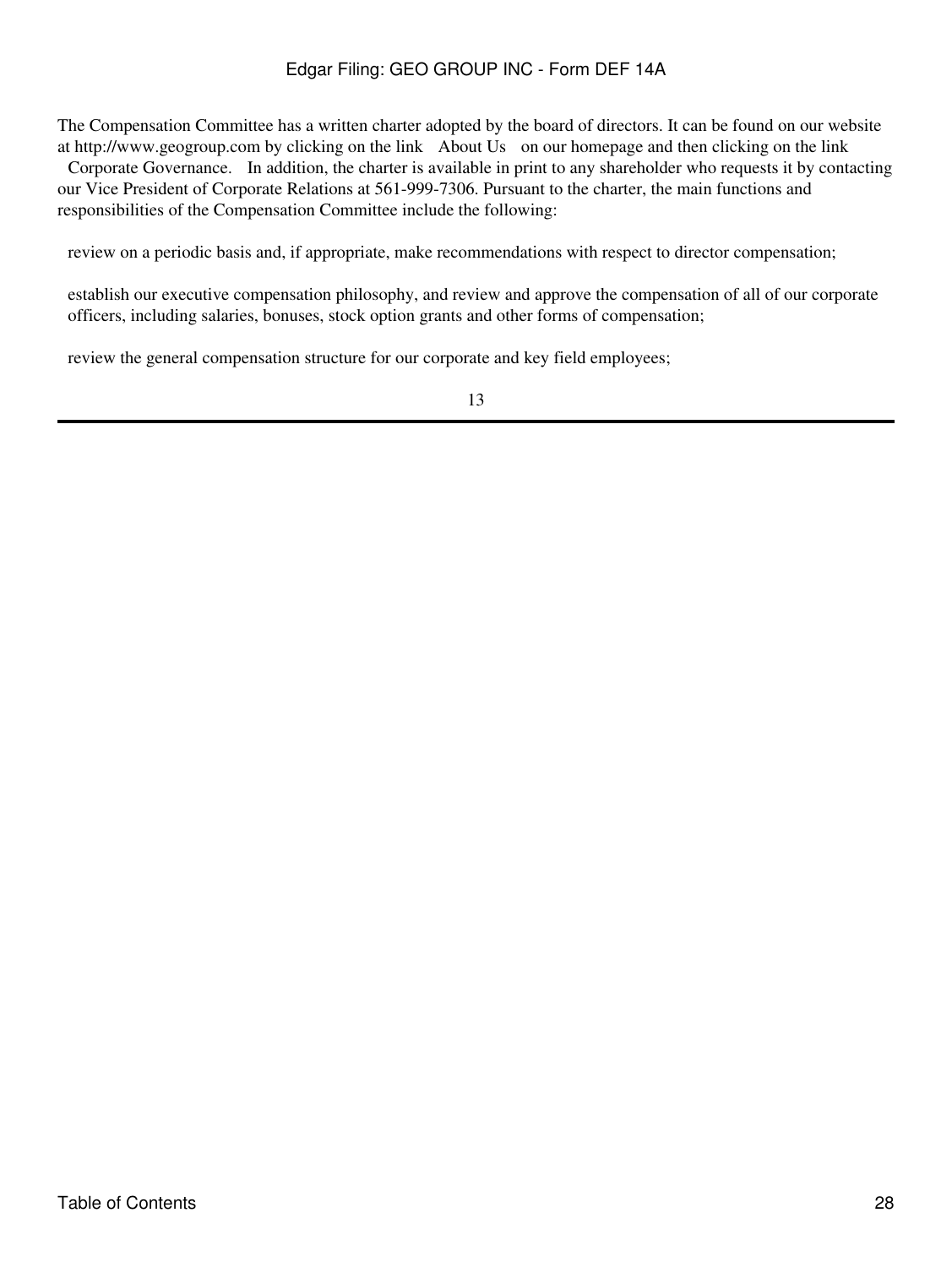The Compensation Committee has a written charter adopted by the board of directors. It can be found on our website at http://www.geogroup.com by clicking on the link "About Us" on our homepage and then clicking on the link "Corporate Governance." In addition, the charter is available in print to any shareholder who requests it by contacting our Vice President of Corporate Relations at 561-999-7306. Pursuant to the charter, the main functions and responsibilities of the Compensation Committee include the following:

- review on a periodic basis and, if appropriate, make recommendations with respect to director compensation;
- establish our executive compensation philosophy, and review and approve the compensation of all of our corporate officers, including salaries, bonuses, stock option grants and other forms of compensation;
- review the general compensation structure for our corporate and key field employees;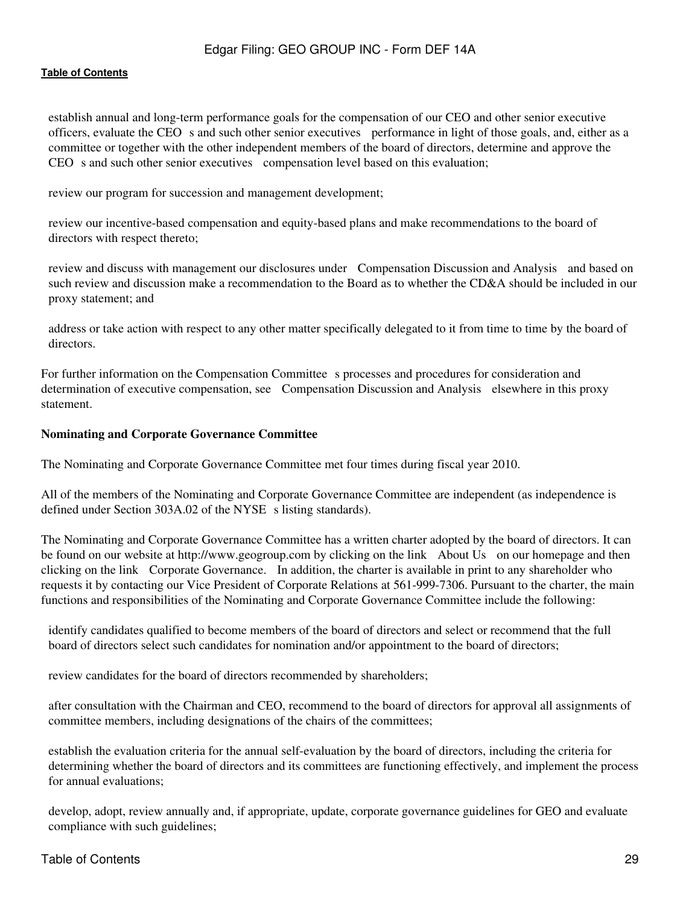- establish annual and long-term performance goals for the compensation of our CEO and other senior executive officers, evaluate the CEO s and such other senior executives performance in light of those goals, and, either as a committee or together with the other independent members of the board of directors, determine and approve the CEO s and such other senior executives compensation level based on this evaluation;

- review our program for succession and management development;

- review our incentive-based compensation and equity-based plans and make recommendations to the board of directors with respect thereto;

- review and discuss with management our disclosures under Compensation Discussion and Analysis and based on such review and discussion make a recommendation to the Board as to whether the CD&A should be included in our proxy statement; and

- address or take action with respect to any other matter specifically delegated to it from time to time by the board of directors.

For further information on the Compensation Committee s processes and procedures for consideration and determination of executive compensation, see Compensation Discussion and Analysis elsewhere in this proxy statement.

**Nominating and Corporate Governance Committee**

The Nominating and Corporate Governance Committee met four times during fiscal year 2010.

All of the members of the Nominating and Corporate Governance Committee are independent (as independence is defined under Section 303A.02 of the NYSE s listing standards).

The Nominating and Corporate Governance Committee has a written charter adopted by the board of directors. It can be found on our website at http://www.geogroup.com by clicking on the link About Us on our homepage and then clicking on the link Corporate Governance. In addition, the charter is available in print to any shareholder who requests it by contacting our Vice President of Corporate Relations at 561-999-7306. Pursuant to the charter, the main functions and responsibilities of the Nominating and Corporate Governance Committee include the following:

- identify candidates qualified to become members of the board of directors and select or recommend that the full board of directors select such candidates for nomination and/or appointment to the board of directors;

- review candidates for the board of directors recommended by shareholders;

- after consultation with the Chairman and CEO, recommend to the board of directors for approval all assignments of committee members, including designations of the chairs of the committees;

- establish the evaluation criteria for the annual self-evaluation by the board of directors, including the criteria for determining whether the board of directors and its committees are functioning effectively, and implement the process for annual evaluations;

- develop, adopt, review annually and, if appropriate, update, corporate governance guidelines for GEO and evaluate compliance with such guidelines;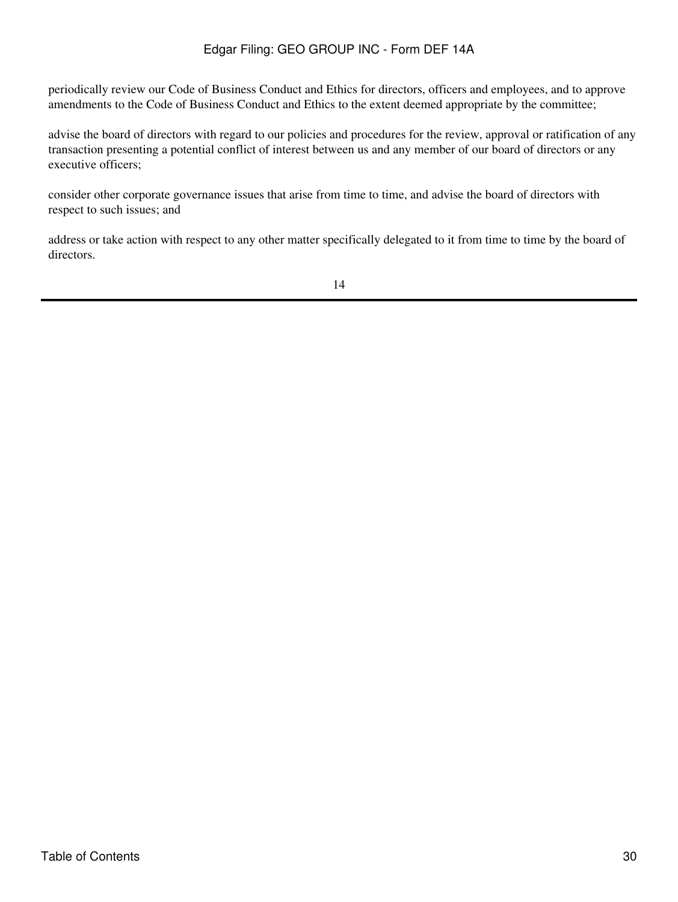periodically review our Code of Business Conduct and Ethics for directors, officers and employees, and to approve amendments to the Code of Business Conduct and Ethics to the extent deemed appropriate by the committee;

advise the board of directors with regard to our policies and procedures for the review, approval or ratification of any transaction presenting a potential conflict of interest between us and any member of our board of directors or any executive officers;

consider other corporate governance issues that arise from time to time, and advise the board of directors with respect to such issues; and

address or take action with respect to any other matter specifically delegated to it from time to time by the board of directors.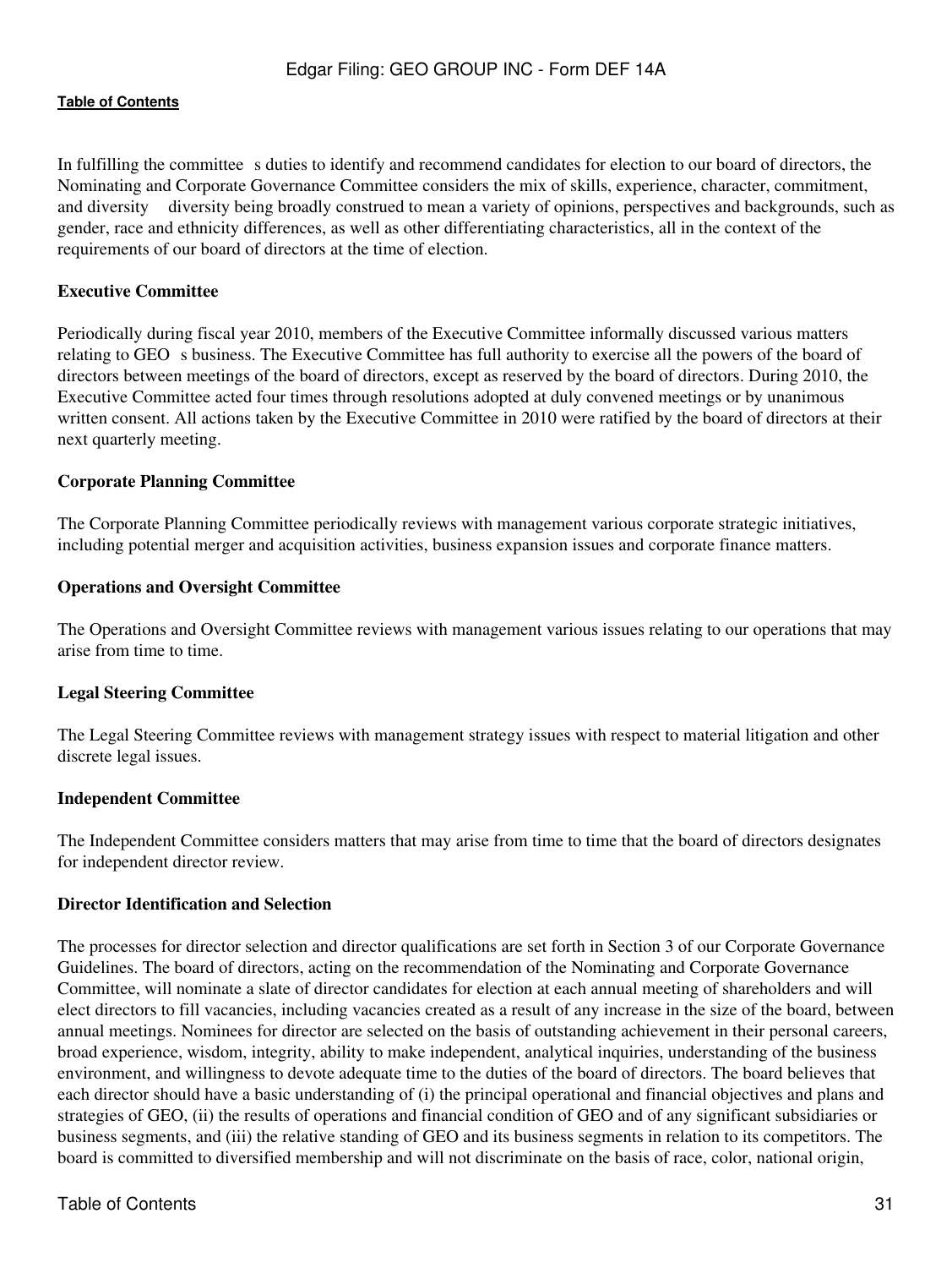In fulfilling the committee s duties to identify and recommend candidates for election to our board of directors, the Nominating and Corporate Governance Committee considers the mix of skills, experience, character, commitment, and diversity diversity being broadly construed to mean a variety of opinions, perspectives and backgrounds, such as gender, race and ethnicity differences, as well as other differentiating characteristics, all in the context of the requirements of our board of directors at the time of election.

**Executive Committee**

Periodically during fiscal year 2010, members of the Executive Committee informally discussed various matters relating to GEO s business. The Executive Committee has full authority to exercise all the powers of the board of directors between meetings of the board of directors, except as reserved by the board of directors. During 2010, the Executive Committee acted four times through resolutions adopted at duly convened meetings or by unanimous written consent. All actions taken by the Executive Committee in 2010 were ratified by the board of directors at their next quarterly meeting.

**Corporate Planning Committee**

The Corporate Planning Committee periodically reviews with management various corporate strategic initiatives, including potential merger and acquisition activities, business expansion issues and corporate finance matters.

**Operations and Oversight Committee**

The Operations and Oversight Committee reviews with management various issues relating to our operations that may arise from time to time.

**Legal Steering Committee**

The Legal Steering Committee reviews with management strategy issues with respect to material litigation and other discrete legal issues.

**Independent Committee**

The Independent Committee considers matters that may arise from time to time that the board of directors designates for independent director review.

**Director Identification and Selection**

The processes for director selection and director qualifications are set forth in Section 3 of our Corporate Governance Guidelines. The board of directors, acting on the recommendation of the Nominating and Corporate Governance Committee, will nominate a slate of director candidates for election at each annual meeting of shareholders and will elect directors to fill vacancies, including vacancies created as a result of any increase in the size of the board, between annual meetings. Nominees for director are selected on the basis of outstanding achievement in their personal careers, broad experience, wisdom, integrity, ability to make independent, analytical inquiries, understanding of the business environment, and willingness to devote adequate time to the duties of the board of directors. The board believes that each director should have a basic understanding of (i) the principal operational and financial objectives and plans and strategies of GEO, (ii) the results of operations and financial condition of GEO and of any significant subsidiaries or business segments, and (iii) the relative standing of GEO and its business segments in relation to its competitors. The board is committed to diversified membership and will not discriminate on the basis of race, color, national origin,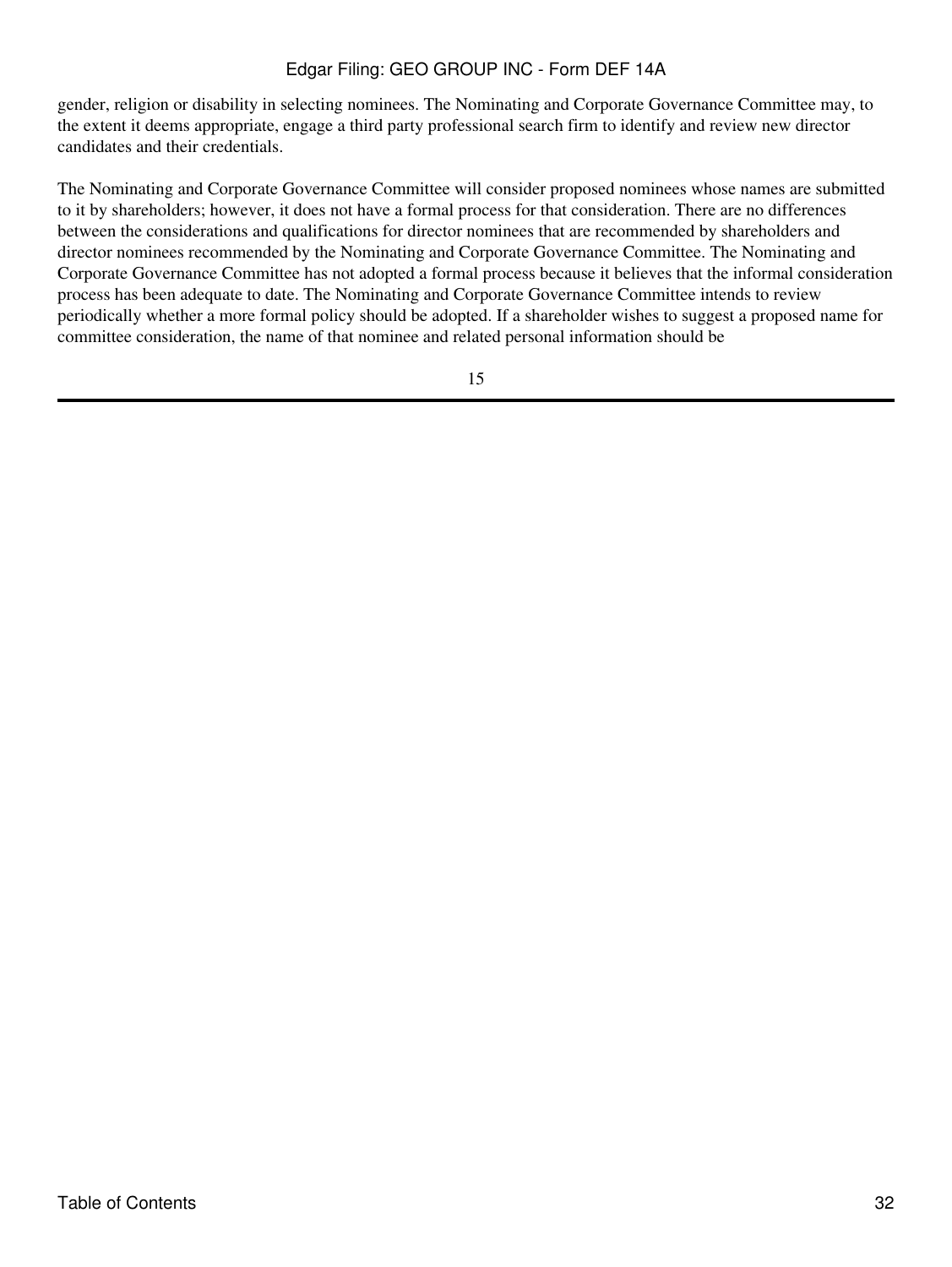gender, religion or disability in selecting nominees. The Nominating and Corporate Governance Committee may, to the extent it deems appropriate, engage a third party professional search firm to identify and review new director candidates and their credentials.

The Nominating and Corporate Governance Committee will consider proposed nominees whose names are submitted to it by shareholders; however, it does not have a formal process for that consideration. There are no differences between the considerations and qualifications for director nominees that are recommended by shareholders and director nominees recommended by the Nominating and Corporate Governance Committee. The Nominating and Corporate Governance Committee has not adopted a formal process because it believes that the informal consideration process has been adequate to date. The Nominating and Corporate Governance Committee intends to review periodically whether a more formal policy should be adopted. If a shareholder wishes to suggest a proposed name for committee consideration, the name of that nominee and related personal information should be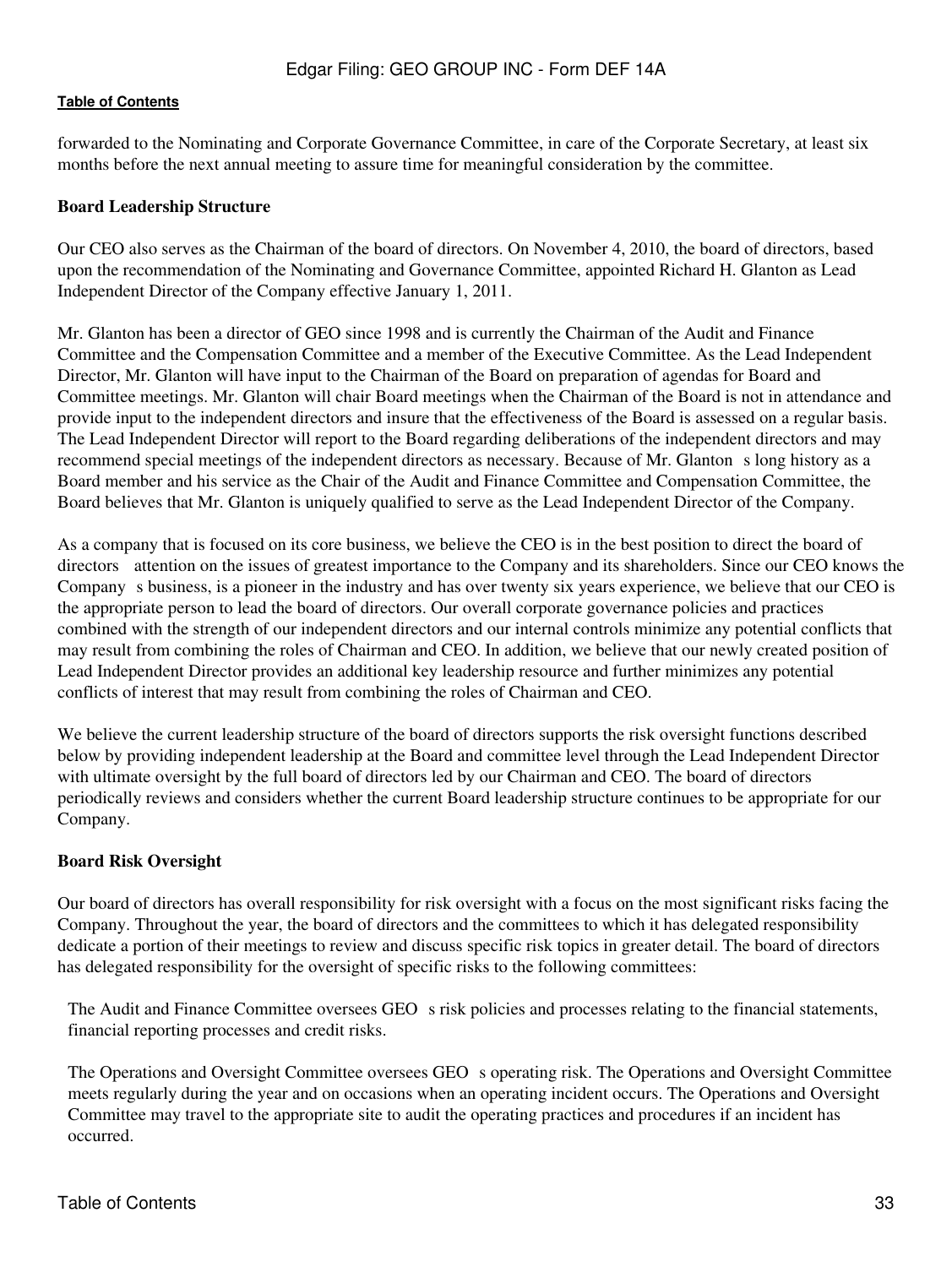forwarded to the Nominating and Corporate Governance Committee, in care of the Corporate Secretary, at least six months before the next annual meeting to assure time for meaningful consideration by the committee.

**Board Leadership Structure**

Our CEO also serves as the Chairman of the board of directors. On November 4, 2010, the board of directors, based upon the recommendation of the Nominating and Governance Committee, appointed Richard H. Glanton as Lead Independent Director of the Company effective January 1, 2011.

Mr. Glanton has been a director of GEO since 1998 and is currently the Chairman of the Audit and Finance Committee and the Compensation Committee and a member of the Executive Committee. As the Lead Independent Director, Mr. Glanton will have input to the Chairman of the Board on preparation of agendas for Board and Committee meetings. Mr. Glanton will chair Board meetings when the Chairman of the Board is not in attendance and provide input to the independent directors and insure that the effectiveness of the Board is assessed on a regular basis. The Lead Independent Director will report to the Board regarding deliberations of the independent directors and may recommend special meetings of the independent directors as necessary. Because of Mr. Glanton s long history as a Board member and his service as the Chair of the Audit and Finance Committee and Compensation Committee, the Board believes that Mr. Glanton is uniquely qualified to serve as the Lead Independent Director of the Company.

As a company that is focused on its core business, we believe the CEO is in the best position to direct the board of directors attention on the issues of greatest importance to the Company and its shareholders. Since our CEO knows the Company s business, is a pioneer in the industry and has over twenty six years experience, we believe that our CEO is the appropriate person to lead the board of directors. Our overall corporate governance policies and practices combined with the strength of our independent directors and our internal controls minimize any potential conflicts that may result from combining the roles of Chairman and CEO. In addition, we believe that our newly created position of Lead Independent Director provides an additional key leadership resource and further minimizes any potential conflicts of interest that may result from combining the roles of Chairman and CEO.

We believe the current leadership structure of the board of directors supports the risk oversight functions described below by providing independent leadership at the Board and committee level through the Lead Independent Director with ultimate oversight by the full board of directors led by our Chairman and CEO. The board of directors periodically reviews and considers whether the current Board leadership structure continues to be appropriate for our Company.

**Board Risk Oversight**

Our board of directors has overall responsibility for risk oversight with a focus on the most significant risks facing the Company. Throughout the year, the board of directors and the committees to which it has delegated responsibility dedicate a portion of their meetings to review and discuss specific risk topics in greater detail. The board of directors has delegated responsibility for the oversight of specific risks to the following committees:

The Audit and Finance Committee oversees GEO s risk policies and processes relating to the financial statements, financial reporting processes and credit risks.

The Operations and Oversight Committee oversees GEO s operating risk. The Operations and Oversight Committee meets regularly during the year and on occasions when an operating incident occurs. The Operations and Oversight Committee may travel to the appropriate site to audit the operating practices and procedures if an incident has occurred.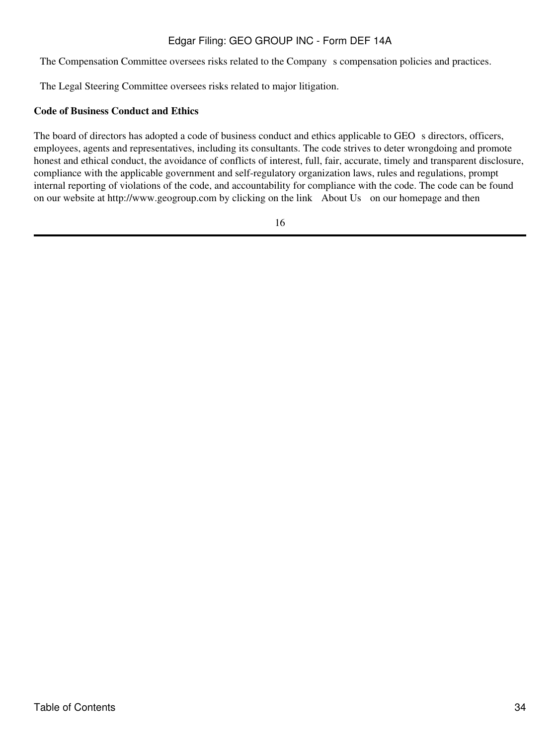The Compensation Committee oversees risks related to the Company s compensation policies and practices.

The Legal Steering Committee oversees risks related to major litigation.

**Code of Business Conduct and Ethics**

The board of directors has adopted a code of business conduct and ethics applicable to GEO s directors, officers, employees, agents and representatives, including its consultants. The code strives to deter wrongdoing and promote honest and ethical conduct, the avoidance of conflicts of interest, full, fair, accurate, timely and transparent disclosure, compliance with the applicable government and self-regulatory organization laws, rules and regulations, prompt internal reporting of violations of the code, and accountability for compliance with the code. The code can be found on our website at http://www.geogroup.com by clicking on the link About Us on our homepage and then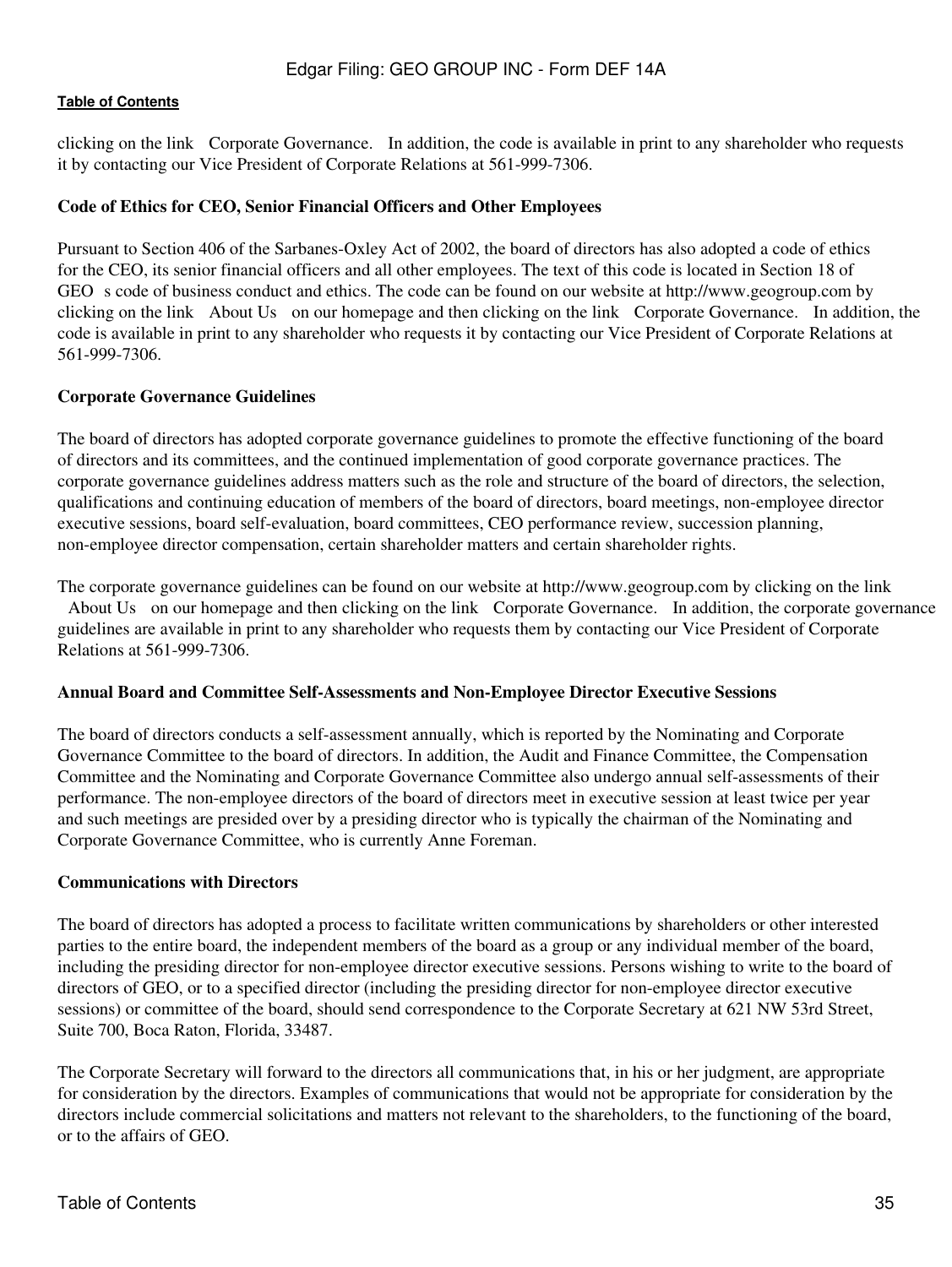clicking on the link Corporate Governance. In addition, the code is available in print to any shareholder who requests it by contacting our Vice President of Corporate Relations at 561-999-7306.

**Code of Ethics for CEO, Senior Financial Officers and Other Employees**

Pursuant to Section 406 of the Sarbanes-Oxley Act of 2002, the board of directors has also adopted a code of ethics for the CEO, its senior financial officers and all other employees. The text of this code is located in Section 18 of GEO s code of business conduct and ethics. The code can be found on our website at http://www.geogroup.com by clicking on the link About Us on our homepage and then clicking on the link Corporate Governance. In addition, the code is available in print to any shareholder who requests it by contacting our Vice President of Corporate Relations at 561-999-7306.

**Corporate Governance Guidelines**

The board of directors has adopted corporate governance guidelines to promote the effective functioning of the board of directors and its committees, and the continued implementation of good corporate governance practices. The corporate governance guidelines address matters such as the role and structure of the board of directors, the selection, qualifications and continuing education of members of the board of directors, board meetings, non-employee director executive sessions, board self-evaluation, board committees, CEO performance review, succession planning, non-employee director compensation, certain shareholder matters and certain shareholder rights.

The corporate governance guidelines can be found on our website at http://www.geogroup.com by clicking on the link About Us on our homepage and then clicking on the link Corporate Governance. In addition, the corporate governance guidelines are available in print to any shareholder who requests them by contacting our Vice President of Corporate Relations at 561-999-7306.

**Annual Board and Committee Self-Assessments and Non-Employee Director Executive Sessions**

The board of directors conducts a self-assessment annually, which is reported by the Nominating and Corporate Governance Committee to the board of directors. In addition, the Audit and Finance Committee, the Compensation Committee and the Nominating and Corporate Governance Committee also undergo annual self-assessments of their performance. The non-employee directors of the board of directors meet in executive session at least twice per year and such meetings are presided over by a presiding director who is typically the chairman of the Nominating and Corporate Governance Committee, who is currently Anne Foreman.

**Communications with Directors**

The board of directors has adopted a process to facilitate written communications by shareholders or other interested parties to the entire board, the independent members of the board as a group or any individual member of the board, including the presiding director for non-employee director executive sessions. Persons wishing to write to the board of directors of GEO, or to a specified director (including the presiding director for non-employee director executive sessions) or committee of the board, should send correspondence to the Corporate Secretary at 621 NW 53rd Street, Suite 700, Boca Raton, Florida, 33487.

The Corporate Secretary will forward to the directors all communications that, in his or her judgment, are appropriate for consideration by the directors. Examples of communications that would not be appropriate for consideration by the directors include commercial solicitations and matters not relevant to the shareholders, to the functioning of the board, or to the affairs of GEO.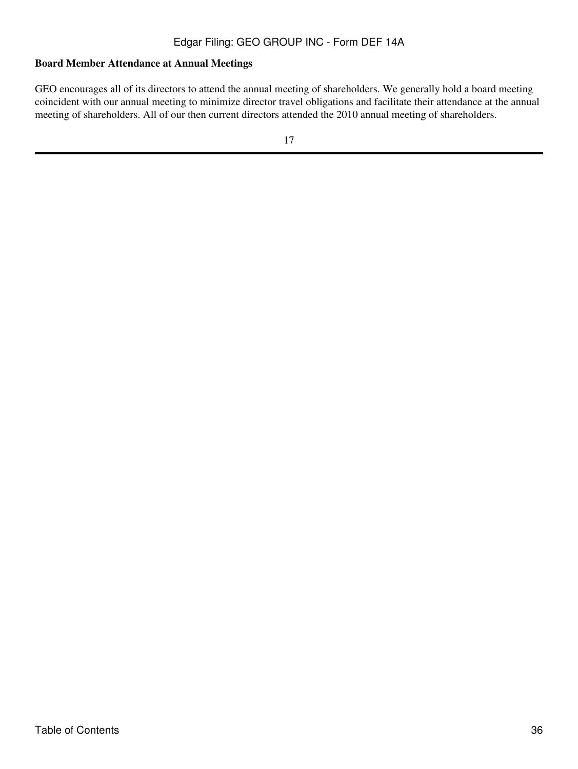**Board Member Attendance at Annual Meetings**

GEO encourages all of its directors to attend the annual meeting of shareholders. We generally hold a board meeting coincident with our annual meeting to minimize director travel obligations and facilitate their attendance at the annual meeting of shareholders. All of our then current directors attended the 2010 annual meeting of shareholders.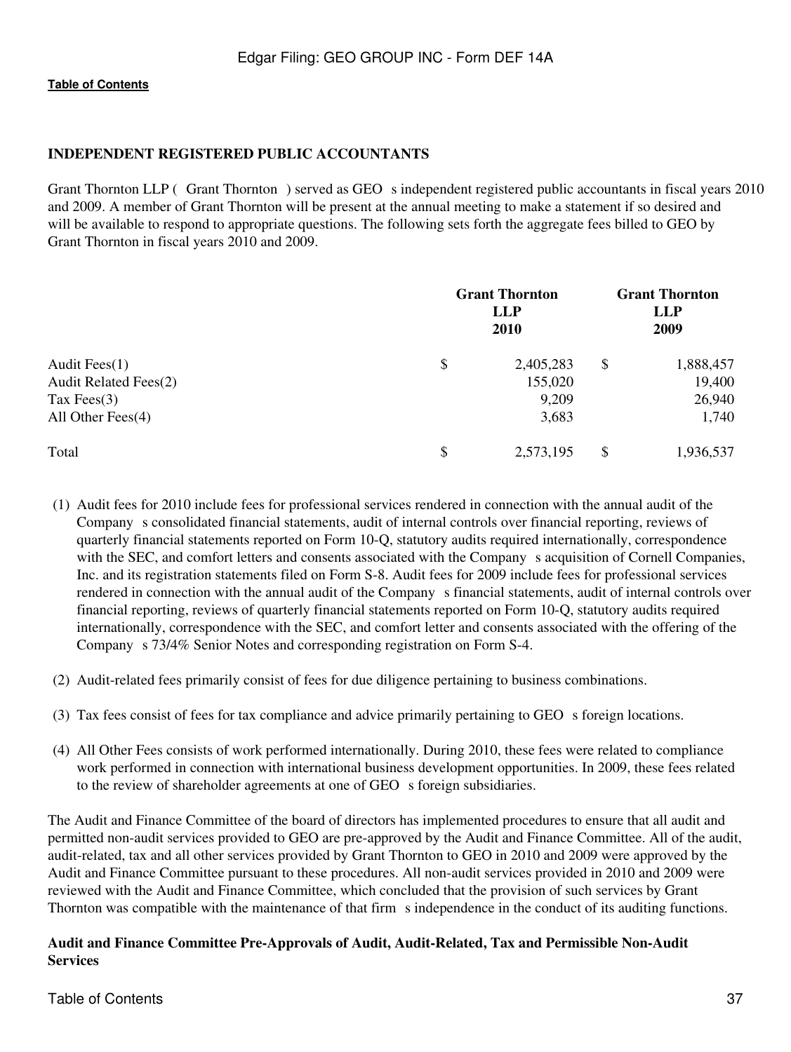## INDEPENDENT REGISTERED PUBLIC ACCOUNTANTS

Grant Thornton LLP ( Grant Thornton ) served as GEO s independent registered public accountants in fiscal years 2010 and 2009. A member of Grant Thornton will be present at the annual meeting to make a statement if so desired and will be available to respond to appropriate questions. The following sets forth the aggregate fees billed to GEO by Grant Thornton in fiscal years 2010 and 2009.

| | Grant Thornton LLP 2010 | Grant Thornton LLP 2009 |
|---|---|---|
| Audit Fees(1) | $ 2,405,283 | $ 1,888,457 |
| Audit Related Fees(2) | 155,020 | 19,400 |
| Tax Fees(3) | 9,209 | 26,940 |
| All Other Fees(4) | 3,683 | 1,740 |
| Total | $ 2,573,195 | $ 1,936,537 |

(1) Audit fees for 2010 include fees for professional services rendered in connection with the annual audit of the Company s consolidated financial statements, audit of internal controls over financial reporting, reviews of quarterly financial statements reported on Form 10-Q, statutory audits required internationally, correspondence with the SEC, and comfort letters and consents associated with the Company s acquisition of Cornell Companies, Inc. and its registration statements filed on Form S-8. Audit fees for 2009 include fees for professional services rendered in connection with the annual audit of the Company s financial statements, audit of internal controls over financial reporting, reviews of quarterly financial statements reported on Form 10-Q, statutory audits required internationally, correspondence with the SEC, and comfort letter and consents associated with the offering of the Company s 73/4% Senior Notes and corresponding registration on Form S-4.

(2) Audit-related fees primarily consist of fees for due diligence pertaining to business combinations.

(3) Tax fees consist of fees for tax compliance and advice primarily pertaining to GEO s foreign locations.

(4) All Other Fees consists of work performed internationally. During 2010, these fees were related to compliance work performed in connection with international business development opportunities. In 2009, these fees related to the review of shareholder agreements at one of GEO s foreign subsidiaries.

The Audit and Finance Committee of the board of directors has implemented procedures to ensure that all audit and permitted non-audit services provided to GEO are pre-approved by the Audit and Finance Committee. All of the audit, audit-related, tax and all other services provided by Grant Thornton to GEO in 2010 and 2009 were approved by the Audit and Finance Committee pursuant to these procedures. All non-audit services provided in 2010 and 2009 were reviewed with the Audit and Finance Committee, which concluded that the provision of such services by Grant Thornton was compatible with the maintenance of that firm s independence in the conduct of its auditing functions.

### Audit and Finance Committee Pre-Approvals of Audit, Audit-Related, Tax and Permissible Non-Audit Services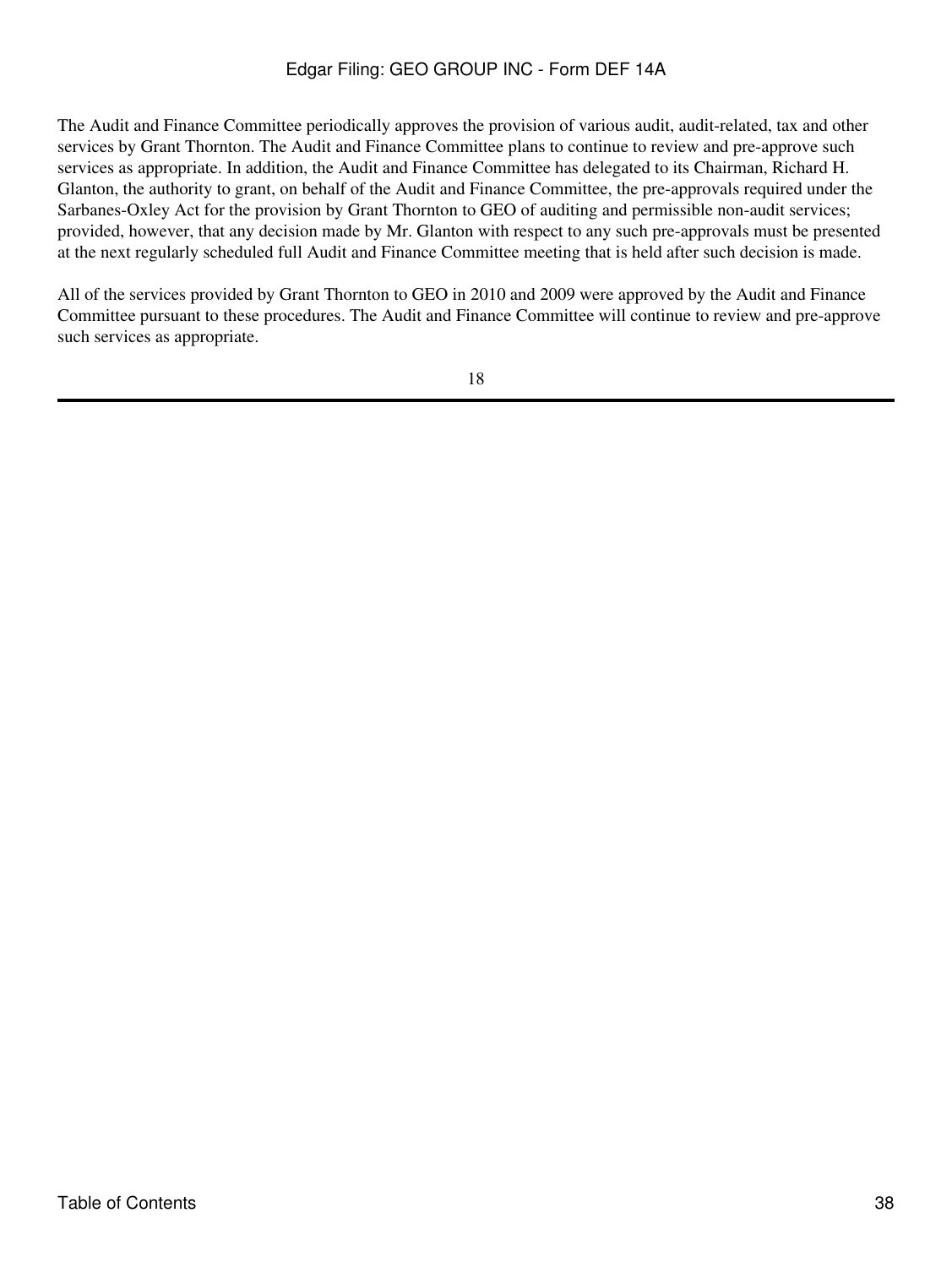The Audit and Finance Committee periodically approves the provision of various audit, audit-related, tax and other services by Grant Thornton. The Audit and Finance Committee plans to continue to review and pre-approve such services as appropriate. In addition, the Audit and Finance Committee has delegated to its Chairman, Richard H. Glanton, the authority to grant, on behalf of the Audit and Finance Committee, the pre-approvals required under the Sarbanes-Oxley Act for the provision by Grant Thornton to GEO of auditing and permissible non-audit services; provided, however, that any decision made by Mr. Glanton with respect to any such pre-approvals must be presented at the next regularly scheduled full Audit and Finance Committee meeting that is held after such decision is made.

All of the services provided by Grant Thornton to GEO in 2010 and 2009 were approved by the Audit and Finance Committee pursuant to these procedures. The Audit and Finance Committee will continue to review and pre-approve such services as appropriate.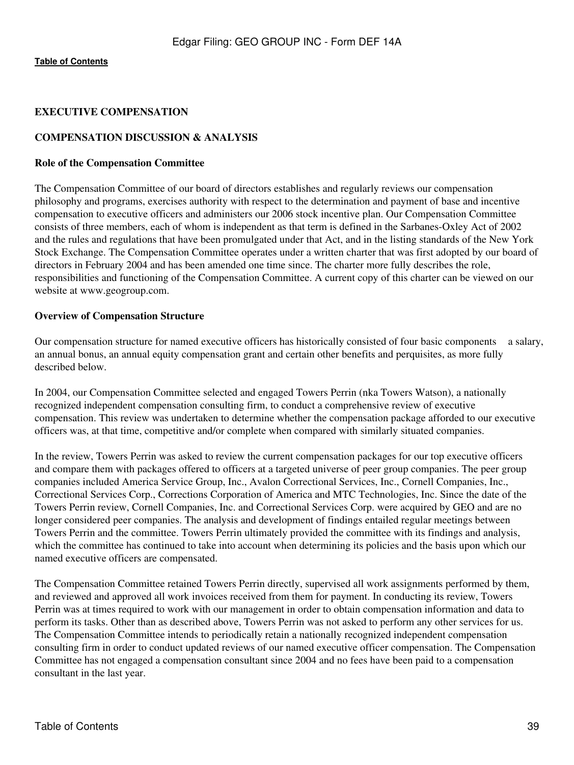## EXECUTIVE COMPENSATION

## COMPENSATION DISCUSSION & ANALYSIS

### Role of the Compensation Committee

The Compensation Committee of our board of directors establishes and regularly reviews our compensation philosophy and programs, exercises authority with respect to the determination and payment of base and incentive compensation to executive officers and administers our 2006 stock incentive plan. Our Compensation Committee consists of three members, each of whom is independent as that term is defined in the Sarbanes-Oxley Act of 2002 and the rules and regulations that have been promulgated under that Act, and in the listing standards of the New York Stock Exchange. The Compensation Committee operates under a written charter that was first adopted by our board of directors in February 2004 and has been amended one time since. The charter more fully describes the role, responsibilities and functioning of the Compensation Committee. A current copy of this charter can be viewed on our website at www.geogroup.com.

### Overview of Compensation Structure

Our compensation structure for named executive officers has historically consisted of four basic components a salary, an annual bonus, an annual equity compensation grant and certain other benefits and perquisites, as more fully described below.

In 2004, our Compensation Committee selected and engaged Towers Perrin (nka Towers Watson), a nationally recognized independent compensation consulting firm, to conduct a comprehensive review of executive compensation. This review was undertaken to determine whether the compensation package afforded to our executive officers was, at that time, competitive and/or complete when compared with similarly situated companies.

In the review, Towers Perrin was asked to review the current compensation packages for our top executive officers and compare them with packages offered to officers at a targeted universe of peer group companies. The peer group companies included America Service Group, Inc., Avalon Correctional Services, Inc., Cornell Companies, Inc., Correctional Services Corp., Corrections Corporation of America and MTC Technologies, Inc. Since the date of the Towers Perrin review, Cornell Companies, Inc. and Correctional Services Corp. were acquired by GEO and are no longer considered peer companies. The analysis and development of findings entailed regular meetings between Towers Perrin and the committee. Towers Perrin ultimately provided the committee with its findings and analysis, which the committee has continued to take into account when determining its policies and the basis upon which our named executive officers are compensated.

The Compensation Committee retained Towers Perrin directly, supervised all work assignments performed by them, and reviewed and approved all work invoices received from them for payment. In conducting its review, Towers Perrin was at times required to work with our management in order to obtain compensation information and data to perform its tasks. Other than as described above, Towers Perrin was not asked to perform any other services for us. The Compensation Committee intends to periodically retain a nationally recognized independent compensation consulting firm in order to conduct updated reviews of our named executive officer compensation. The Compensation Committee has not engaged a compensation consultant since 2004 and no fees have been paid to a compensation consultant in the last year.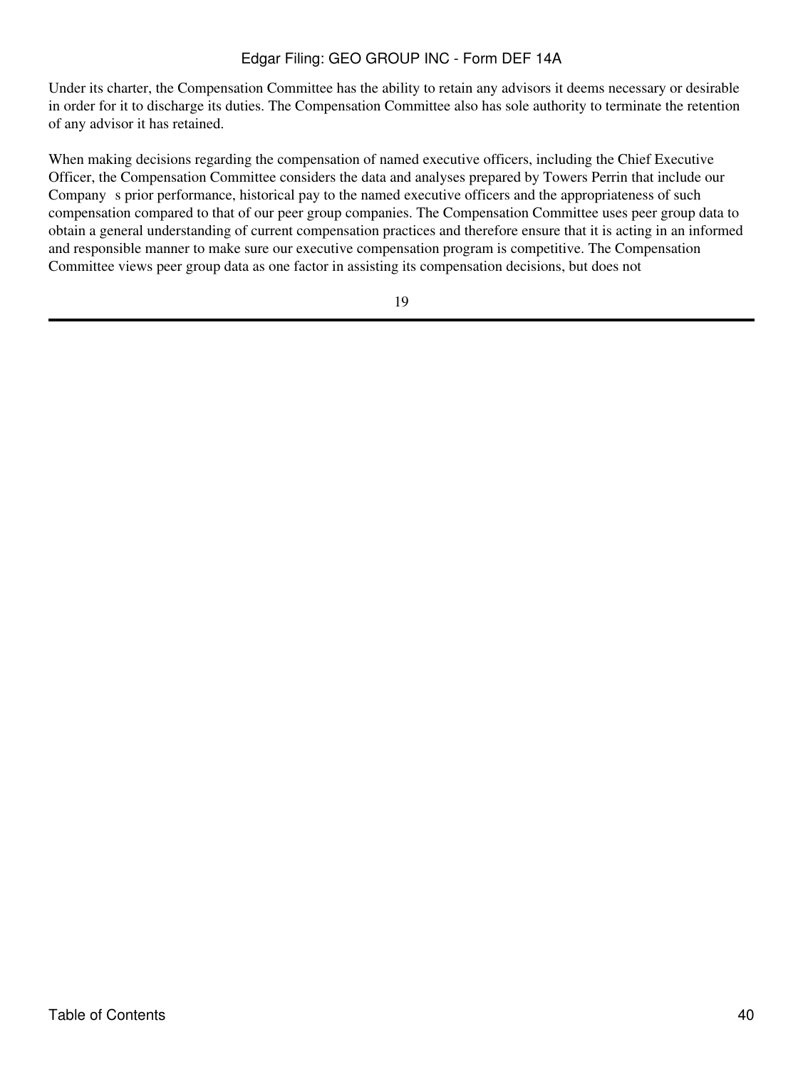Under its charter, the Compensation Committee has the ability to retain any advisors it deems necessary or desirable in order for it to discharge its duties. The Compensation Committee also has sole authority to terminate the retention of any advisor it has retained.

When making decisions regarding the compensation of named executive officers, including the Chief Executive Officer, the Compensation Committee considers the data and analyses prepared by Towers Perrin that include our Company s prior performance, historical pay to the named executive officers and the appropriateness of such compensation compared to that of our peer group companies. The Compensation Committee uses peer group data to obtain a general understanding of current compensation practices and therefore ensure that it is acting in an informed and responsible manner to make sure our executive compensation program is competitive. The Compensation Committee views peer group data as one factor in assisting its compensation decisions, but does not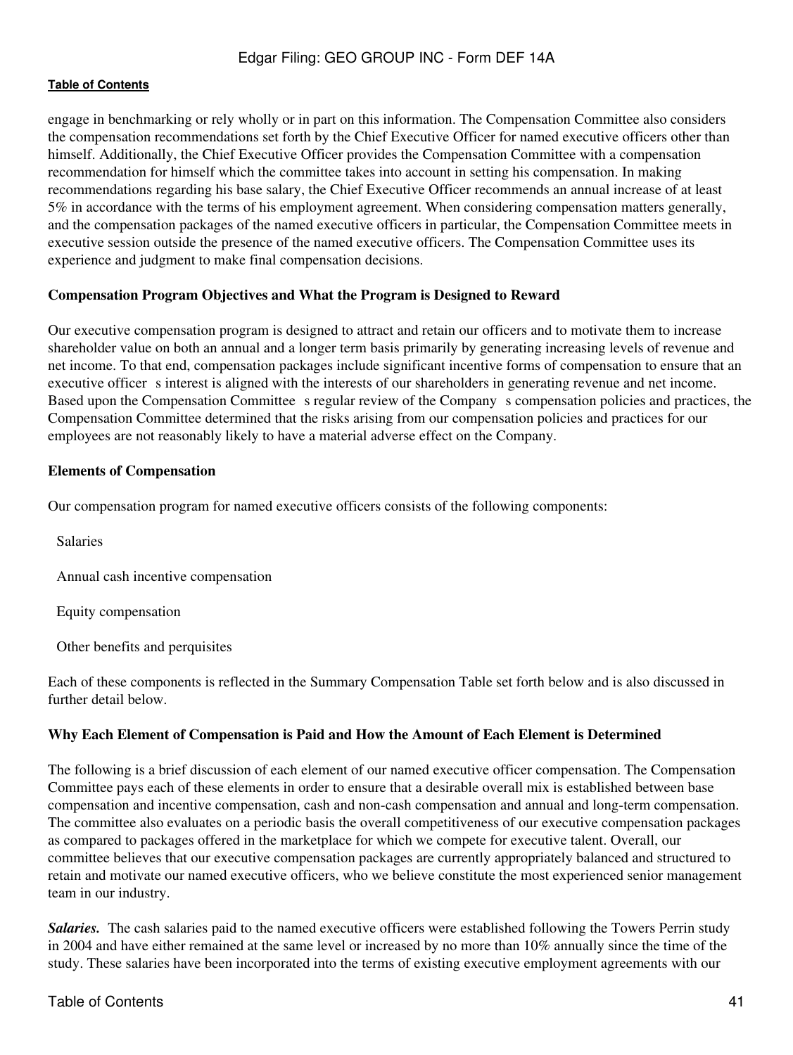engage in benchmarking or rely wholly or in part on this information. The Compensation Committee also considers the compensation recommendations set forth by the Chief Executive Officer for named executive officers other than himself. Additionally, the Chief Executive Officer provides the Compensation Committee with a compensation recommendation for himself which the committee takes into account in setting his compensation. In making recommendations regarding his base salary, the Chief Executive Officer recommends an annual increase of at least 5% in accordance with the terms of his employment agreement. When considering compensation matters generally, and the compensation packages of the named executive officers in particular, the Compensation Committee meets in executive session outside the presence of the named executive officers. The Compensation Committee uses its experience and judgment to make final compensation decisions.

**Compensation Program Objectives and What the Program is Designed to Reward**

Our executive compensation program is designed to attract and retain our officers and to motivate them to increase shareholder value on both an annual and a longer term basis primarily by generating increasing levels of revenue and net income. To that end, compensation packages include significant incentive forms of compensation to ensure that an executive officer s interest is aligned with the interests of our shareholders in generating revenue and net income. Based upon the Compensation Committee s regular review of the Company s compensation policies and practices, the Compensation Committee determined that the risks arising from our compensation policies and practices for our employees are not reasonably likely to have a material adverse effect on the Company.

**Elements of Compensation**

Our compensation program for named executive officers consists of the following components:

- Salaries
- Annual cash incentive compensation
- Equity compensation
- Other benefits and perquisites

Each of these components is reflected in the Summary Compensation Table set forth below and is also discussed in further detail below.

**Why Each Element of Compensation is Paid and How the Amount of Each Element is Determined**

The following is a brief discussion of each element of our named executive officer compensation. The Compensation Committee pays each of these elements in order to ensure that a desirable overall mix is established between base compensation and incentive compensation, cash and non-cash compensation and annual and long-term compensation. The committee also evaluates on a periodic basis the overall competitiveness of our executive compensation packages as compared to packages offered in the marketplace for which we compete for executive talent. Overall, our committee believes that our executive compensation packages are currently appropriately balanced and structured to retain and motivate our named executive officers, who we believe constitute the most experienced senior management team in our industry.

***Salaries.*** The cash salaries paid to the named executive officers were established following the Towers Perrin study in 2004 and have either remained at the same level or increased by no more than 10% annually since the time of the study. These salaries have been incorporated into the terms of existing executive employment agreements with our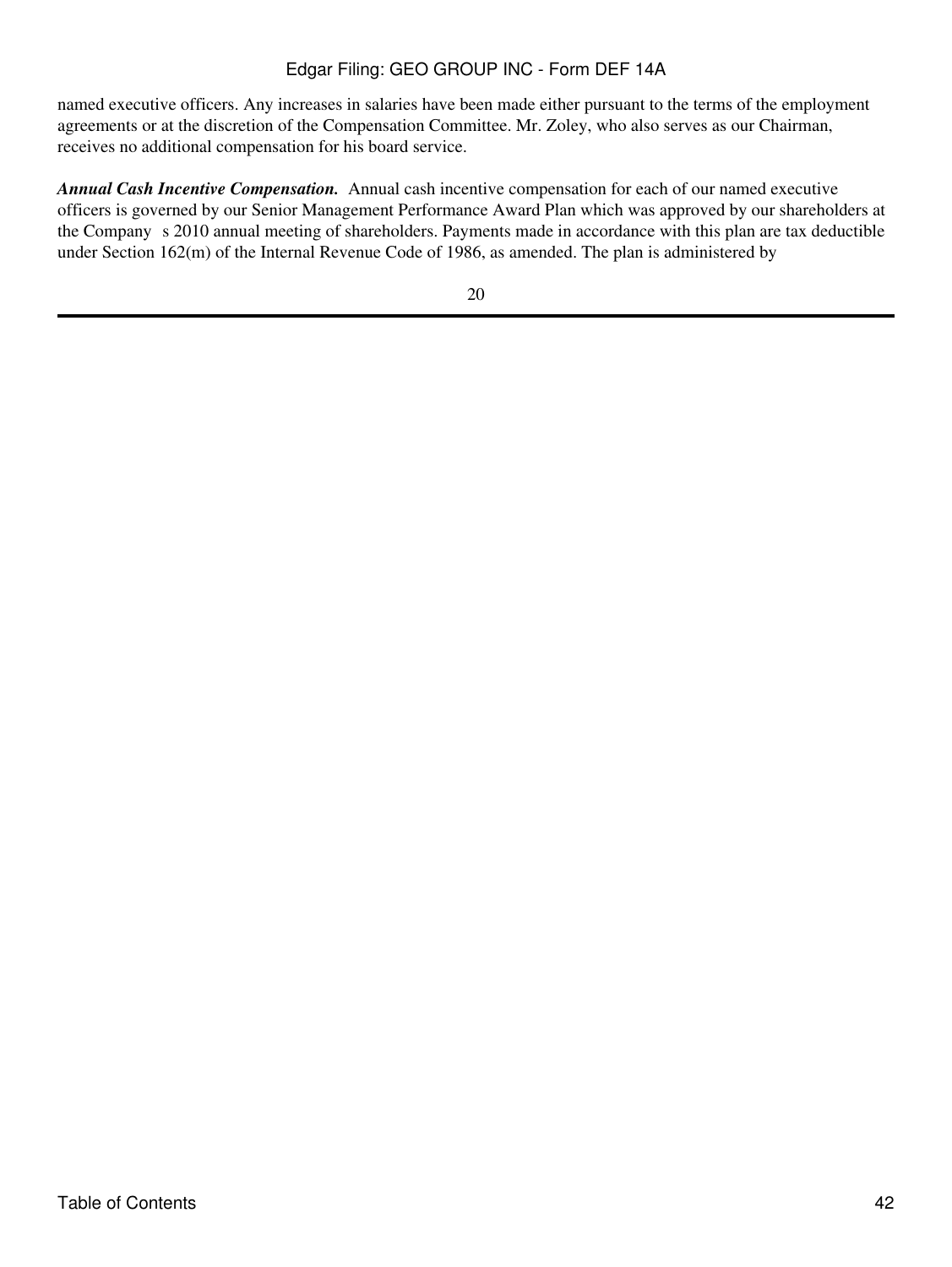named executive officers. Any increases in salaries have been made either pursuant to the terms of the employment agreements or at the discretion of the Compensation Committee. Mr. Zoley, who also serves as our Chairman, receives no additional compensation for his board service.

***Annual Cash Incentive Compensation.*** Annual cash incentive compensation for each of our named executive officers is governed by our Senior Management Performance Award Plan which was approved by our shareholders at the Company s 2010 annual meeting of shareholders. Payments made in accordance with this plan are tax deductible under Section 162(m) of the Internal Revenue Code of 1986, as amended. The plan is administered by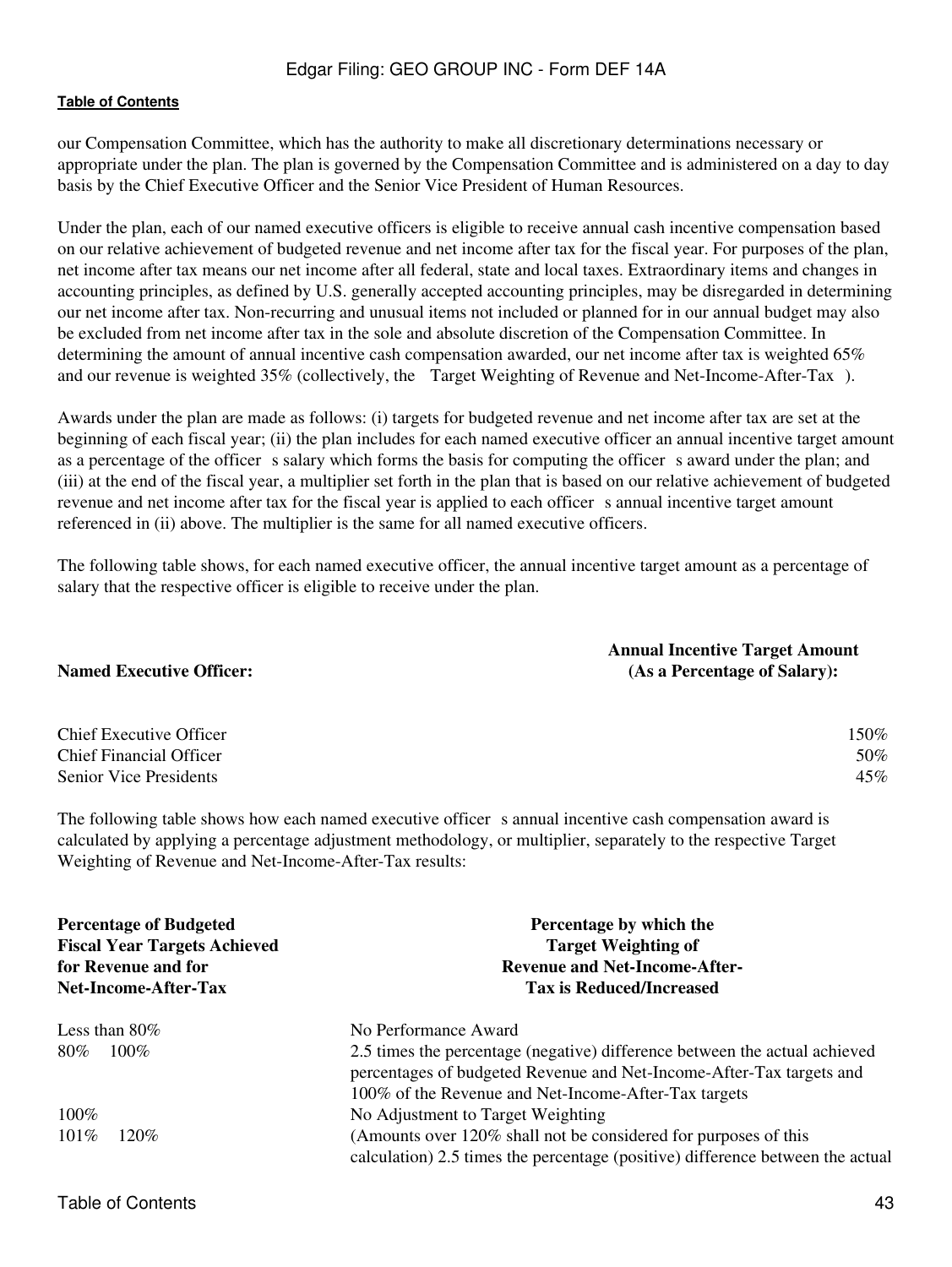our Compensation Committee, which has the authority to make all discretionary determinations necessary or appropriate under the plan. The plan is governed by the Compensation Committee and is administered on a day to day basis by the Chief Executive Officer and the Senior Vice President of Human Resources.

Under the plan, each of our named executive officers is eligible to receive annual cash incentive compensation based on our relative achievement of budgeted revenue and net income after tax for the fiscal year. For purposes of the plan, net income after tax means our net income after all federal, state and local taxes. Extraordinary items and changes in accounting principles, as defined by U.S. generally accepted accounting principles, may be disregarded in determining our net income after tax. Non-recurring and unusual items not included or planned for in our annual budget may also be excluded from net income after tax in the sole and absolute discretion of the Compensation Committee. In determining the amount of annual incentive cash compensation awarded, our net income after tax is weighted 65% and our revenue is weighted 35% (collectively, the Target Weighting of Revenue and Net-Income-After-Tax ).

Awards under the plan are made as follows: (i) targets for budgeted revenue and net income after tax are set at the beginning of each fiscal year; (ii) the plan includes for each named executive officer an annual incentive target amount as a percentage of the officer s salary which forms the basis for computing the officer s award under the plan; and (iii) at the end of the fiscal year, a multiplier set forth in the plan that is based on our relative achievement of budgeted revenue and net income after tax for the fiscal year is applied to each officer s annual incentive target amount referenced in (ii) above. The multiplier is the same for all named executive officers.

The following table shows, for each named executive officer, the annual incentive target amount as a percentage of salary that the respective officer is eligible to receive under the plan.

| Named Executive Officer: | Annual Incentive Target Amount (As a Percentage of Salary): |
|---|---|
| Chief Executive Officer | 150% |
| Chief Financial Officer | 50% |
| Senior Vice Presidents | 45% |

The following table shows how each named executive officer s annual incentive cash compensation award is calculated by applying a percentage adjustment methodology, or multiplier, separately to the respective Target Weighting of Revenue and Net-Income-After-Tax results:

| Percentage of Budgeted Fiscal Year Targets Achieved for Revenue and for Net-Income-After-Tax | Percentage by which the Target Weighting of Revenue and Net-Income-After-Tax is Reduced/Increased |
|---|---|
| Less than 80% | No Performance Award |
| 80% 100% | 2.5 times the percentage (negative) difference between the actual achieved percentages of budgeted Revenue and Net-Income-After-Tax targets and 100% of the Revenue and Net-Income-After-Tax targets |
| 100% | No Adjustment to Target Weighting |
| 101% 120% | (Amounts over 120% shall not be considered for purposes of this calculation) 2.5 times the percentage (positive) difference between the actual |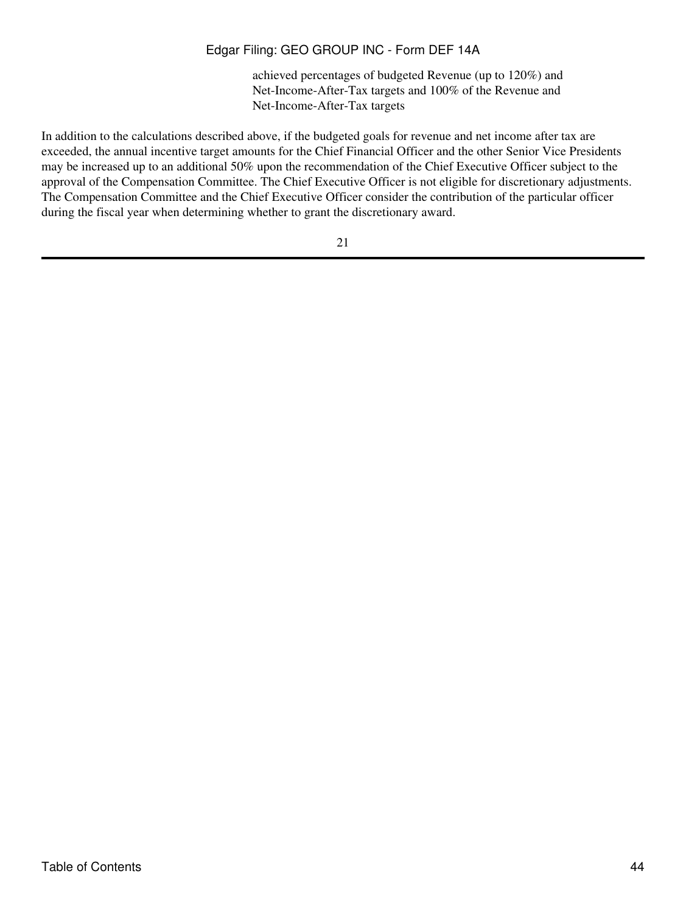achieved percentages of budgeted Revenue (up to 120%) and Net-Income-After-Tax targets and 100% of the Revenue and Net-Income-After-Tax targets

In addition to the calculations described above, if the budgeted goals for revenue and net income after tax are exceeded, the annual incentive target amounts for the Chief Financial Officer and the other Senior Vice Presidents may be increased up to an additional 50% upon the recommendation of the Chief Executive Officer subject to the approval of the Compensation Committee. The Chief Executive Officer is not eligible for discretionary adjustments. The Compensation Committee and the Chief Executive Officer consider the contribution of the particular officer during the fiscal year when determining whether to grant the discretionary award.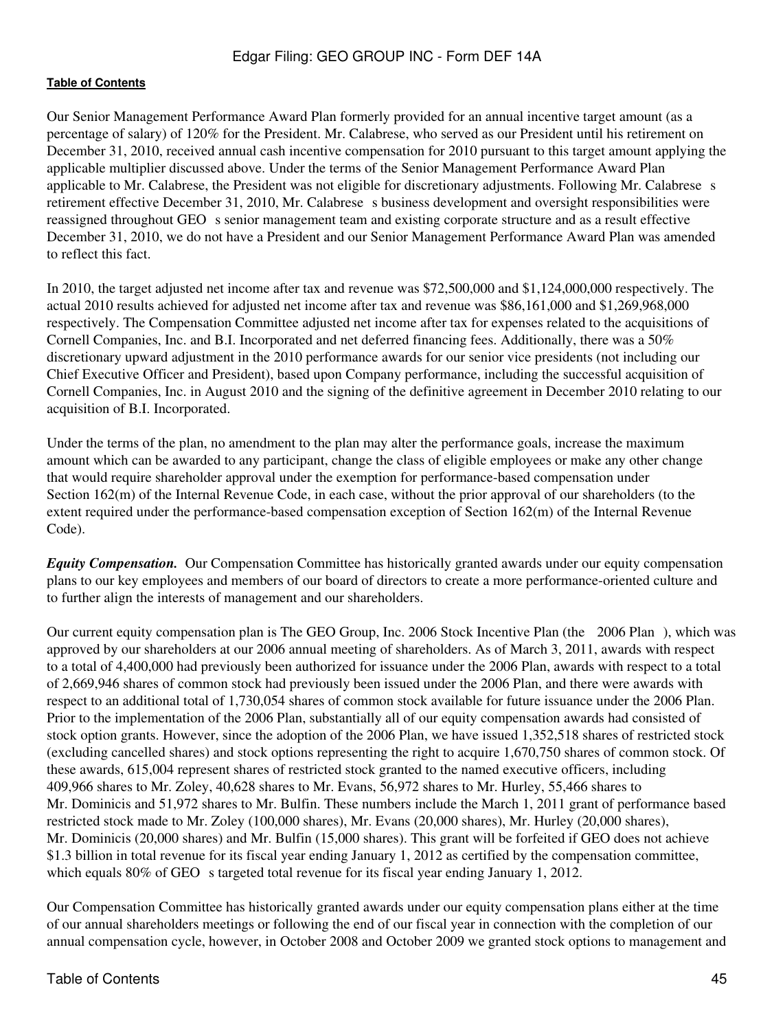Our Senior Management Performance Award Plan formerly provided for an annual incentive target amount (as a percentage of salary) of 120% for the President. Mr. Calabrese, who served as our President until his retirement on December 31, 2010, received annual cash incentive compensation for 2010 pursuant to this target amount applying the applicable multiplier discussed above. Under the terms of the Senior Management Performance Award Plan applicable to Mr. Calabrese, the President was not eligible for discretionary adjustments. Following Mr. Calabrese s retirement effective December 31, 2010, Mr. Calabrese s business development and oversight responsibilities were reassigned throughout GEO s senior management team and existing corporate structure and as a result effective December 31, 2010, we do not have a President and our Senior Management Performance Award Plan was amended to reflect this fact.

In 2010, the target adjusted net income after tax and revenue was $72,500,000 and $1,124,000,000 respectively. The actual 2010 results achieved for adjusted net income after tax and revenue was $86,161,000 and $1,269,968,000 respectively. The Compensation Committee adjusted net income after tax for expenses related to the acquisitions of Cornell Companies, Inc. and B.I. Incorporated and net deferred financing fees. Additionally, there was a 50% discretionary upward adjustment in the 2010 performance awards for our senior vice presidents (not including our Chief Executive Officer and President), based upon Company performance, including the successful acquisition of Cornell Companies, Inc. in August 2010 and the signing of the definitive agreement in December 2010 relating to our acquisition of B.I. Incorporated.

Under the terms of the plan, no amendment to the plan may alter the performance goals, increase the maximum amount which can be awarded to any participant, change the class of eligible employees or make any other change that would require shareholder approval under the exemption for performance-based compensation under Section 162(m) of the Internal Revenue Code, in each case, without the prior approval of our shareholders (to the extent required under the performance-based compensation exception of Section 162(m) of the Internal Revenue Code).

***Equity Compensation.*** Our Compensation Committee has historically granted awards under our equity compensation plans to our key employees and members of our board of directors to create a more performance-oriented culture and to further align the interests of management and our shareholders.

Our current equity compensation plan is The GEO Group, Inc. 2006 Stock Incentive Plan (the 2006 Plan ), which was approved by our shareholders at our 2006 annual meeting of shareholders. As of March 3, 2011, awards with respect to a total of 4,400,000 had previously been authorized for issuance under the 2006 Plan, awards with respect to a total of 2,669,946 shares of common stock had previously been issued under the 2006 Plan, and there were awards with respect to an additional total of 1,730,054 shares of common stock available for future issuance under the 2006 Plan. Prior to the implementation of the 2006 Plan, substantially all of our equity compensation awards had consisted of stock option grants. However, since the adoption of the 2006 Plan, we have issued 1,352,518 shares of restricted stock (excluding cancelled shares) and stock options representing the right to acquire 1,670,750 shares of common stock. Of these awards, 615,004 represent shares of restricted stock granted to the named executive officers, including 409,966 shares to Mr. Zoley, 40,628 shares to Mr. Evans, 56,972 shares to Mr. Hurley, 55,466 shares to Mr. Dominicis and 51,972 shares to Mr. Bulfin. These numbers include the March 1, 2011 grant of performance based restricted stock made to Mr. Zoley (100,000 shares), Mr. Evans (20,000 shares), Mr. Hurley (20,000 shares), Mr. Dominicis (20,000 shares) and Mr. Bulfin (15,000 shares). This grant will be forfeited if GEO does not achieve $1.3 billion in total revenue for its fiscal year ending January 1, 2012 as certified by the compensation committee, which equals 80% of GEO s targeted total revenue for its fiscal year ending January 1, 2012.

Our Compensation Committee has historically granted awards under our equity compensation plans either at the time of our annual shareholders meetings or following the end of our fiscal year in connection with the completion of our annual compensation cycle, however, in October 2008 and October 2009 we granted stock options to management and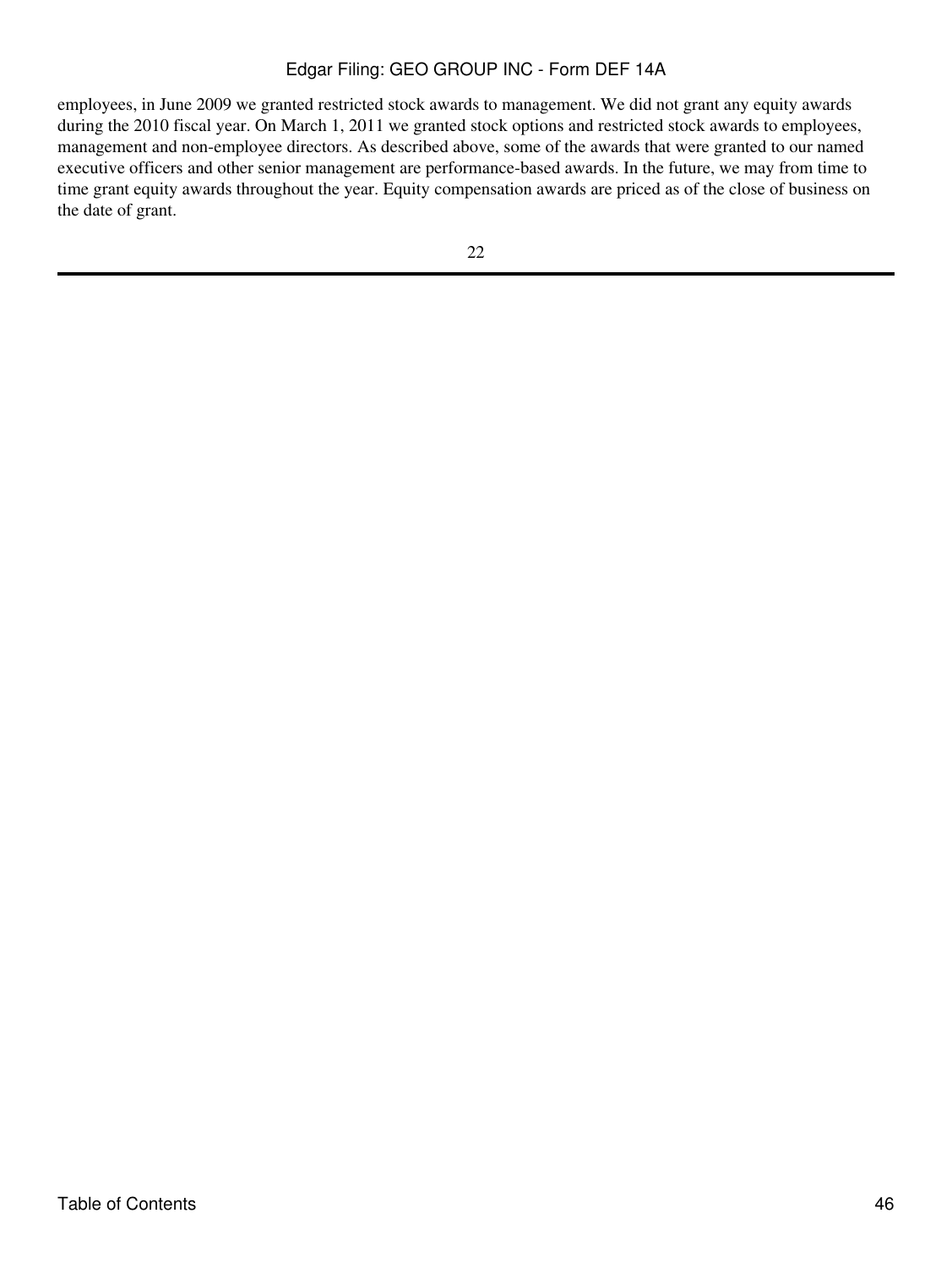employees, in June 2009 we granted restricted stock awards to management. We did not grant any equity awards during the 2010 fiscal year. On March 1, 2011 we granted stock options and restricted stock awards to employees, management and non-employee directors. As described above, some of the awards that were granted to our named executive officers and other senior management are performance-based awards. In the future, we may from time to time grant equity awards throughout the year. Equity compensation awards are priced as of the close of business on the date of grant.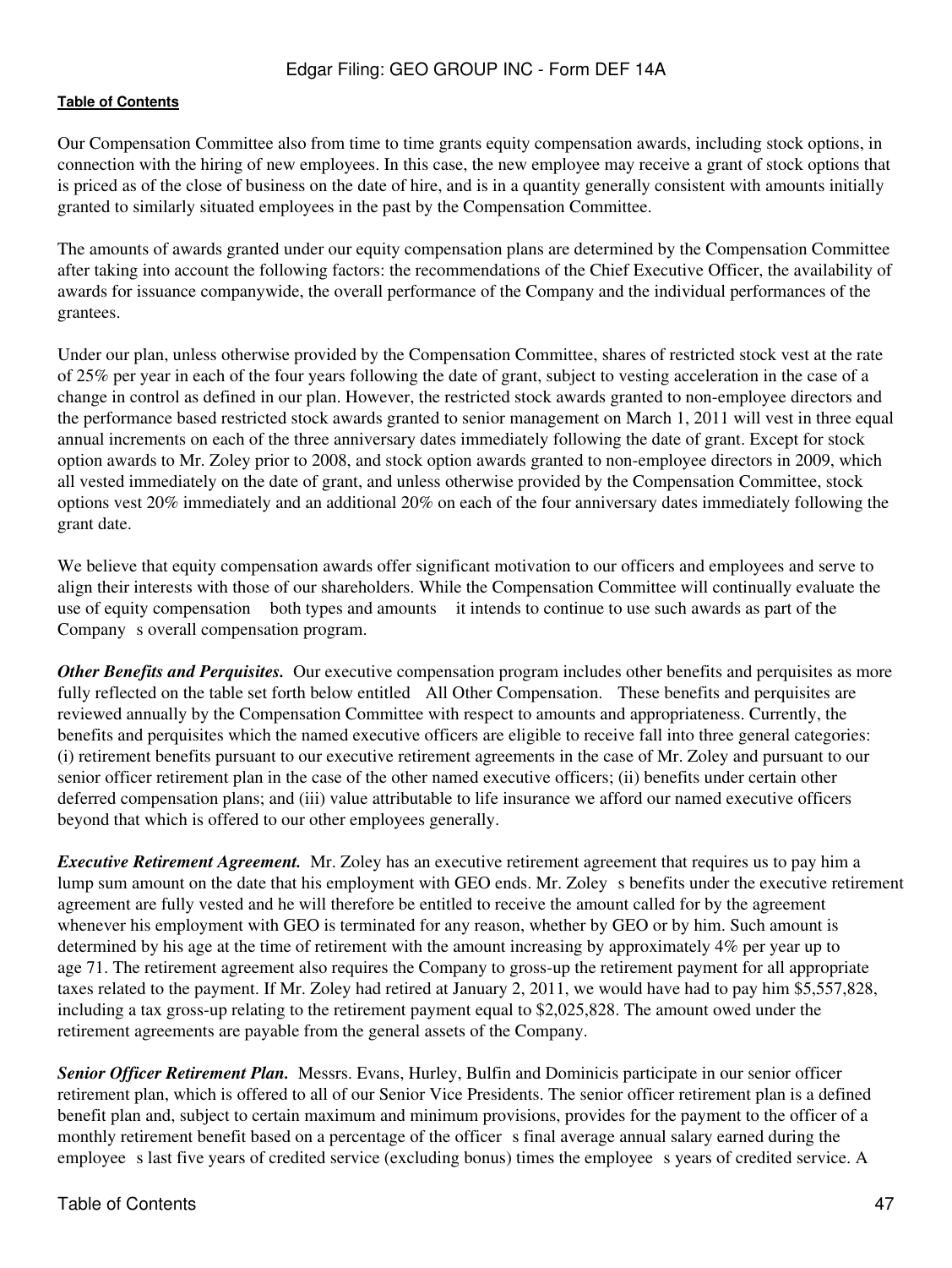Our Compensation Committee also from time to time grants equity compensation awards, including stock options, in connection with the hiring of new employees. In this case, the new employee may receive a grant of stock options that is priced as of the close of business on the date of hire, and is in a quantity generally consistent with amounts initially granted to similarly situated employees in the past by the Compensation Committee.

The amounts of awards granted under our equity compensation plans are determined by the Compensation Committee after taking into account the following factors: the recommendations of the Chief Executive Officer, the availability of awards for issuance companywide, the overall performance of the Company and the individual performances of the grantees.

Under our plan, unless otherwise provided by the Compensation Committee, shares of restricted stock vest at the rate of 25% per year in each of the four years following the date of grant, subject to vesting acceleration in the case of a change in control as defined in our plan. However, the restricted stock awards granted to non-employee directors and the performance based restricted stock awards granted to senior management on March 1, 2011 will vest in three equal annual increments on each of the three anniversary dates immediately following the date of grant. Except for stock option awards to Mr. Zoley prior to 2008, and stock option awards granted to non-employee directors in 2009, which all vested immediately on the date of grant, and unless otherwise provided by the Compensation Committee, stock options vest 20% immediately and an additional 20% on each of the four anniversary dates immediately following the grant date.

We believe that equity compensation awards offer significant motivation to our officers and employees and serve to align their interests with those of our shareholders. While the Compensation Committee will continually evaluate the use of equity compensation both types and amounts it intends to continue to use such awards as part of the Company s overall compensation program.

***Other Benefits and Perquisites.*** Our executive compensation program includes other benefits and perquisites as more fully reflected on the table set forth below entitled All Other Compensation. These benefits and perquisites are reviewed annually by the Compensation Committee with respect to amounts and appropriateness. Currently, the benefits and perquisites which the named executive officers are eligible to receive fall into three general categories: (i) retirement benefits pursuant to our executive retirement agreements in the case of Mr. Zoley and pursuant to our senior officer retirement plan in the case of the other named executive officers; (ii) benefits under certain other deferred compensation plans; and (iii) value attributable to life insurance we afford our named executive officers beyond that which is offered to our other employees generally.

***Executive Retirement Agreement.*** Mr. Zoley has an executive retirement agreement that requires us to pay him a lump sum amount on the date that his employment with GEO ends. Mr. Zoley s benefits under the executive retirement agreement are fully vested and he will therefore be entitled to receive the amount called for by the agreement whenever his employment with GEO is terminated for any reason, whether by GEO or by him. Such amount is determined by his age at the time of retirement with the amount increasing by approximately 4% per year up to age 71. The retirement agreement also requires the Company to gross-up the retirement payment for all appropriate taxes related to the payment. If Mr. Zoley had retired at January 2, 2011, we would have had to pay him $5,557,828, including a tax gross-up relating to the retirement payment equal to $2,025,828. The amount owed under the retirement agreements are payable from the general assets of the Company.

***Senior Officer Retirement Plan.*** Messrs. Evans, Hurley, Bulfin and Dominicis participate in our senior officer retirement plan, which is offered to all of our Senior Vice Presidents. The senior officer retirement plan is a defined benefit plan and, subject to certain maximum and minimum provisions, provides for the payment to the officer of a monthly retirement benefit based on a percentage of the officer s final average annual salary earned during the employee s last five years of credited service (excluding bonus) times the employee s years of credited service. A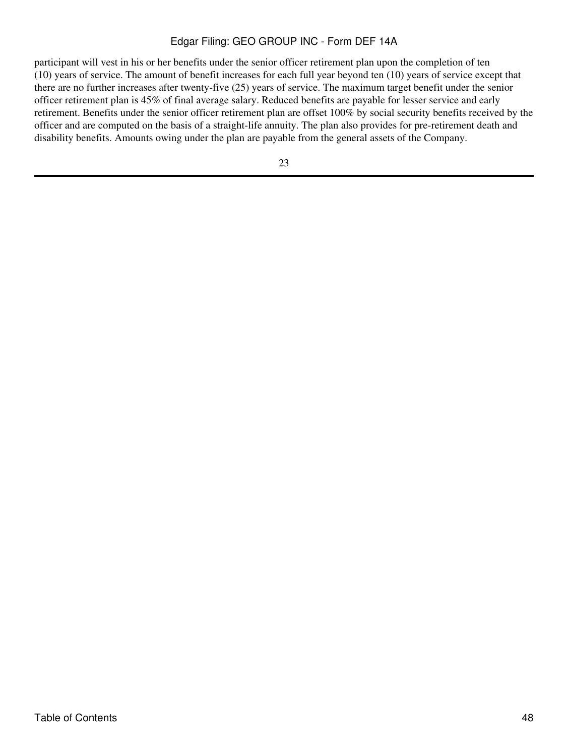participant will vest in his or her benefits under the senior officer retirement plan upon the completion of ten (10) years of service. The amount of benefit increases for each full year beyond ten (10) years of service except that there are no further increases after twenty-five (25) years of service. The maximum target benefit under the senior officer retirement plan is 45% of final average salary. Reduced benefits are payable for lesser service and early retirement. Benefits under the senior officer retirement plan are offset 100% by social security benefits received by the officer and are computed on the basis of a straight-life annuity. The plan also provides for pre-retirement death and disability benefits. Amounts owing under the plan are payable from the general assets of the Company.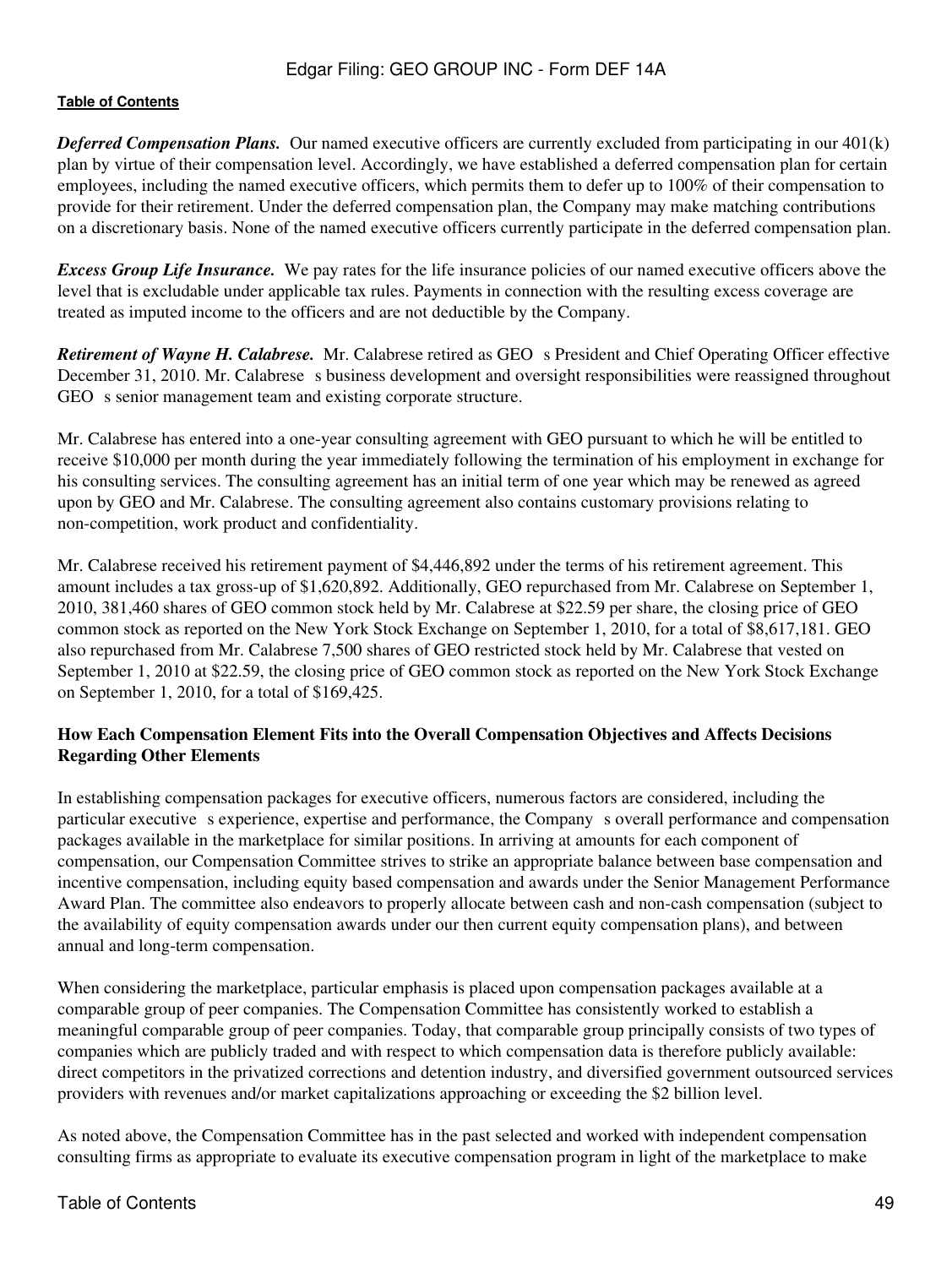***Deferred Compensation Plans.*** Our named executive officers are currently excluded from participating in our 401(k) plan by virtue of their compensation level. Accordingly, we have established a deferred compensation plan for certain employees, including the named executive officers, which permits them to defer up to 100% of their compensation to provide for their retirement. Under the deferred compensation plan, the Company may make matching contributions on a discretionary basis. None of the named executive officers currently participate in the deferred compensation plan.

***Excess Group Life Insurance.*** We pay rates for the life insurance policies of our named executive officers above the level that is excludable under applicable tax rules. Payments in connection with the resulting excess coverage are treated as imputed income to the officers and are not deductible by the Company.

***Retirement of Wayne H. Calabrese.*** Mr. Calabrese retired as GEO s President and Chief Operating Officer effective December 31, 2010. Mr. Calabrese s business development and oversight responsibilities were reassigned throughout GEO s senior management team and existing corporate structure.

Mr. Calabrese has entered into a one-year consulting agreement with GEO pursuant to which he will be entitled to receive $10,000 per month during the year immediately following the termination of his employment in exchange for his consulting services. The consulting agreement has an initial term of one year which may be renewed as agreed upon by GEO and Mr. Calabrese. The consulting agreement also contains customary provisions relating to non-competition, work product and confidentiality.

Mr. Calabrese received his retirement payment of $4,446,892 under the terms of his retirement agreement. This amount includes a tax gross-up of $1,620,892. Additionally, GEO repurchased from Mr. Calabrese on September 1, 2010, 381,460 shares of GEO common stock held by Mr. Calabrese at $22.59 per share, the closing price of GEO common stock as reported on the New York Stock Exchange on September 1, 2010, for a total of $8,617,181. GEO also repurchased from Mr. Calabrese 7,500 shares of GEO restricted stock held by Mr. Calabrese that vested on September 1, 2010 at $22.59, the closing price of GEO common stock as reported on the New York Stock Exchange on September 1, 2010, for a total of $169,425.

**How Each Compensation Element Fits into the Overall Compensation Objectives and Affects Decisions Regarding Other Elements**

In establishing compensation packages for executive officers, numerous factors are considered, including the particular executive s experience, expertise and performance, the Company s overall performance and compensation packages available in the marketplace for similar positions. In arriving at amounts for each component of compensation, our Compensation Committee strives to strike an appropriate balance between base compensation and incentive compensation, including equity based compensation and awards under the Senior Management Performance Award Plan. The committee also endeavors to properly allocate between cash and non-cash compensation (subject to the availability of equity compensation awards under our then current equity compensation plans), and between annual and long-term compensation.

When considering the marketplace, particular emphasis is placed upon compensation packages available at a comparable group of peer companies. The Compensation Committee has consistently worked to establish a meaningful comparable group of peer companies. Today, that comparable group principally consists of two types of companies which are publicly traded and with respect to which compensation data is therefore publicly available: direct competitors in the privatized corrections and detention industry, and diversified government outsourced services providers with revenues and/or market capitalizations approaching or exceeding the $2 billion level.

As noted above, the Compensation Committee has in the past selected and worked with independent compensation consulting firms as appropriate to evaluate its executive compensation program in light of the marketplace to make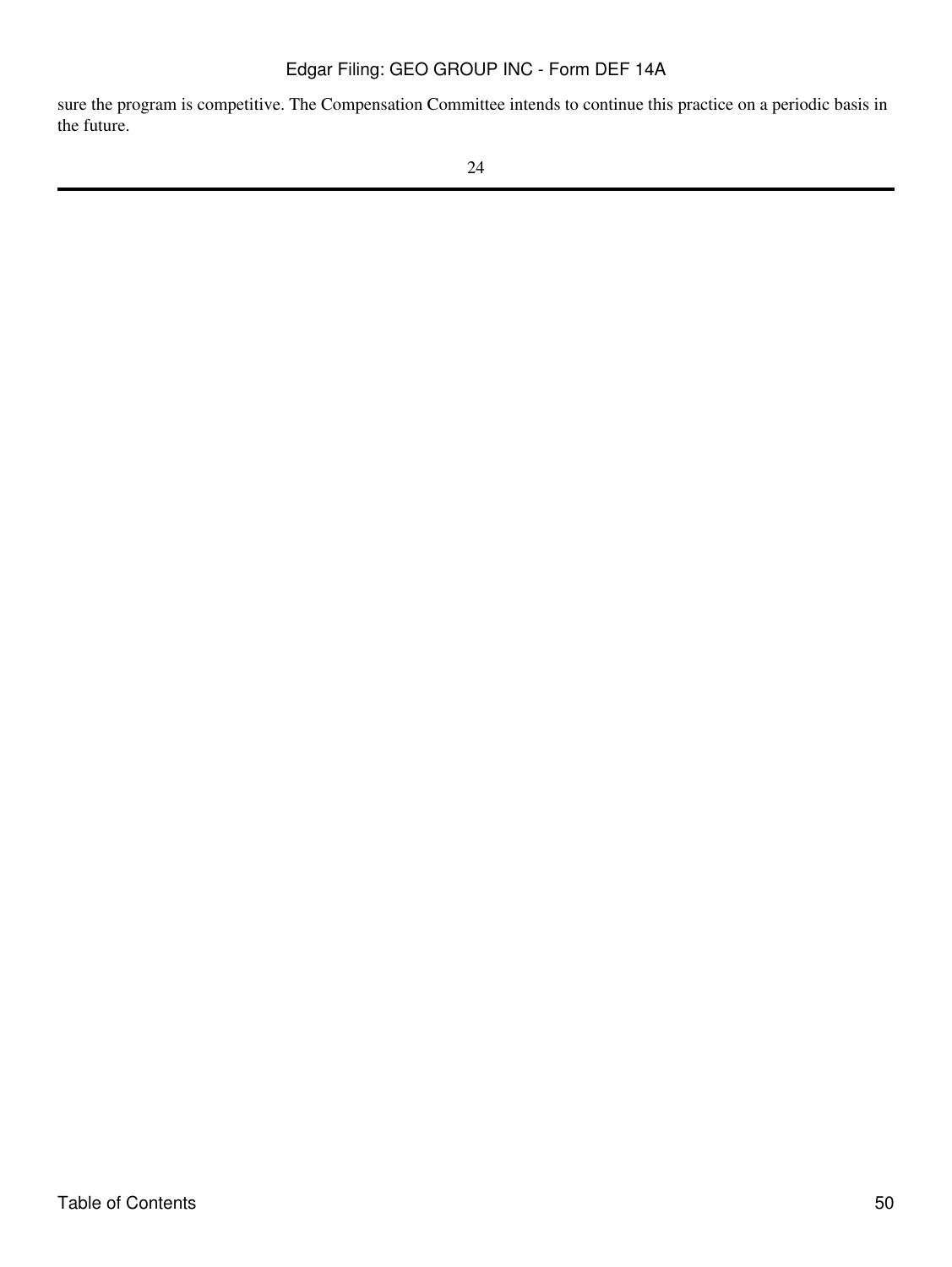sure the program is competitive. The Compensation Committee intends to continue this practice on a periodic basis in the future.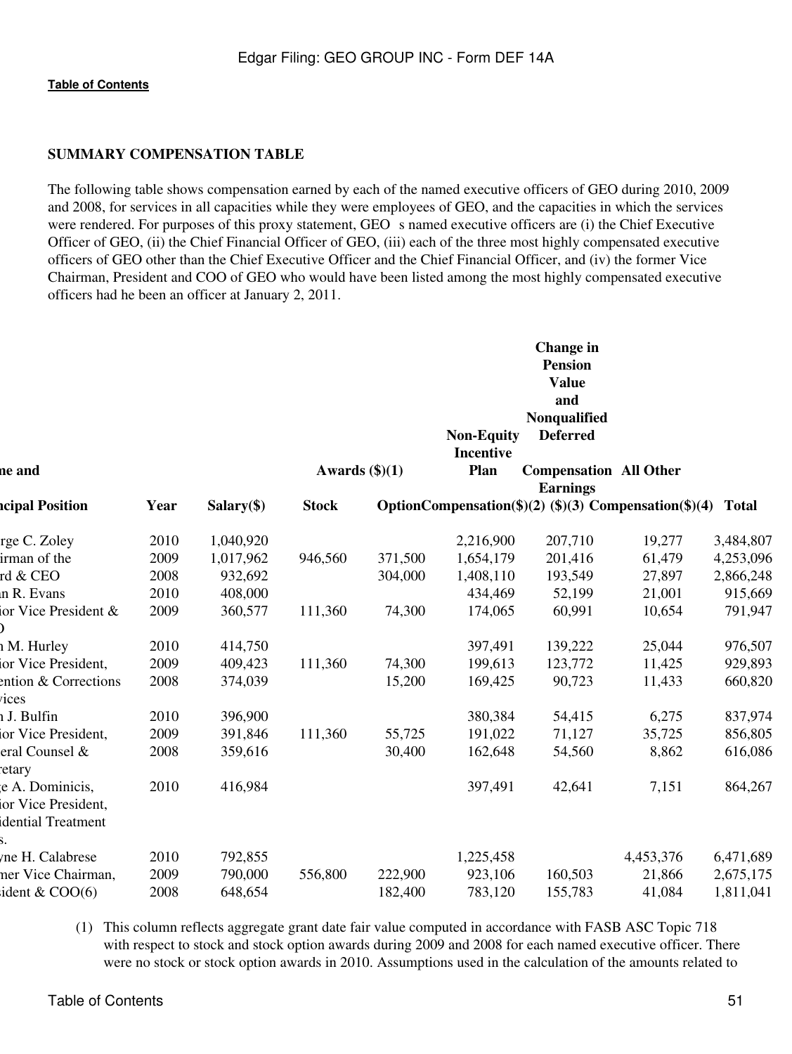**Table of Contents**

**SUMMARY COMPENSATION TABLE**

The following table shows compensation earned by each of the named executive officers of GEO during 2010, 2009 and 2008, for services in all capacities while they were employees of GEO, and the capacities in which the services were rendered. For purposes of this proxy statement, GEO s named executive officers are (i) the Chief Executive Officer of GEO, (ii) the Chief Financial Officer of GEO, (iii) each of the three most highly compensated executive officers of GEO other than the Chief Executive Officer and the Chief Financial Officer, and (iv) the former Vice Chairman, President and COO of GEO who would have been listed among the most highly compensated executive officers had he been an officer at January 2, 2011.

| ne and ncipal Position | Year | Salary($) | Awards ($)(1) Stock | Option | Non-Equity Incentive Plan Compensation($)(2) | Change in Pension Value and Nonqualified Deferred Compensation Earnings ($)(3) | All Other Compensation($)(4) | Total |
|---|---|---|---|---|---|---|---|---|
| rge C. Zoley | 2010 | 1,040,920 | | | 2,216,900 | 207,710 | 19,277 | 3,484,807 |
| irman of the | 2009 | 1,017,962 | 946,560 | 371,500 | 1,654,179 | 201,416 | 61,479 | 4,253,096 |
| rd & CEO | 2008 | 932,692 | | 304,000 | 1,408,110 | 193,549 | 27,897 | 2,866,248 |
| n R. Evans | 2010 | 408,000 | | | 434,469 | 52,199 | 21,001 | 915,669 |
| ior Vice President & O | 2009 | 360,577 | 111,360 | 74,300 | 174,065 | 60,991 | 10,654 | 791,947 |
| n M. Hurley | 2010 | 414,750 | | | 397,491 | 139,222 | 25,044 | 976,507 |
| ior Vice President, | 2009 | 409,423 | 111,360 | 74,300 | 199,613 | 123,772 | 11,425 | 929,893 |
| ention & Corrections vices | 2008 | 374,039 | | 15,200 | 169,425 | 90,723 | 11,433 | 660,820 |
| n J. Bulfin | 2010 | 396,900 | | | 380,384 | 54,415 | 6,275 | 837,974 |
| ior Vice President, | 2009 | 391,846 | 111,360 | 55,725 | 191,022 | 71,127 | 35,725 | 856,805 |
| eral Counsel & retary | 2008 | 359,616 | | 30,400 | 162,648 | 54,560 | 8,862 | 616,086 |
| e A. Dominicis, ior Vice President, idential Treatment s. | 2010 | 416,984 | | | 397,491 | 42,641 | 7,151 | 864,267 |
| yne H. Calabrese | 2010 | 792,855 | | | 1,225,458 | | 4,453,376 | 6,471,689 |
| mer Vice Chairman, | 2009 | 790,000 | 556,800 | 222,900 | 923,106 | 160,503 | 21,866 | 2,675,175 |
| sident & COO(6) | 2008 | 648,654 | | 182,400 | 783,120 | 155,783 | 41,084 | 1,811,041 |

(1) This column reflects aggregate grant date fair value computed in accordance with FASB ASC Topic 718 with respect to stock and stock option awards during 2009 and 2008 for each named executive officer. There were no stock or stock option awards in 2010. Assumptions used in the calculation of the amounts related to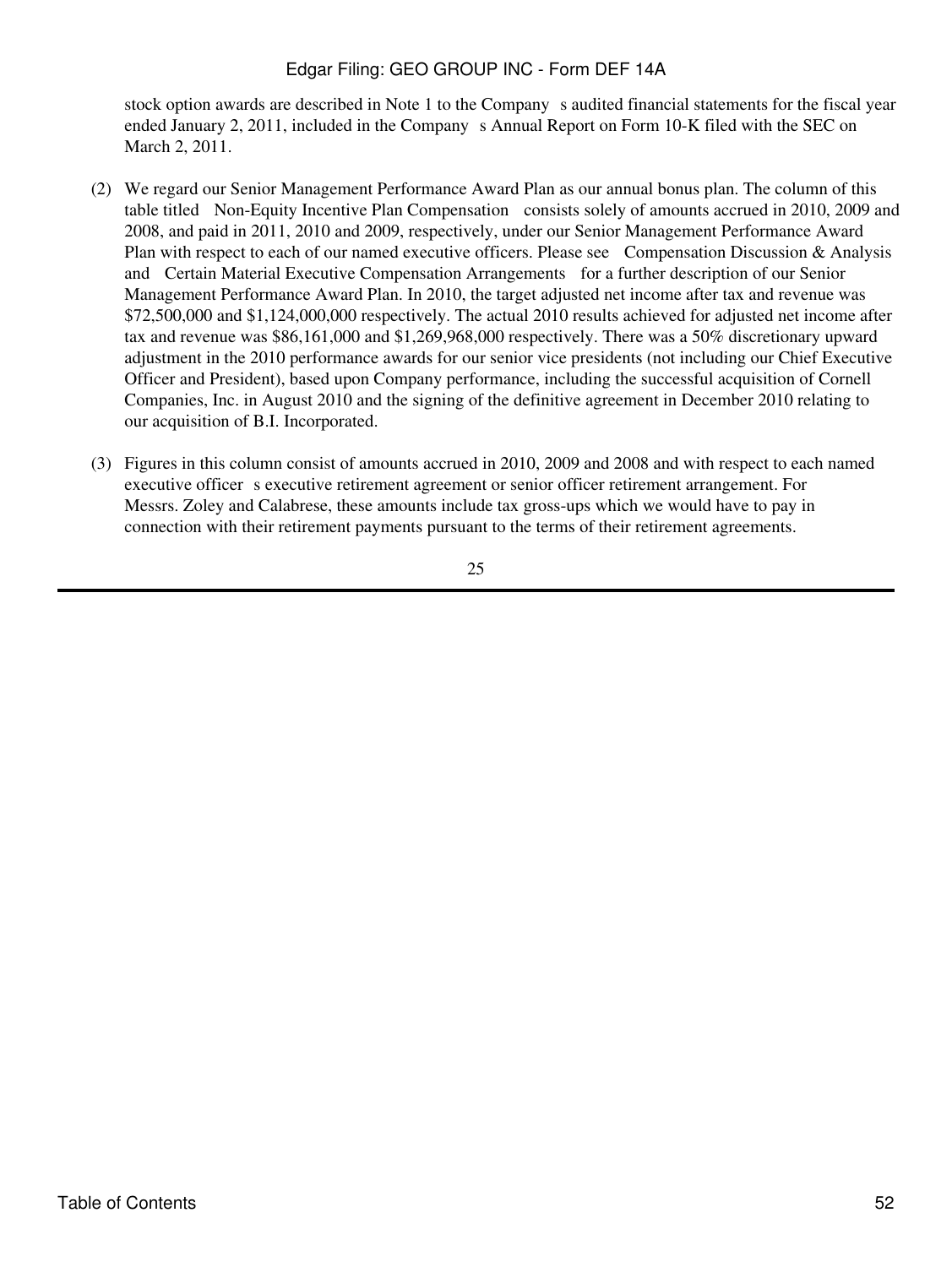stock option awards are described in Note 1 to the Company s audited financial statements for the fiscal year ended January 2, 2011, included in the Company s Annual Report on Form 10-K filed with the SEC on March 2, 2011.

(2) We regard our Senior Management Performance Award Plan as our annual bonus plan. The column of this table titled Non-Equity Incentive Plan Compensation consists solely of amounts accrued in 2010, 2009 and 2008, and paid in 2011, 2010 and 2009, respectively, under our Senior Management Performance Award Plan with respect to each of our named executive officers. Please see Compensation Discussion & Analysis and Certain Material Executive Compensation Arrangements for a further description of our Senior Management Performance Award Plan. In 2010, the target adjusted net income after tax and revenue was $72,500,000 and $1,124,000,000 respectively. The actual 2010 results achieved for adjusted net income after tax and revenue was $86,161,000 and $1,269,968,000 respectively. There was a 50% discretionary upward adjustment in the 2010 performance awards for our senior vice presidents (not including our Chief Executive Officer and President), based upon Company performance, including the successful acquisition of Cornell Companies, Inc. in August 2010 and the signing of the definitive agreement in December 2010 relating to our acquisition of B.I. Incorporated.

(3) Figures in this column consist of amounts accrued in 2010, 2009 and 2008 and with respect to each named executive officer s executive retirement agreement or senior officer retirement arrangement. For Messrs. Zoley and Calabrese, these amounts include tax gross-ups which we would have to pay in connection with their retirement payments pursuant to the terms of their retirement agreements.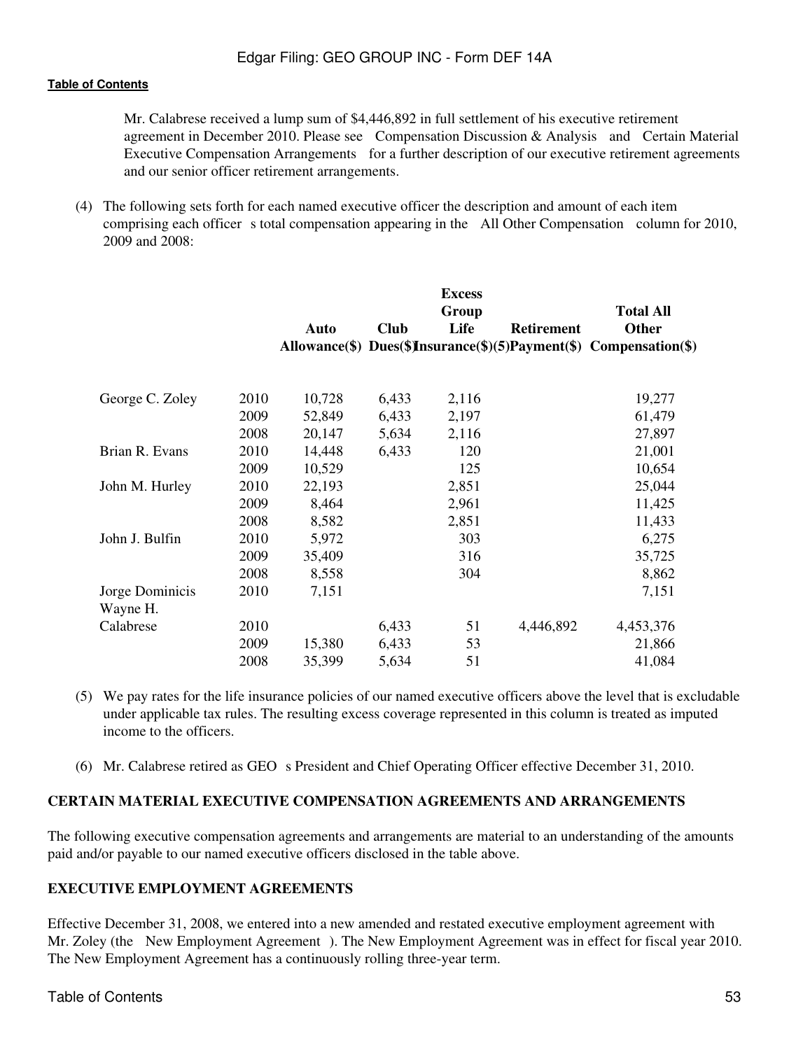Mr. Calabrese received a lump sum of $4,446,892 in full settlement of his executive retirement agreement in December 2010. Please see Compensation Discussion & Analysis and Certain Material Executive Compensation Arrangements for a further description of our executive retirement agreements and our senior officer retirement arrangements.

(4) The following sets forth for each named executive officer the description and amount of each item comprising each officer s total compensation appearing in the All Other Compensation column for 2010, 2009 and 2008:

| | | Auto Allowance($) | Club Dues($) | Excess Group Life Insurance($)(5) | Retirement Payment($) | Total All Other Compensation($) |
|---|---|---|---|---|---|---|
| George C. Zoley | 2010 | 10,728 | 6,433 | 2,116 | | 19,277 |
| | 2009 | 52,849 | 6,433 | 2,197 | | 61,479 |
| | 2008 | 20,147 | 5,634 | 2,116 | | 27,897 |
| Brian R. Evans | 2010 | 14,448 | 6,433 | 120 | | 21,001 |
| | 2009 | 10,529 | | 125 | | 10,654 |
| John M. Hurley | 2010 | 22,193 | | 2,851 | | 25,044 |
| | 2009 | 8,464 | | 2,961 | | 11,425 |
| | 2008 | 8,582 | | 2,851 | | 11,433 |
| John J. Bulfin | 2010 | 5,972 | | 303 | | 6,275 |
| | 2009 | 35,409 | | 316 | | 35,725 |
| | 2008 | 8,558 | | 304 | | 8,862 |
| Jorge Dominicis | 2010 | 7,151 | | | | 7,151 |
| Wayne H. Calabrese | 2010 | | 6,433 | 51 | 4,446,892 | 4,453,376 |
| | 2009 | 15,380 | 6,433 | 53 | | 21,866 |
| | 2008 | 35,399 | 5,634 | 51 | | 41,084 |

(5) We pay rates for the life insurance policies of our named executive officers above the level that is excludable under applicable tax rules. The resulting excess coverage represented in this column is treated as imputed income to the officers.

(6) Mr. Calabrese retired as GEO s President and Chief Operating Officer effective December 31, 2010.

## CERTAIN MATERIAL EXECUTIVE COMPENSATION AGREEMENTS AND ARRANGEMENTS

The following executive compensation agreements and arrangements are material to an understanding of the amounts paid and/or payable to our named executive officers disclosed in the table above.

## EXECUTIVE EMPLOYMENT AGREEMENTS

Effective December 31, 2008, we entered into a new amended and restated executive employment agreement with Mr. Zoley (the New Employment Agreement ). The New Employment Agreement was in effect for fiscal year 2010. The New Employment Agreement has a continuously rolling three-year term.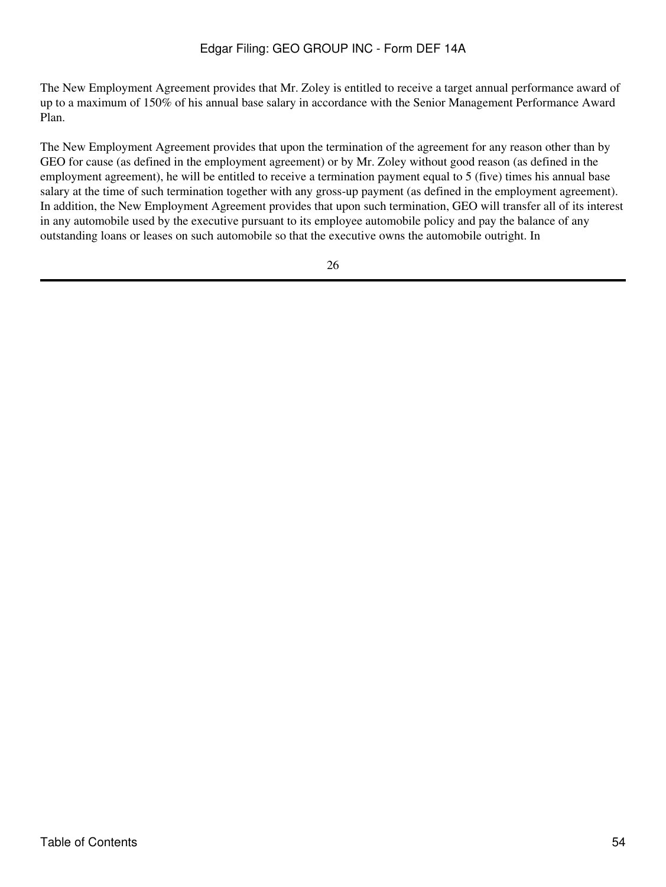The New Employment Agreement provides that Mr. Zoley is entitled to receive a target annual performance award of up to a maximum of 150% of his annual base salary in accordance with the Senior Management Performance Award Plan.

The New Employment Agreement provides that upon the termination of the agreement for any reason other than by GEO for cause (as defined in the employment agreement) or by Mr. Zoley without good reason (as defined in the employment agreement), he will be entitled to receive a termination payment equal to 5 (five) times his annual base salary at the time of such termination together with any gross-up payment (as defined in the employment agreement). In addition, the New Employment Agreement provides that upon such termination, GEO will transfer all of its interest in any automobile used by the executive pursuant to its employee automobile policy and pay the balance of any outstanding loans or leases on such automobile so that the executive owns the automobile outright. In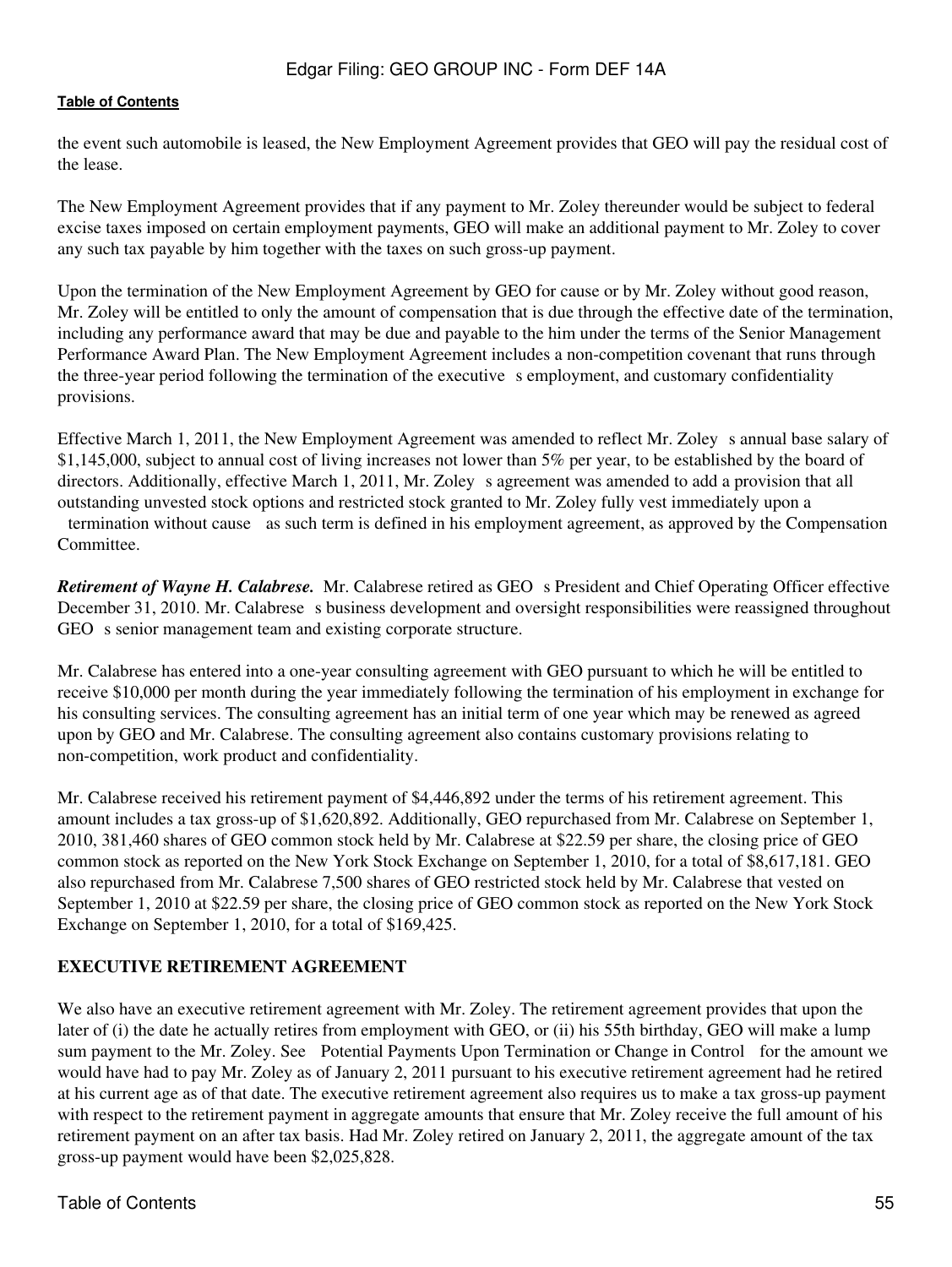the event such automobile is leased, the New Employment Agreement provides that GEO will pay the residual cost of the lease.

The New Employment Agreement provides that if any payment to Mr. Zoley thereunder would be subject to federal excise taxes imposed on certain employment payments, GEO will make an additional payment to Mr. Zoley to cover any such tax payable by him together with the taxes on such gross-up payment.

Upon the termination of the New Employment Agreement by GEO for cause or by Mr. Zoley without good reason, Mr. Zoley will be entitled to only the amount of compensation that is due through the effective date of the termination, including any performance award that may be due and payable to the him under the terms of the Senior Management Performance Award Plan. The New Employment Agreement includes a non-competition covenant that runs through the three-year period following the termination of the executive s employment, and customary confidentiality provisions.

Effective March 1, 2011, the New Employment Agreement was amended to reflect Mr. Zoley s annual base salary of $1,145,000, subject to annual cost of living increases not lower than 5% per year, to be established by the board of directors. Additionally, effective March 1, 2011, Mr. Zoley s agreement was amended to add a provision that all outstanding unvested stock options and restricted stock granted to Mr. Zoley fully vest immediately upon a termination without cause as such term is defined in his employment agreement, as approved by the Compensation Committee.

***Retirement of Wayne H. Calabrese.*** Mr. Calabrese retired as GEO s President and Chief Operating Officer effective December 31, 2010. Mr. Calabrese s business development and oversight responsibilities were reassigned throughout GEO s senior management team and existing corporate structure.

Mr. Calabrese has entered into a one-year consulting agreement with GEO pursuant to which he will be entitled to receive $10,000 per month during the year immediately following the termination of his employment in exchange for his consulting services. The consulting agreement has an initial term of one year which may be renewed as agreed upon by GEO and Mr. Calabrese. The consulting agreement also contains customary provisions relating to non-competition, work product and confidentiality.

Mr. Calabrese received his retirement payment of $4,446,892 under the terms of his retirement agreement. This amount includes a tax gross-up of $1,620,892. Additionally, GEO repurchased from Mr. Calabrese on September 1, 2010, 381,460 shares of GEO common stock held by Mr. Calabrese at $22.59 per share, the closing price of GEO common stock as reported on the New York Stock Exchange on September 1, 2010, for a total of $8,617,181. GEO also repurchased from Mr. Calabrese 7,500 shares of GEO restricted stock held by Mr. Calabrese that vested on September 1, 2010 at $22.59 per share, the closing price of GEO common stock as reported on the New York Stock Exchange on September 1, 2010, for a total of $169,425.

## EXECUTIVE RETIREMENT AGREEMENT

We also have an executive retirement agreement with Mr. Zoley. The retirement agreement provides that upon the later of (i) the date he actually retires from employment with GEO, or (ii) his 55th birthday, GEO will make a lump sum payment to the Mr. Zoley. See Potential Payments Upon Termination or Change in Control for the amount we would have had to pay Mr. Zoley as of January 2, 2011 pursuant to his executive retirement agreement had he retired at his current age as of that date. The executive retirement agreement also requires us to make a tax gross-up payment with respect to the retirement payment in aggregate amounts that ensure that Mr. Zoley receive the full amount of his retirement payment on an after tax basis. Had Mr. Zoley retired on January 2, 2011, the aggregate amount of the tax gross-up payment would have been $2,025,828.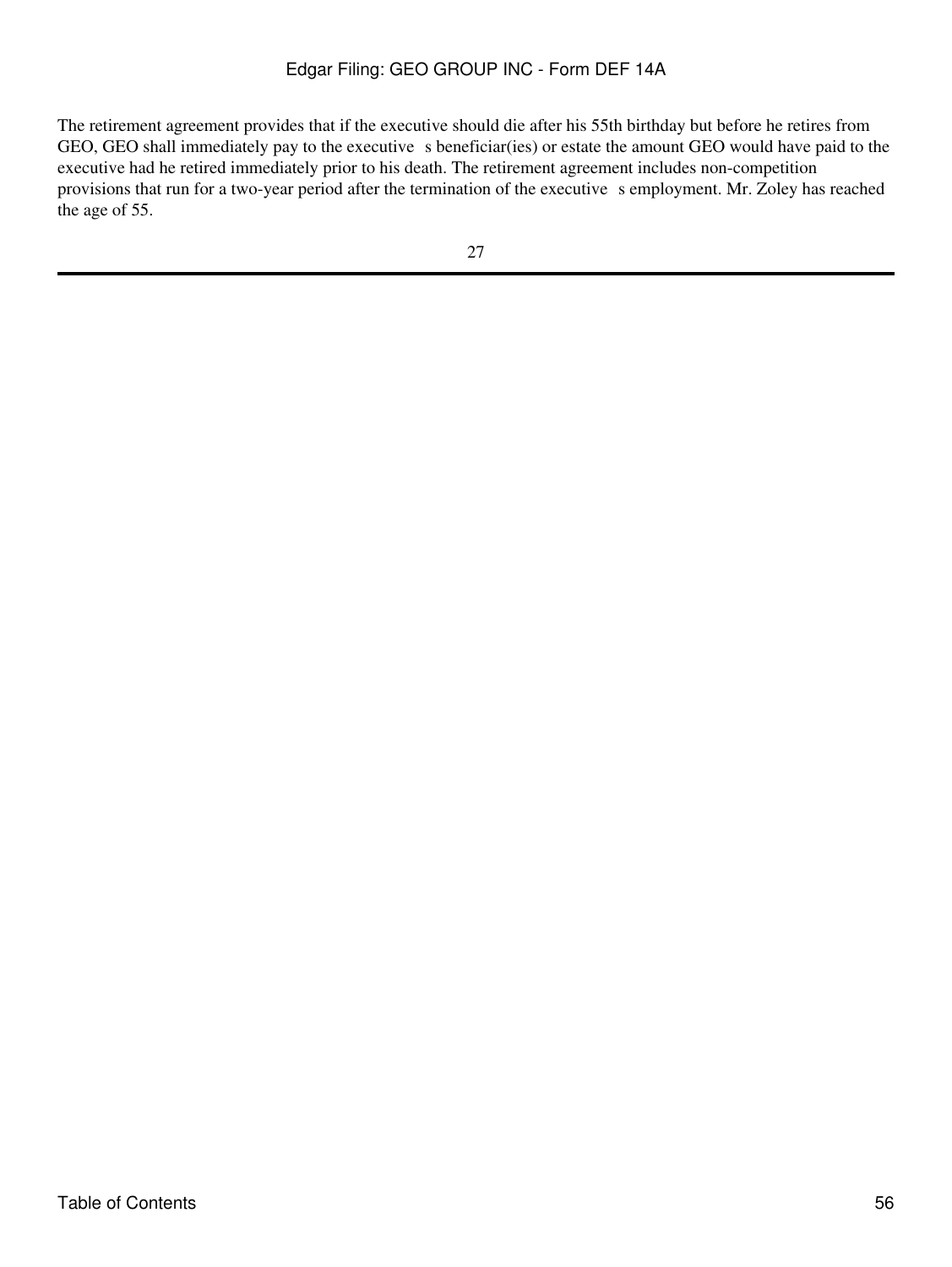The retirement agreement provides that if the executive should die after his 55th birthday but before he retires from GEO, GEO shall immediately pay to the executive s beneficiar(ies) or estate the amount GEO would have paid to the executive had he retired immediately prior to his death. The retirement agreement includes non-competition provisions that run for a two-year period after the termination of the executive s employment. Mr. Zoley has reached the age of 55.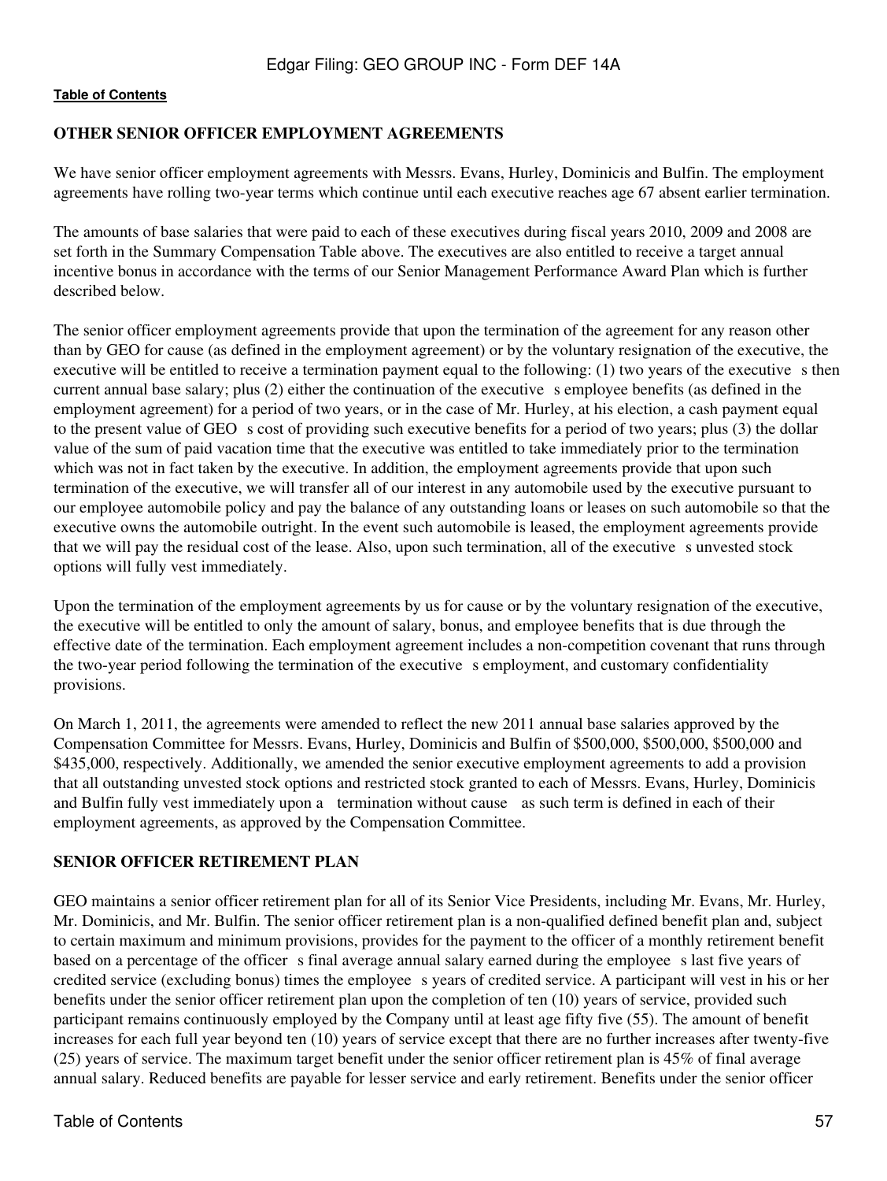## OTHER SENIOR OFFICER EMPLOYMENT AGREEMENTS

We have senior officer employment agreements with Messrs. Evans, Hurley, Dominicis and Bulfin. The employment agreements have rolling two-year terms which continue until each executive reaches age 67 absent earlier termination.

The amounts of base salaries that were paid to each of these executives during fiscal years 2010, 2009 and 2008 are set forth in the Summary Compensation Table above. The executives are also entitled to receive a target annual incentive bonus in accordance with the terms of our Senior Management Performance Award Plan which is further described below.

The senior officer employment agreements provide that upon the termination of the agreement for any reason other than by GEO for cause (as defined in the employment agreement) or by the voluntary resignation of the executive, the executive will be entitled to receive a termination payment equal to the following: (1) two years of the executive s then current annual base salary; plus (2) either the continuation of the executive s employee benefits (as defined in the employment agreement) for a period of two years, or in the case of Mr. Hurley, at his election, a cash payment equal to the present value of GEO s cost of providing such executive benefits for a period of two years; plus (3) the dollar value of the sum of paid vacation time that the executive was entitled to take immediately prior to the termination which was not in fact taken by the executive. In addition, the employment agreements provide that upon such termination of the executive, we will transfer all of our interest in any automobile used by the executive pursuant to our employee automobile policy and pay the balance of any outstanding loans or leases on such automobile so that the executive owns the automobile outright. In the event such automobile is leased, the employment agreements provide that we will pay the residual cost of the lease. Also, upon such termination, all of the executive s unvested stock options will fully vest immediately.

Upon the termination of the employment agreements by us for cause or by the voluntary resignation of the executive, the executive will be entitled to only the amount of salary, bonus, and employee benefits that is due through the effective date of the termination. Each employment agreement includes a non-competition covenant that runs through the two-year period following the termination of the executive s employment, and customary confidentiality provisions.

On March 1, 2011, the agreements were amended to reflect the new 2011 annual base salaries approved by the Compensation Committee for Messrs. Evans, Hurley, Dominicis and Bulfin of $500,000, $500,000, $500,000 and $435,000, respectively. Additionally, we amended the senior executive employment agreements to add a provision that all outstanding unvested stock options and restricted stock granted to each of Messrs. Evans, Hurley, Dominicis and Bulfin fully vest immediately upon a termination without cause as such term is defined in each of their employment agreements, as approved by the Compensation Committee.

## SENIOR OFFICER RETIREMENT PLAN

GEO maintains a senior officer retirement plan for all of its Senior Vice Presidents, including Mr. Evans, Mr. Hurley, Mr. Dominicis, and Mr. Bulfin. The senior officer retirement plan is a non-qualified defined benefit plan and, subject to certain maximum and minimum provisions, provides for the payment to the officer of a monthly retirement benefit based on a percentage of the officer s final average annual salary earned during the employee s last five years of credited service (excluding bonus) times the employee s years of credited service. A participant will vest in his or her benefits under the senior officer retirement plan upon the completion of ten (10) years of service, provided such participant remains continuously employed by the Company until at least age fifty five (55). The amount of benefit increases for each full year beyond ten (10) years of service except that there are no further increases after twenty-five (25) years of service. The maximum target benefit under the senior officer retirement plan is 45% of final average annual salary. Reduced benefits are payable for lesser service and early retirement. Benefits under the senior officer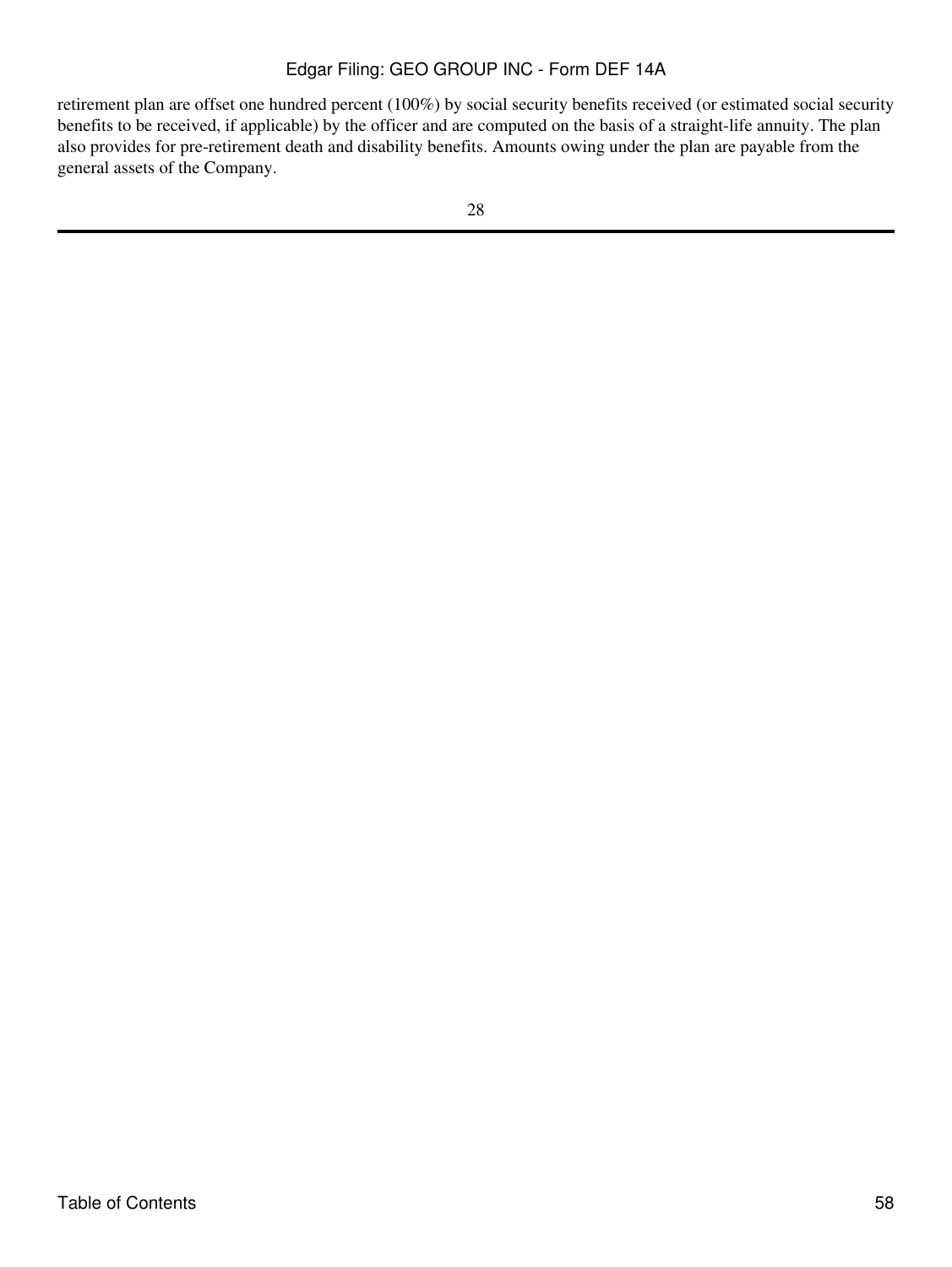retirement plan are offset one hundred percent (100%) by social security benefits received (or estimated social security benefits to be received, if applicable) by the officer and are computed on the basis of a straight-life annuity. The plan also provides for pre-retirement death and disability benefits. Amounts owing under the plan are payable from the general assets of the Company.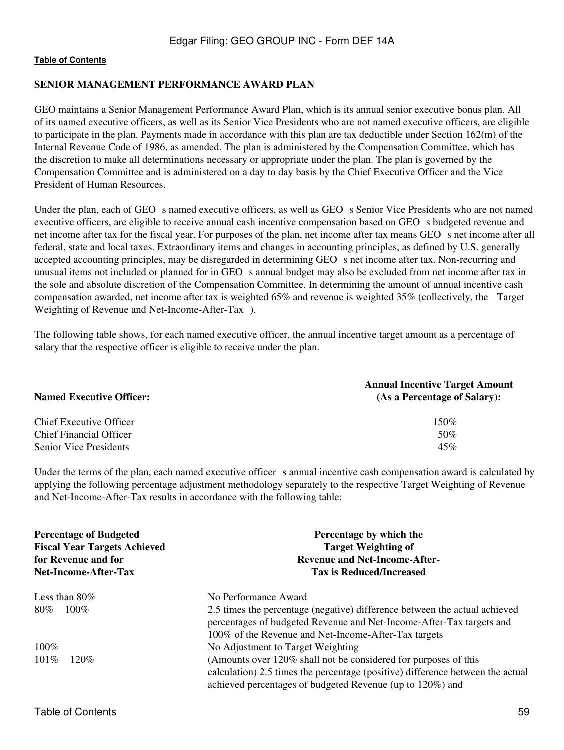## SENIOR MANAGEMENT PERFORMANCE AWARD PLAN

GEO maintains a Senior Management Performance Award Plan, which is its annual senior executive bonus plan. All of its named executive officers, as well as its Senior Vice Presidents who are not named executive officers, are eligible to participate in the plan. Payments made in accordance with this plan are tax deductible under Section 162(m) of the Internal Revenue Code of 1986, as amended. The plan is administered by the Compensation Committee, which has the discretion to make all determinations necessary or appropriate under the plan. The plan is governed by the Compensation Committee and is administered on a day to day basis by the Chief Executive Officer and the Vice President of Human Resources.

Under the plan, each of GEO s named executive officers, as well as GEO s Senior Vice Presidents who are not named executive officers, are eligible to receive annual cash incentive compensation based on GEO s budgeted revenue and net income after tax for the fiscal year. For purposes of the plan, net income after tax means GEO s net income after all federal, state and local taxes. Extraordinary items and changes in accounting principles, as defined by U.S. generally accepted accounting principles, may be disregarded in determining GEO s net income after tax. Non-recurring and unusual items not included or planned for in GEO s annual budget may also be excluded from net income after tax in the sole and absolute discretion of the Compensation Committee. In determining the amount of annual incentive cash compensation awarded, net income after tax is weighted 65% and revenue is weighted 35% (collectively, the Target Weighting of Revenue and Net-Income-After-Tax ).

The following table shows, for each named executive officer, the annual incentive target amount as a percentage of salary that the respective officer is eligible to receive under the plan.

| Named Executive Officer: | Annual Incentive Target Amount (As a Percentage of Salary): |
|---|---|
| Chief Executive Officer | 150% |
| Chief Financial Officer | 50% |
| Senior Vice Presidents | 45% |

Under the terms of the plan, each named executive officer s annual incentive cash compensation award is calculated by applying the following percentage adjustment methodology separately to the respective Target Weighting of Revenue and Net-Income-After-Tax results in accordance with the following table:

| Percentage of Budgeted Fiscal Year Targets Achieved for Revenue and for Net-Income-After-Tax | Percentage by which the Target Weighting of Revenue and Net-Income-After-Tax is Reduced/Increased |
|---|---|
| Less than 80% | No Performance Award |
| 80% 100% | 2.5 times the percentage (negative) difference between the actual achieved percentages of budgeted Revenue and Net-Income-After-Tax targets and 100% of the Revenue and Net-Income-After-Tax targets |
| 100% | No Adjustment to Target Weighting |
| 101% 120% | (Amounts over 120% shall not be considered for purposes of this calculation) 2.5 times the percentage (positive) difference between the actual achieved percentages of budgeted Revenue (up to 120%) and |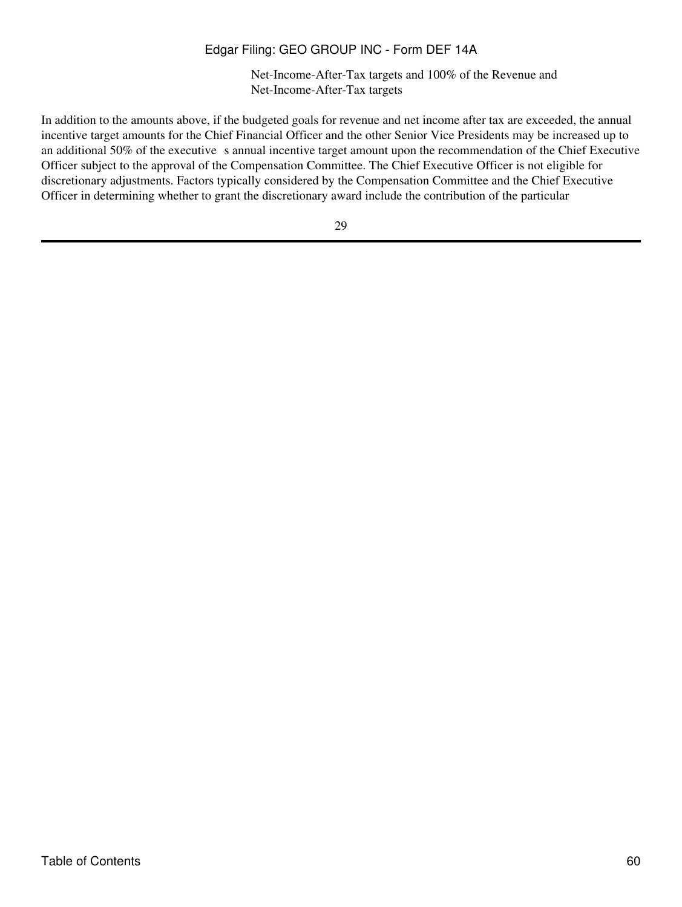Net-Income-After-Tax targets and 100% of the Revenue and Net-Income-After-Tax targets

In addition to the amounts above, if the budgeted goals for revenue and net income after tax are exceeded, the annual incentive target amounts for the Chief Financial Officer and the other Senior Vice Presidents may be increased up to an additional 50% of the executive s annual incentive target amount upon the recommendation of the Chief Executive Officer subject to the approval of the Compensation Committee. The Chief Executive Officer is not eligible for discretionary adjustments. Factors typically considered by the Compensation Committee and the Chief Executive Officer in determining whether to grant the discretionary award include the contribution of the particular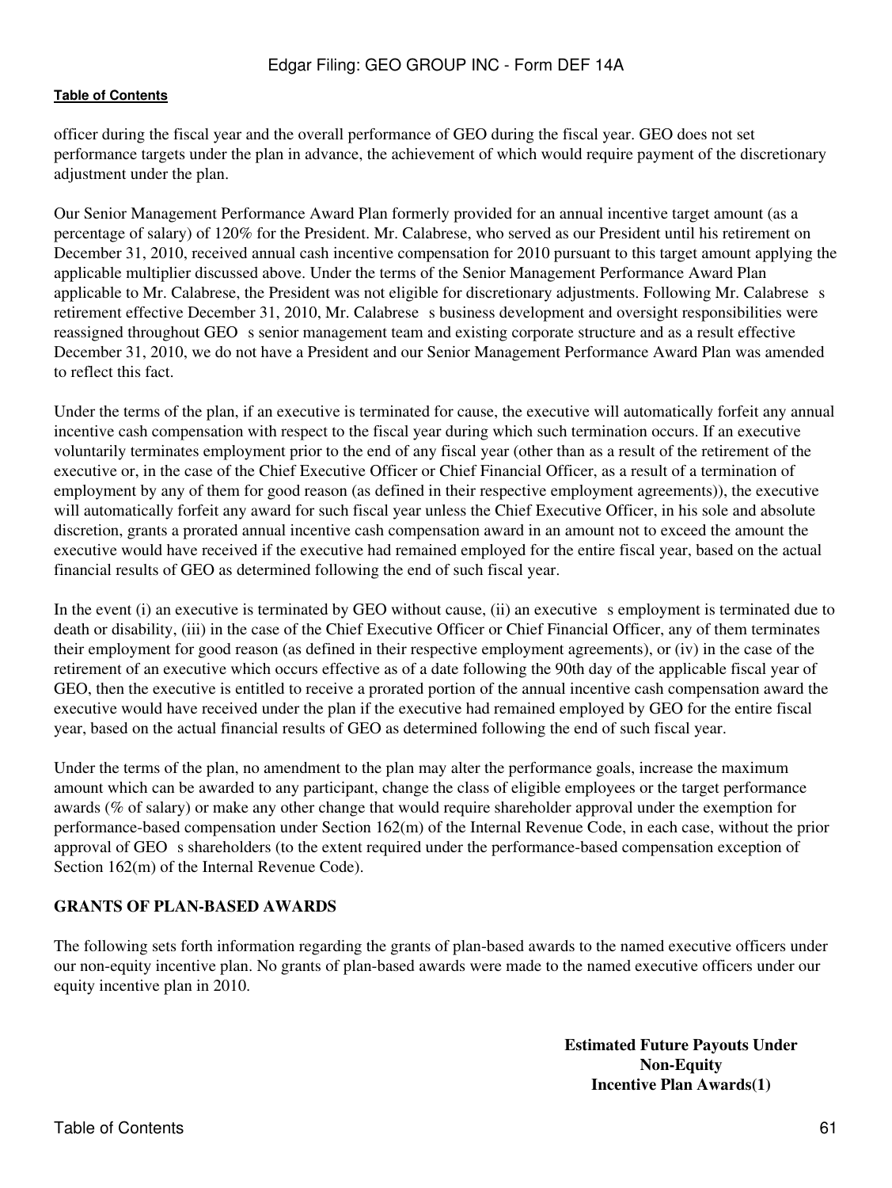officer during the fiscal year and the overall performance of GEO during the fiscal year. GEO does not set performance targets under the plan in advance, the achievement of which would require payment of the discretionary adjustment under the plan.

Our Senior Management Performance Award Plan formerly provided for an annual incentive target amount (as a percentage of salary) of 120% for the President. Mr. Calabrese, who served as our President until his retirement on December 31, 2010, received annual cash incentive compensation for 2010 pursuant to this target amount applying the applicable multiplier discussed above. Under the terms of the Senior Management Performance Award Plan applicable to Mr. Calabrese, the President was not eligible for discretionary adjustments. Following Mr. Calabrese s retirement effective December 31, 2010, Mr. Calabrese s business development and oversight responsibilities were reassigned throughout GEO s senior management team and existing corporate structure and as a result effective December 31, 2010, we do not have a President and our Senior Management Performance Award Plan was amended to reflect this fact.

Under the terms of the plan, if an executive is terminated for cause, the executive will automatically forfeit any annual incentive cash compensation with respect to the fiscal year during which such termination occurs. If an executive voluntarily terminates employment prior to the end of any fiscal year (other than as a result of the retirement of the executive or, in the case of the Chief Executive Officer or Chief Financial Officer, as a result of a termination of employment by any of them for good reason (as defined in their respective employment agreements)), the executive will automatically forfeit any award for such fiscal year unless the Chief Executive Officer, in his sole and absolute discretion, grants a prorated annual incentive cash compensation award in an amount not to exceed the amount the executive would have received if the executive had remained employed for the entire fiscal year, based on the actual financial results of GEO as determined following the end of such fiscal year.

In the event (i) an executive is terminated by GEO without cause, (ii) an executive s employment is terminated due to death or disability, (iii) in the case of the Chief Executive Officer or Chief Financial Officer, any of them terminates their employment for good reason (as defined in their respective employment agreements), or (iv) in the case of the retirement of an executive which occurs effective as of a date following the 90th day of the applicable fiscal year of GEO, then the executive is entitled to receive a prorated portion of the annual incentive cash compensation award the executive would have received under the plan if the executive had remained employed by GEO for the entire fiscal year, based on the actual financial results of GEO as determined following the end of such fiscal year.

Under the terms of the plan, no amendment to the plan may alter the performance goals, increase the maximum amount which can be awarded to any participant, change the class of eligible employees or the target performance awards (% of salary) or make any other change that would require shareholder approval under the exemption for performance-based compensation under Section 162(m) of the Internal Revenue Code, in each case, without the prior approval of GEO s shareholders (to the extent required under the performance-based compensation exception of Section 162(m) of the Internal Revenue Code).

## GRANTS OF PLAN-BASED AWARDS

The following sets forth information regarding the grants of plan-based awards to the named executive officers under our non-equity incentive plan. No grants of plan-based awards were made to the named executive officers under our equity incentive plan in 2010.

**Estimated Future Payouts Under Non-Equity Incentive Plan Awards(1)**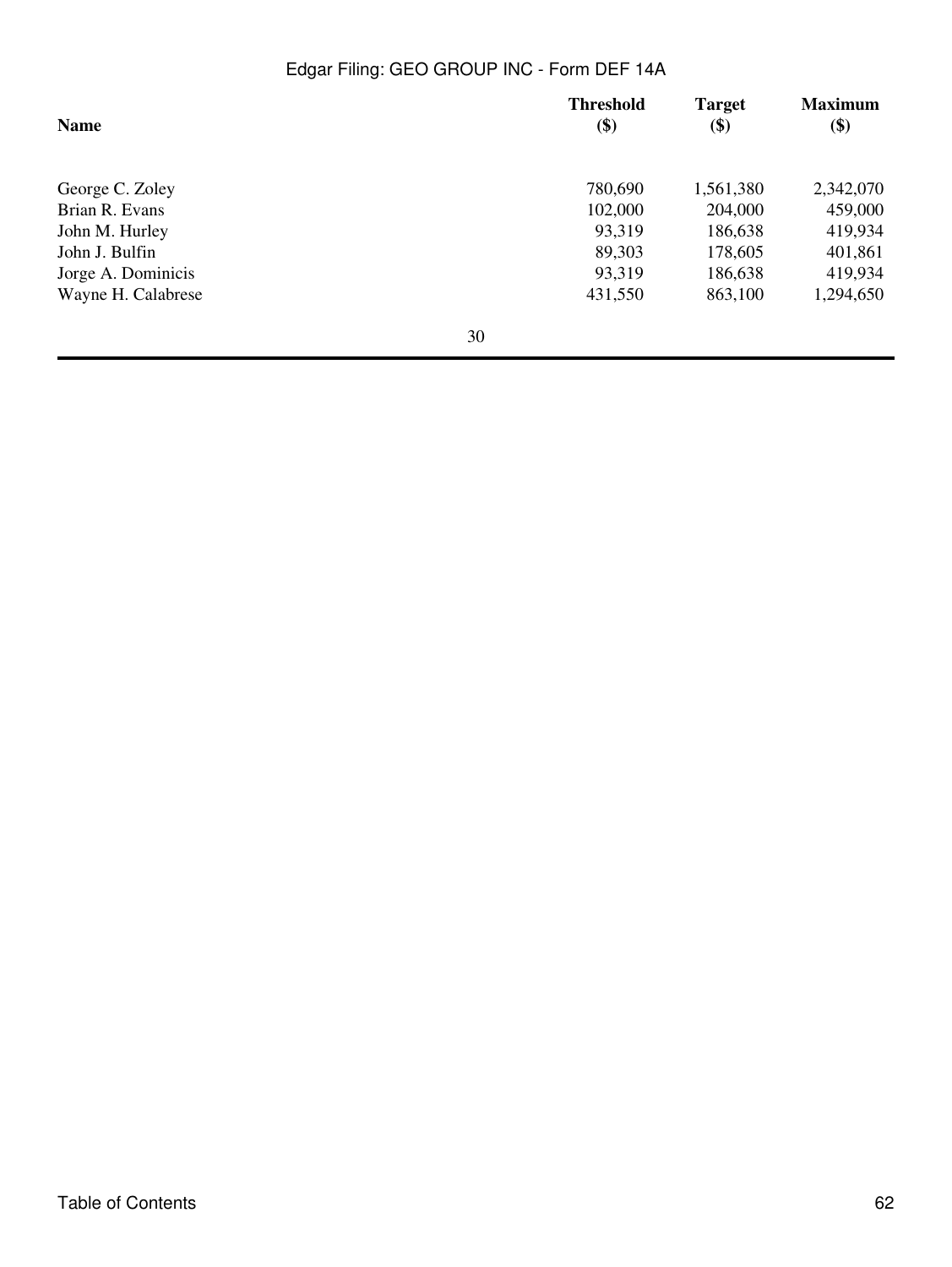| Name | Threshold ($) | Target ($) | Maximum ($) |
|---|---|---|---|
| George C. Zoley | 780,690 | 1,561,380 | 2,342,070 |
| Brian R. Evans | 102,000 | 204,000 | 459,000 |
| John M. Hurley | 93,319 | 186,638 | 419,934 |
| John J. Bulfin | 89,303 | 178,605 | 401,861 |
| Jorge A. Dominicis | 93,319 | 186,638 | 419,934 |
| Wayne H. Calabrese | 431,550 | 863,100 | 1,294,650 |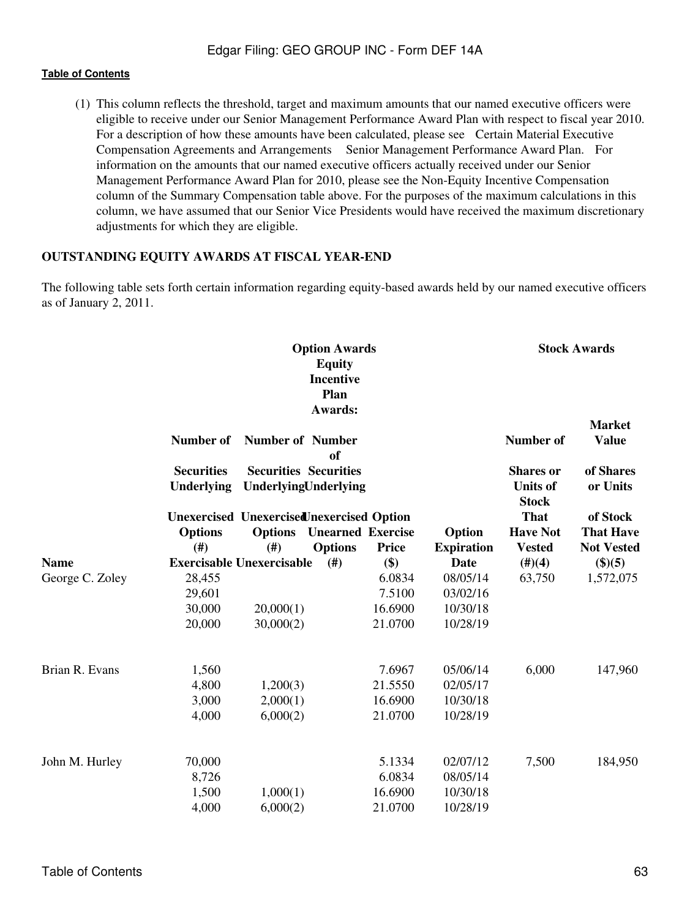(1) This column reflects the threshold, target and maximum amounts that our named executive officers were eligible to receive under our Senior Management Performance Award Plan with respect to fiscal year 2010. For a description of how these amounts have been calculated, please see Certain Material Executive Compensation Agreements and Arrangements Senior Management Performance Award Plan. For information on the amounts that our named executive officers actually received under our Senior Management Performance Award Plan for 2010, please see the Non-Equity Incentive Compensation column of the Summary Compensation table above. For the purposes of the maximum calculations in this column, we have assumed that our Senior Vice Presidents would have received the maximum discretionary adjustments for which they are eligible.

**OUTSTANDING EQUITY AWARDS AT FISCAL YEAR-END**

The following table sets forth certain information regarding equity-based awards held by our named executive officers as of January 2, 2011.

| | Option Awards | | | | | Stock Awards | |
|---|---|---|---|---|---|---|---|
| **Name** | **Number of Securities Underlying Unexercised Options (#) Exercisable** | **Number of Securities Underlying Unexercised Options (#) Unexercisable** | **Equity Incentive Plan Awards: Number of Securities Underlying Unexercised Unearned Options (#)** | **Option Exercise Price ($)** | **Option Expiration Date** | **Number of Shares or Units of Stock That Have Not Vested (#)(4)** | **Market Value of Shares or Units of Stock That Have Not Vested ($)(5)** |
| George C. Zoley | 28,455 | | | 6.0834 | 08/05/14 | 63,750 | 1,572,075 |
| | 29,601 | | | 7.5100 | 03/02/16 | | |
| | 30,000 | 20,000(1) | | 16.6900 | 10/30/18 | | |
| | 20,000 | 30,000(2) | | 21.0700 | 10/28/19 | | |
| Brian R. Evans | 1,560 | | | 7.6967 | 05/06/14 | 6,000 | 147,960 |
| | 4,800 | 1,200(3) | | 21.5550 | 02/05/17 | | |
| | 3,000 | 2,000(1) | | 16.6900 | 10/30/18 | | |
| | 4,000 | 6,000(2) | | 21.0700 | 10/28/19 | | |
| John M. Hurley | 70,000 | | | 5.1334 | 02/07/12 | 7,500 | 184,950 |
| | 8,726 | | | 6.0834 | 08/05/14 | | |
| | 1,500 | 1,000(1) | | 16.6900 | 10/30/18 | | |
| | 4,000 | 6,000(2) | | 21.0700 | 10/28/19 | | |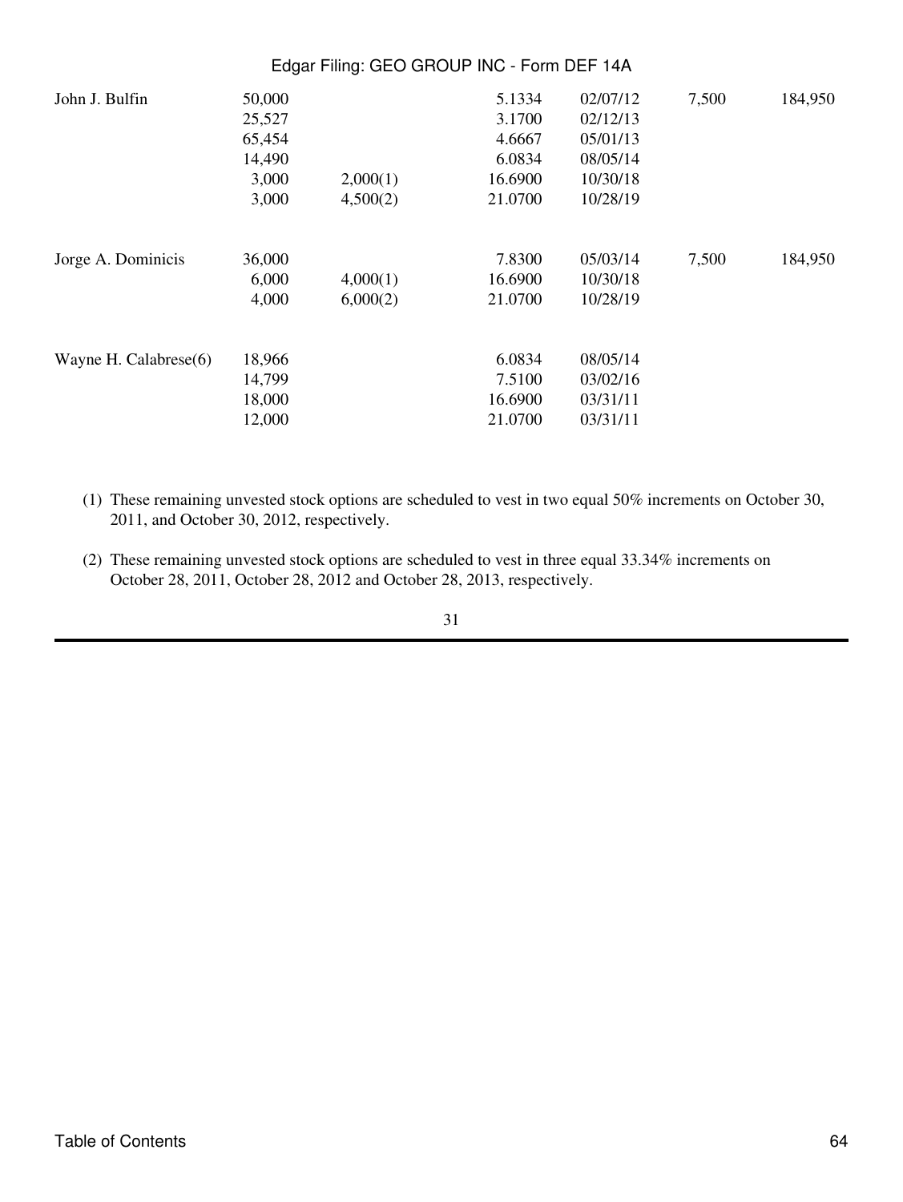| | | | | | | |
|---|---|---|---|---|---|---|
| John J. Bulfin | 50,000 | | 5.1334 | 02/07/12 | 7,500 | 184,950 |
| | 25,527 | | 3.1700 | 02/12/13 | | |
| | 65,454 | | 4.6667 | 05/01/13 | | |
| | 14,490 | | 6.0834 | 08/05/14 | | |
| | 3,000 | 2,000(1) | 16.6900 | 10/30/18 | | |
| | 3,000 | 4,500(2) | 21.0700 | 10/28/19 | | |
| Jorge A. Dominicis | 36,000 | | 7.8300 | 05/03/14 | 7,500 | 184,950 |
| | 6,000 | 4,000(1) | 16.6900 | 10/30/18 | | |
| | 4,000 | 6,000(2) | 21.0700 | 10/28/19 | | |
| Wayne H. Calabrese(6) | 18,966 | | 6.0834 | 08/05/14 | | |
| | 14,799 | | 7.5100 | 03/02/16 | | |
| | 18,000 | | 16.6900 | 03/31/11 | | |
| | 12,000 | | 21.0700 | 03/31/11 | | |

(1) These remaining unvested stock options are scheduled to vest in two equal 50% increments on October 30, 2011, and October 30, 2012, respectively.

(2) These remaining unvested stock options are scheduled to vest in three equal 33.34% increments on October 28, 2011, October 28, 2012 and October 28, 2013, respectively.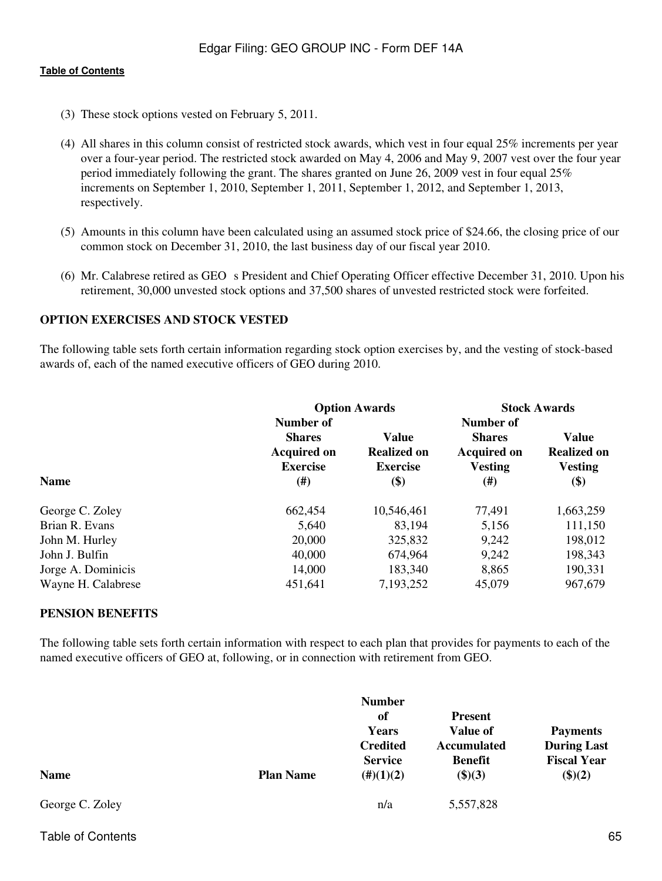(3) These stock options vested on February 5, 2011.

(4) All shares in this column consist of restricted stock awards, which vest in four equal 25% increments per year over a four-year period. The restricted stock awarded on May 4, 2006 and May 9, 2007 vest over the four year period immediately following the grant. The shares granted on June 26, 2009 vest in four equal 25% increments on September 1, 2010, September 1, 2011, September 1, 2012, and September 1, 2013, respectively.

(5) Amounts in this column have been calculated using an assumed stock price of $24.66, the closing price of our common stock on December 31, 2010, the last business day of our fiscal year 2010.

(6) Mr. Calabrese retired as GEO s President and Chief Operating Officer effective December 31, 2010. Upon his retirement, 30,000 unvested stock options and 37,500 shares of unvested restricted stock were forfeited.

**OPTION EXERCISES AND STOCK VESTED**

The following table sets forth certain information regarding stock option exercises by, and the vesting of stock-based awards of, each of the named executive officers of GEO during 2010.

| | Option Awards | | Stock Awards | |
|---|---|---|---|---|
| **Name** | **Number of Shares Acquired on Exercise (#)** | **Value Realized on Exercise ($)** | **Number of Shares Acquired on Vesting (#)** | **Value Realized on Vesting ($)** |
| George C. Zoley | 662,454 | 10,546,461 | 77,491 | 1,663,259 |
| Brian R. Evans | 5,640 | 83,194 | 5,156 | 111,150 |
| John M. Hurley | 20,000 | 325,832 | 9,242 | 198,012 |
| John J. Bulfin | 40,000 | 674,964 | 9,242 | 198,343 |
| Jorge A. Dominicis | 14,000 | 183,340 | 8,865 | 190,331 |
| Wayne H. Calabrese | 451,641 | 7,193,252 | 45,079 | 967,679 |

**PENSION BENEFITS**

The following table sets forth certain information with respect to each plan that provides for payments to each of the named executive officers of GEO at, following, or in connection with retirement from GEO.

| **Name** | **Plan Name** | **Number of Years Credited Service (#)(1)(2)** | **Present Value of Accumulated Benefit ($)(3)** | **Payments During Last Fiscal Year ($)(2)** |
|---|---|---|---|---|
| George C. Zoley | | n/a | 5,557,828 | |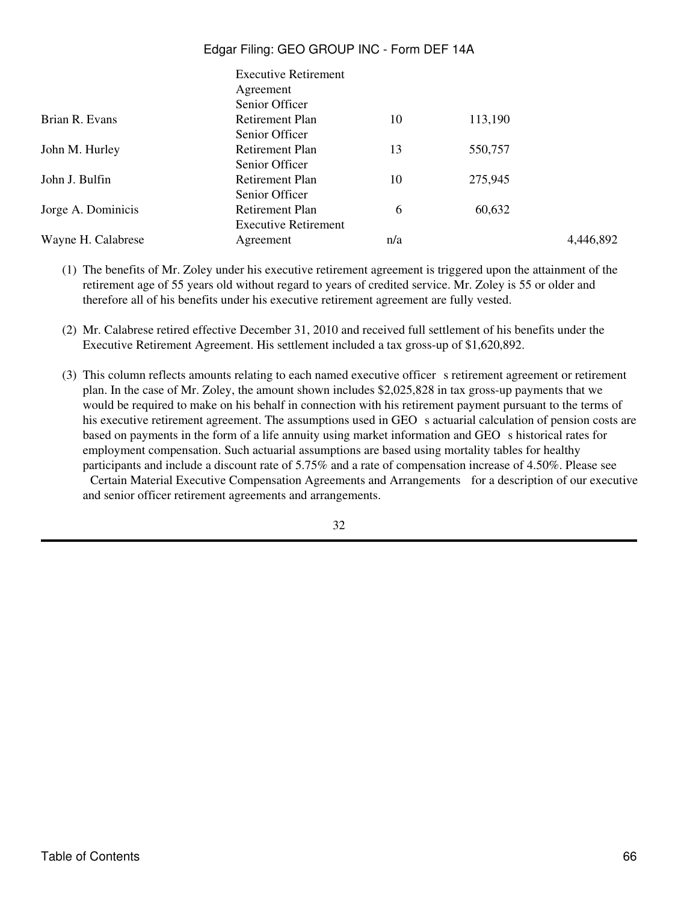| | | | | |
|---|---|---|---|---|
| | Executive Retirement Agreement | | | |
| Brian R. Evans | Senior Officer Retirement Plan | 10 | 113,190 | |
| John M. Hurley | Senior Officer Retirement Plan | 13 | 550,757 | |
| John J. Bulfin | Senior Officer Retirement Plan | 10 | 275,945 | |
| Jorge A. Dominicis | Senior Officer Retirement Plan | 6 | 60,632 | |
| Wayne H. Calabrese | Executive Retirement Agreement | n/a | | 4,446,892 |

(1) The benefits of Mr. Zoley under his executive retirement agreement is triggered upon the attainment of the retirement age of 55 years old without regard to years of credited service. Mr. Zoley is 55 or older and therefore all of his benefits under his executive retirement agreement are fully vested.

(2) Mr. Calabrese retired effective December 31, 2010 and received full settlement of his benefits under the Executive Retirement Agreement. His settlement included a tax gross-up of $1,620,892.

(3) This column reflects amounts relating to each named executive officer s retirement agreement or retirement plan. In the case of Mr. Zoley, the amount shown includes $2,025,828 in tax gross-up payments that we would be required to make on his behalf in connection with his retirement payment pursuant to the terms of his executive retirement agreement. The assumptions used in GEO s actuarial calculation of pension costs are based on payments in the form of a life annuity using market information and GEO s historical rates for employment compensation. Such actuarial assumptions are based using mortality tables for healthy participants and include a discount rate of 5.75% and a rate of compensation increase of 4.50%. Please see Certain Material Executive Compensation Agreements and Arrangements for a description of our executive and senior officer retirement agreements and arrangements.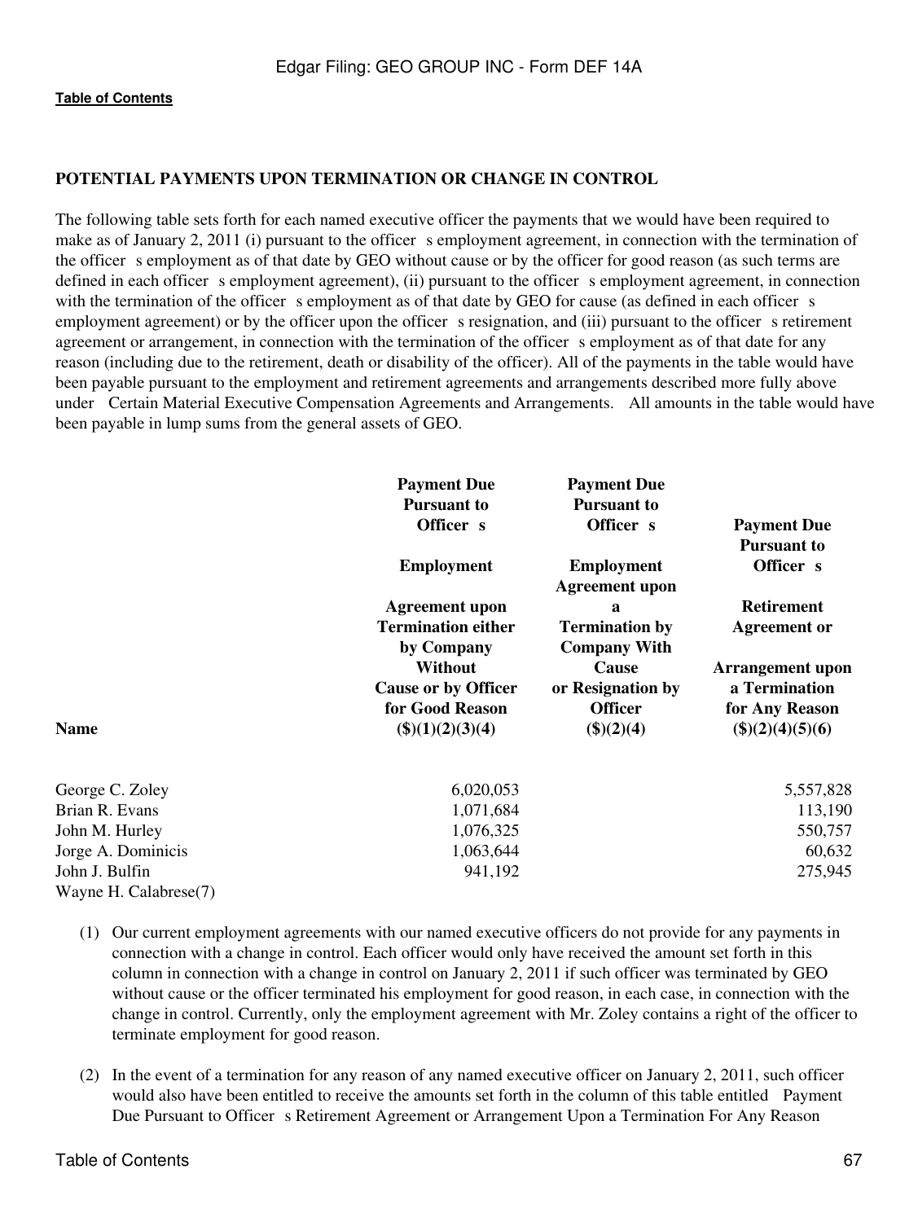**POTENTIAL PAYMENTS UPON TERMINATION OR CHANGE IN CONTROL**

The following table sets forth for each named executive officer the payments that we would have been required to make as of January 2, 2011 (i) pursuant to the officer s employment agreement, in connection with the termination of the officer s employment as of that date by GEO without cause or by the officer for good reason (as such terms are defined in each officer s employment agreement), (ii) pursuant to the officer s employment agreement, in connection with the termination of the officer s employment as of that date by GEO for cause (as defined in each officer s employment agreement) or by the officer upon the officer s resignation, and (iii) pursuant to the officer s retirement agreement or arrangement, in connection with the termination of the officer s employment as of that date for any reason (including due to the retirement, death or disability of the officer). All of the payments in the table would have been payable pursuant to the employment and retirement agreements and arrangements described more fully above under Certain Material Executive Compensation Agreements and Arrangements. All amounts in the table would have been payable in lump sums from the general assets of GEO.

| Name | Payment Due Pursuant to Officer s Employment Agreement upon Termination either by Company Without Cause or by Officer for Good Reason ($)(1)(2)(3)(4) | Payment Due Pursuant to Officer s Employment Agreement upon a Termination by Company With Cause or Resignation by Officer ($)(2)(4) | Payment Due Pursuant to Officer s Retirement Agreement or Arrangement upon a Termination for Any Reason ($)(2)(4)(5)(6) |
|---|---|---|---|
| George C. Zoley | 6,020,053 | | 5,557,828 |
| Brian R. Evans | 1,071,684 | | 113,190 |
| John M. Hurley | 1,076,325 | | 550,757 |
| Jorge A. Dominicis | 1,063,644 | | 60,632 |
| John J. Bulfin | 941,192 | | 275,945 |
| Wayne H. Calabrese(7) | | | |

(1) Our current employment agreements with our named executive officers do not provide for any payments in connection with a change in control. Each officer would only have received the amount set forth in this column in connection with a change in control on January 2, 2011 if such officer was terminated by GEO without cause or the officer terminated his employment for good reason, in each case, in connection with the change in control. Currently, only the employment agreement with Mr. Zoley contains a right of the officer to terminate employment for good reason.

(2) In the event of a termination for any reason of any named executive officer on January 2, 2011, such officer would also have been entitled to receive the amounts set forth in the column of this table entitled Payment Due Pursuant to Officer s Retirement Agreement or Arrangement Upon a Termination For Any Reason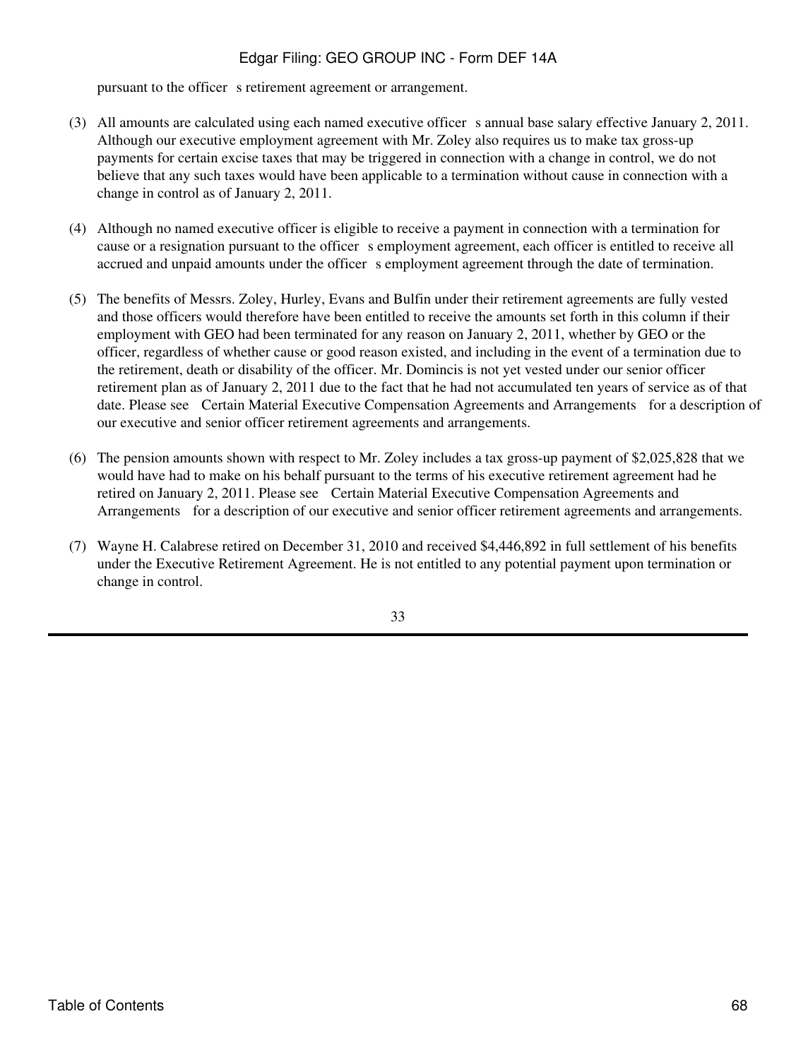pursuant to the officer s retirement agreement or arrangement.

(3) All amounts are calculated using each named executive officer s annual base salary effective January 2, 2011. Although our executive employment agreement with Mr. Zoley also requires us to make tax gross-up payments for certain excise taxes that may be triggered in connection with a change in control, we do not believe that any such taxes would have been applicable to a termination without cause in connection with a change in control as of January 2, 2011.

(4) Although no named executive officer is eligible to receive a payment in connection with a termination for cause or a resignation pursuant to the officer s employment agreement, each officer is entitled to receive all accrued and unpaid amounts under the officer s employment agreement through the date of termination.

(5) The benefits of Messrs. Zoley, Hurley, Evans and Bulfin under their retirement agreements are fully vested and those officers would therefore have been entitled to receive the amounts set forth in this column if their employment with GEO had been terminated for any reason on January 2, 2011, whether by GEO or the officer, regardless of whether cause or good reason existed, and including in the event of a termination due to the retirement, death or disability of the officer. Mr. Domincis is not yet vested under our senior officer retirement plan as of January 2, 2011 due to the fact that he had not accumulated ten years of service as of that date. Please see Certain Material Executive Compensation Agreements and Arrangements for a description of our executive and senior officer retirement agreements and arrangements.

(6) The pension amounts shown with respect to Mr. Zoley includes a tax gross-up payment of $2,025,828 that we would have had to make on his behalf pursuant to the terms of his executive retirement agreement had he retired on January 2, 2011. Please see Certain Material Executive Compensation Agreements and Arrangements for a description of our executive and senior officer retirement agreements and arrangements.

(7) Wayne H. Calabrese retired on December 31, 2010 and received $4,446,892 in full settlement of his benefits under the Executive Retirement Agreement. He is not entitled to any potential payment upon termination or change in control.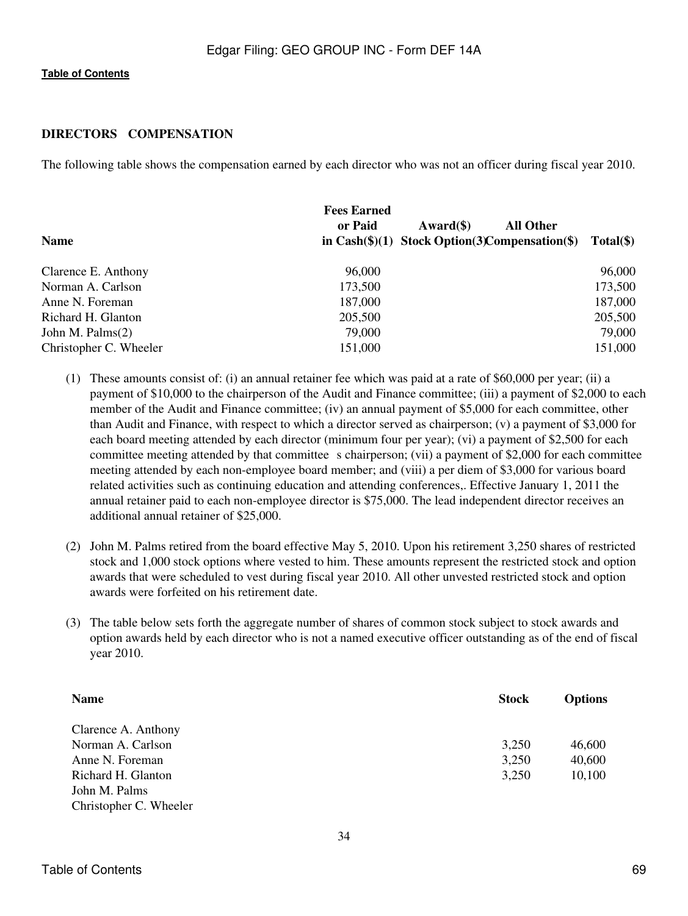**Table of Contents**

## DIRECTORS COMPENSATION

The following table shows the compensation earned by each director who was not an officer during fiscal year 2010.

| Name | Fees Earned or Paid in Cash($)(1) | Award($) Stock Option(3) | All Other Compensation($) | Total($) |
|---|---|---|---|---|
| Clarence E. Anthony | 96,000 | | | 96,000 |
| Norman A. Carlson | 173,500 | | | 173,500 |
| Anne N. Foreman | 187,000 | | | 187,000 |
| Richard H. Glanton | 205,500 | | | 205,500 |
| John M. Palms(2) | 79,000 | | | 79,000 |
| Christopher C. Wheeler | 151,000 | | | 151,000 |

(1) These amounts consist of: (i) an annual retainer fee which was paid at a rate of $60,000 per year; (ii) a payment of $10,000 to the chairperson of the Audit and Finance committee; (iii) a payment of $2,000 to each member of the Audit and Finance committee; (iv) an annual payment of $5,000 for each committee, other than Audit and Finance, with respect to which a director served as chairperson; (v) a payment of $3,000 for each board meeting attended by each director (minimum four per year); (vi) a payment of $2,500 for each committee meeting attended by that committee s chairperson; (vii) a payment of $2,000 for each committee meeting attended by each non-employee board member; and (viii) a per diem of $3,000 for various board related activities such as continuing education and attending conferences,. Effective January 1, 2011 the annual retainer paid to each non-employee director is $75,000. The lead independent director receives an additional annual retainer of $25,000.

(2) John M. Palms retired from the board effective May 5, 2010. Upon his retirement 3,250 shares of restricted stock and 1,000 stock options where vested to him. These amounts represent the restricted stock and option awards that were scheduled to vest during fiscal year 2010. All other unvested restricted stock and option awards were forfeited on his retirement date.

(3) The table below sets forth the aggregate number of shares of common stock subject to stock awards and option awards held by each director who is not a named executive officer outstanding as of the end of fiscal year 2010.

| Name | Stock | Options |
|---|---|---|
| Clarence A. Anthony | | |
| Norman A. Carlson | 3,250 | 46,600 |
| Anne N. Foreman | 3,250 | 40,600 |
| Richard H. Glanton | 3,250 | 10,100 |
| John M. Palms | | |
| Christopher C. Wheeler | | |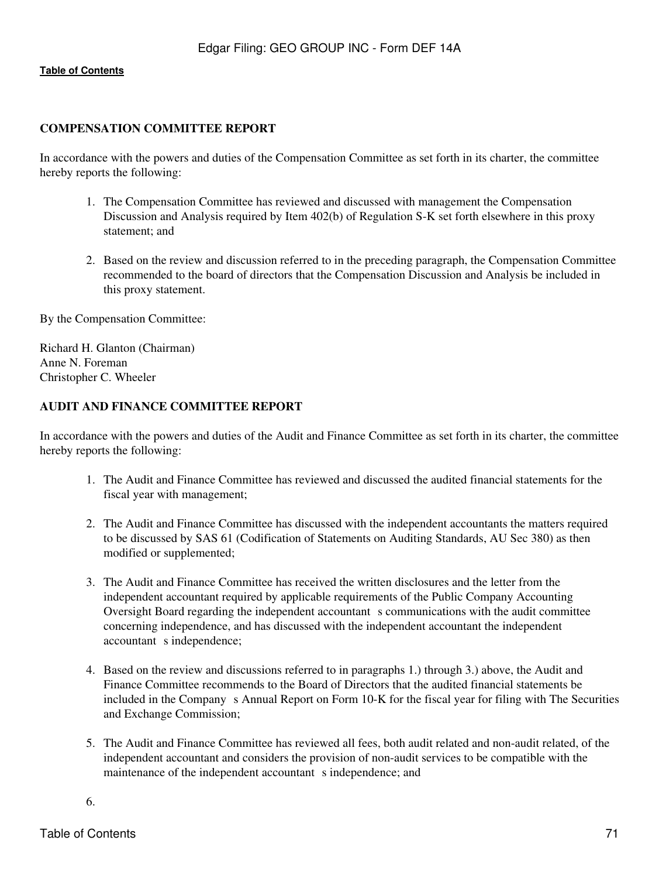**COMPENSATION COMMITTEE REPORT**

In accordance with the powers and duties of the Compensation Committee as set forth in its charter, the committee hereby reports the following:

1. The Compensation Committee has reviewed and discussed with management the Compensation Discussion and Analysis required by Item 402(b) of Regulation S-K set forth elsewhere in this proxy statement; and

2. Based on the review and discussion referred to in the preceding paragraph, the Compensation Committee recommended to the board of directors that the Compensation Discussion and Analysis be included in this proxy statement.

By the Compensation Committee:

Richard H. Glanton (Chairman)
Anne N. Foreman
Christopher C. Wheeler

**AUDIT AND FINANCE COMMITTEE REPORT**

In accordance with the powers and duties of the Audit and Finance Committee as set forth in its charter, the committee hereby reports the following:

1. The Audit and Finance Committee has reviewed and discussed the audited financial statements for the fiscal year with management;

2. The Audit and Finance Committee has discussed with the independent accountants the matters required to be discussed by SAS 61 (Codification of Statements on Auditing Standards, AU Sec 380) as then modified or supplemented;

3. The Audit and Finance Committee has received the written disclosures and the letter from the independent accountant required by applicable requirements of the Public Company Accounting Oversight Board regarding the independent accountant s communications with the audit committee concerning independence, and has discussed with the independent accountant the independent accountant s independence;

4. Based on the review and discussions referred to in paragraphs 1.) through 3.) above, the Audit and Finance Committee recommends to the Board of Directors that the audited financial statements be included in the Company s Annual Report on Form 10-K for the fiscal year for filing with The Securities and Exchange Commission;

5. The Audit and Finance Committee has reviewed all fees, both audit related and non-audit related, of the independent accountant and considers the provision of non-audit services to be compatible with the maintenance of the independent accountant s independence; and

6.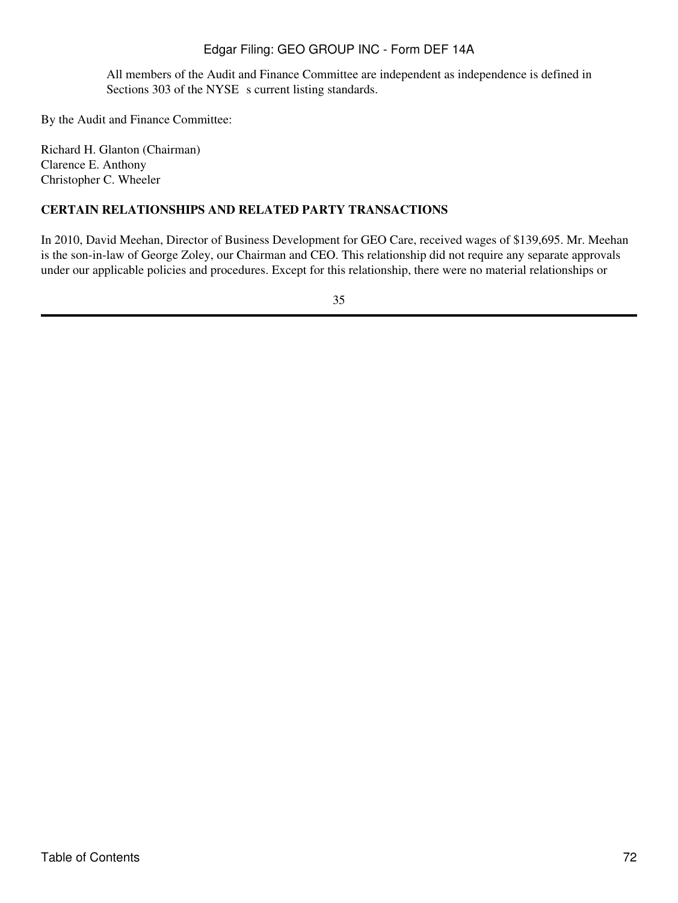All members of the Audit and Finance Committee are independent as independence is defined in Sections 303 of the NYSE s current listing standards.

By the Audit and Finance Committee:

Richard H. Glanton (Chairman)
Clarence E. Anthony
Christopher C. Wheeler

## CERTAIN RELATIONSHIPS AND RELATED PARTY TRANSACTIONS

In 2010, David Meehan, Director of Business Development for GEO Care, received wages of $139,695. Mr. Meehan is the son-in-law of George Zoley, our Chairman and CEO. This relationship did not require any separate approvals under our applicable policies and procedures. Except for this relationship, there were no material relationships or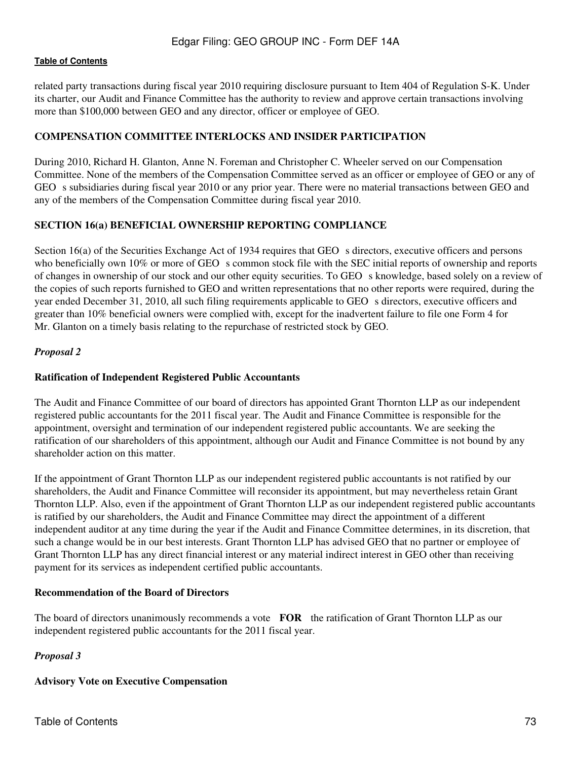related party transactions during fiscal year 2010 requiring disclosure pursuant to Item 404 of Regulation S-K. Under its charter, our Audit and Finance Committee has the authority to review and approve certain transactions involving more than $100,000 between GEO and any director, officer or employee of GEO.

**COMPENSATION COMMITTEE INTERLOCKS AND INSIDER PARTICIPATION**

During 2010, Richard H. Glanton, Anne N. Foreman and Christopher C. Wheeler served on our Compensation Committee. None of the members of the Compensation Committee served as an officer or employee of GEO or any of GEO s subsidiaries during fiscal year 2010 or any prior year. There were no material transactions between GEO and any of the members of the Compensation Committee during fiscal year 2010.

**SECTION 16(a) BENEFICIAL OWNERSHIP REPORTING COMPLIANCE**

Section 16(a) of the Securities Exchange Act of 1934 requires that GEO s directors, executive officers and persons who beneficially own 10% or more of GEO s common stock file with the SEC initial reports of ownership and reports of changes in ownership of our stock and our other equity securities. To GEO s knowledge, based solely on a review of the copies of such reports furnished to GEO and written representations that no other reports were required, during the year ended December 31, 2010, all such filing requirements applicable to GEO s directors, executive officers and greater than 10% beneficial owners were complied with, except for the inadvertent failure to file one Form 4 for Mr. Glanton on a timely basis relating to the repurchase of restricted stock by GEO.

*Proposal 2*

**Ratification of Independent Registered Public Accountants**

The Audit and Finance Committee of our board of directors has appointed Grant Thornton LLP as our independent registered public accountants for the 2011 fiscal year. The Audit and Finance Committee is responsible for the appointment, oversight and termination of our independent registered public accountants. We are seeking the ratification of our shareholders of this appointment, although our Audit and Finance Committee is not bound by any shareholder action on this matter.

If the appointment of Grant Thornton LLP as our independent registered public accountants is not ratified by our shareholders, the Audit and Finance Committee will reconsider its appointment, but may nevertheless retain Grant Thornton LLP. Also, even if the appointment of Grant Thornton LLP as our independent registered public accountants is ratified by our shareholders, the Audit and Finance Committee may direct the appointment of a different independent auditor at any time during the year if the Audit and Finance Committee determines, in its discretion, that such a change would be in our best interests. Grant Thornton LLP has advised GEO that no partner or employee of Grant Thornton LLP has any direct financial interest or any material indirect interest in GEO other than receiving payment for its services as independent certified public accountants.

**Recommendation of the Board of Directors**

The board of directors unanimously recommends a vote **FOR** the ratification of Grant Thornton LLP as our independent registered public accountants for the 2011 fiscal year.

*Proposal 3*

**Advisory Vote on Executive Compensation**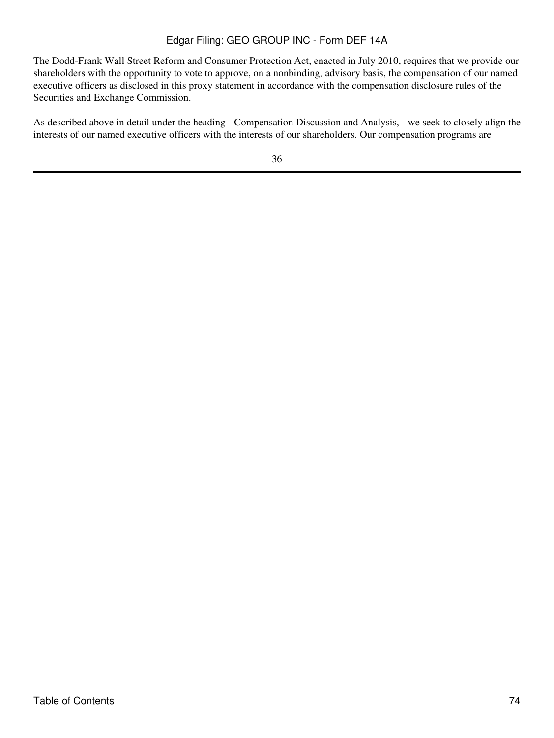The Dodd-Frank Wall Street Reform and Consumer Protection Act, enacted in July 2010, requires that we provide our shareholders with the opportunity to vote to approve, on a nonbinding, advisory basis, the compensation of our named executive officers as disclosed in this proxy statement in accordance with the compensation disclosure rules of the Securities and Exchange Commission.

As described above in detail under the heading Compensation Discussion and Analysis, we seek to closely align the interests of our named executive officers with the interests of our shareholders. Our compensation programs are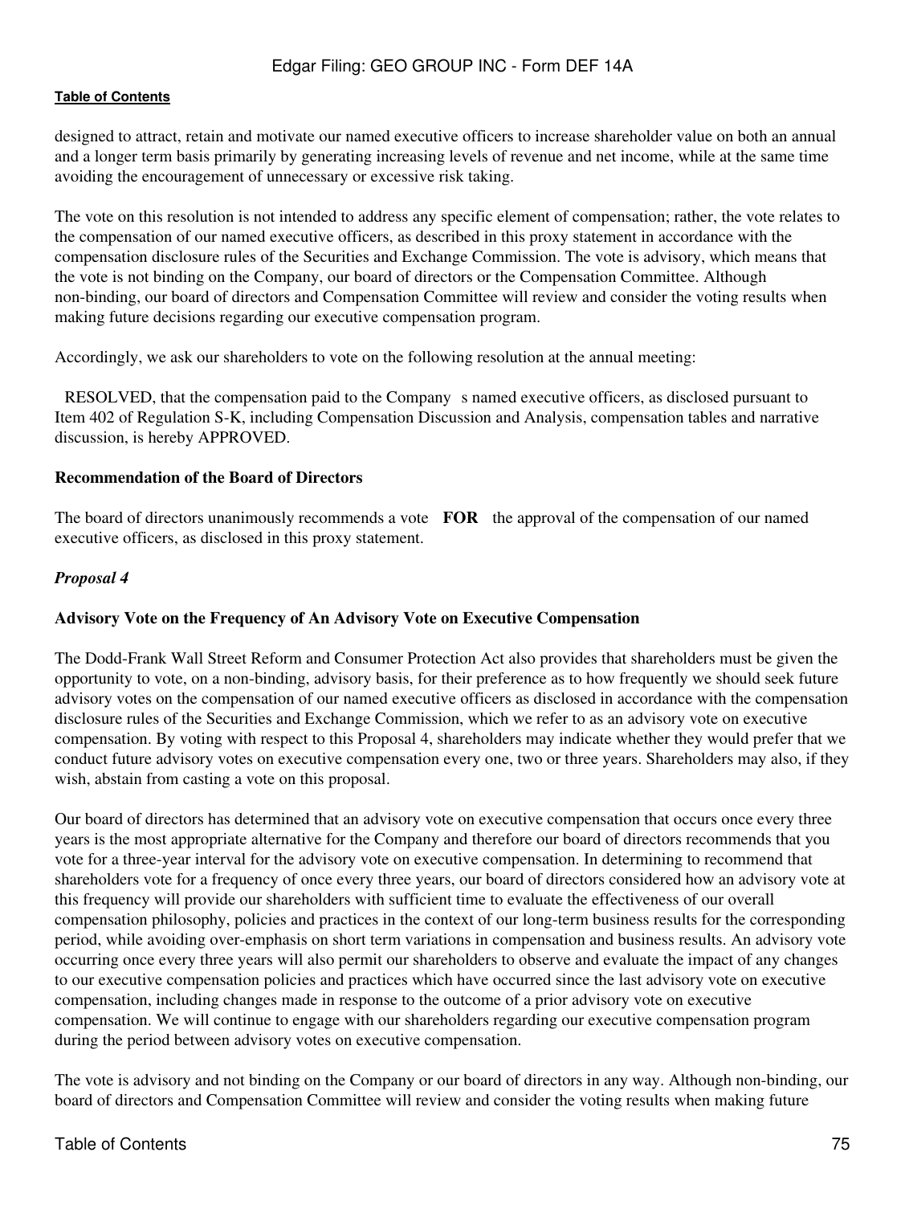designed to attract, retain and motivate our named executive officers to increase shareholder value on both an annual and a longer term basis primarily by generating increasing levels of revenue and net income, while at the same time avoiding the encouragement of unnecessary or excessive risk taking.

The vote on this resolution is not intended to address any specific element of compensation; rather, the vote relates to the compensation of our named executive officers, as described in this proxy statement in accordance with the compensation disclosure rules of the Securities and Exchange Commission. The vote is advisory, which means that the vote is not binding on the Company, our board of directors or the Compensation Committee. Although non-binding, our board of directors and Compensation Committee will review and consider the voting results when making future decisions regarding our executive compensation program.

Accordingly, we ask our shareholders to vote on the following resolution at the annual meeting:

RESOLVED, that the compensation paid to the Company s named executive officers, as disclosed pursuant to Item 402 of Regulation S-K, including Compensation Discussion and Analysis, compensation tables and narrative discussion, is hereby APPROVED.

**Recommendation of the Board of Directors**

The board of directors unanimously recommends a vote **FOR** the approval of the compensation of our named executive officers, as disclosed in this proxy statement.

***Proposal 4***

**Advisory Vote on the Frequency of An Advisory Vote on Executive Compensation**

The Dodd-Frank Wall Street Reform and Consumer Protection Act also provides that shareholders must be given the opportunity to vote, on a non-binding, advisory basis, for their preference as to how frequently we should seek future advisory votes on the compensation of our named executive officers as disclosed in accordance with the compensation disclosure rules of the Securities and Exchange Commission, which we refer to as an advisory vote on executive compensation. By voting with respect to this Proposal 4, shareholders may indicate whether they would prefer that we conduct future advisory votes on executive compensation every one, two or three years. Shareholders may also, if they wish, abstain from casting a vote on this proposal.

Our board of directors has determined that an advisory vote on executive compensation that occurs once every three years is the most appropriate alternative for the Company and therefore our board of directors recommends that you vote for a three-year interval for the advisory vote on executive compensation. In determining to recommend that shareholders vote for a frequency of once every three years, our board of directors considered how an advisory vote at this frequency will provide our shareholders with sufficient time to evaluate the effectiveness of our overall compensation philosophy, policies and practices in the context of our long-term business results for the corresponding period, while avoiding over-emphasis on short term variations in compensation and business results. An advisory vote occurring once every three years will also permit our shareholders to observe and evaluate the impact of any changes to our executive compensation policies and practices which have occurred since the last advisory vote on executive compensation, including changes made in response to the outcome of a prior advisory vote on executive compensation. We will continue to engage with our shareholders regarding our executive compensation program during the period between advisory votes on executive compensation.

The vote is advisory and not binding on the Company or our board of directors in any way. Although non-binding, our board of directors and Compensation Committee will review and consider the voting results when making future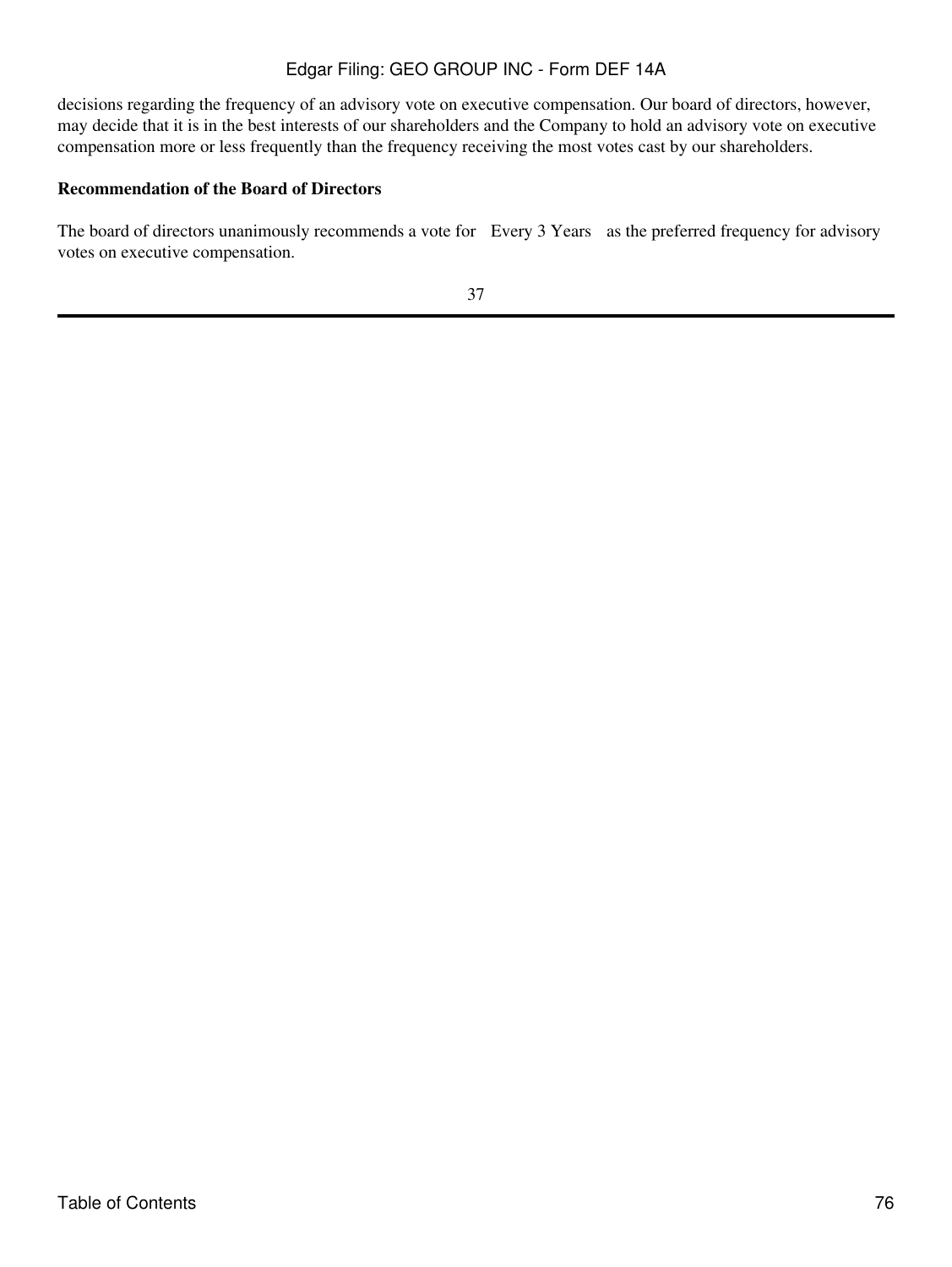decisions regarding the frequency of an advisory vote on executive compensation. Our board of directors, however, may decide that it is in the best interests of our shareholders and the Company to hold an advisory vote on executive compensation more or less frequently than the frequency receiving the most votes cast by our shareholders.

**Recommendation of the Board of Directors**

The board of directors unanimously recommends a vote for "Every 3 Years" as the preferred frequency for advisory votes on executive compensation.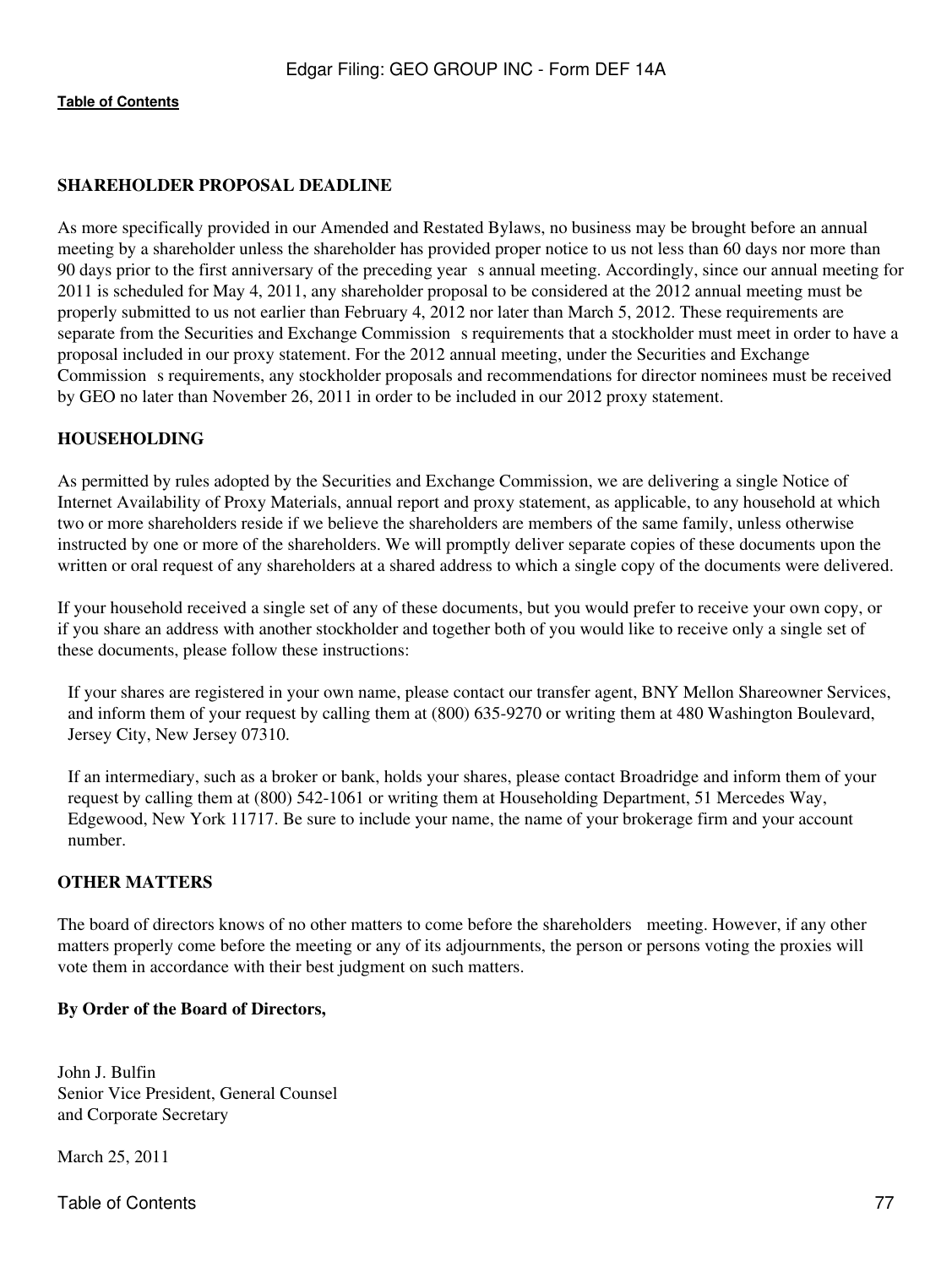**SHAREHOLDER PROPOSAL DEADLINE**

As more specifically provided in our Amended and Restated Bylaws, no business may be brought before an annual meeting by a shareholder unless the shareholder has provided proper notice to us not less than 60 days nor more than 90 days prior to the first anniversary of the preceding year s annual meeting. Accordingly, since our annual meeting for 2011 is scheduled for May 4, 2011, any shareholder proposal to be considered at the 2012 annual meeting must be properly submitted to us not earlier than February 4, 2012 nor later than March 5, 2012. These requirements are separate from the Securities and Exchange Commission s requirements that a stockholder must meet in order to have a proposal included in our proxy statement. For the 2012 annual meeting, under the Securities and Exchange Commission s requirements, any stockholder proposals and recommendations for director nominees must be received by GEO no later than November 26, 2011 in order to be included in our 2012 proxy statement.

**HOUSEHOLDING**

As permitted by rules adopted by the Securities and Exchange Commission, we are delivering a single Notice of Internet Availability of Proxy Materials, annual report and proxy statement, as applicable, to any household at which two or more shareholders reside if we believe the shareholders are members of the same family, unless otherwise instructed by one or more of the shareholders. We will promptly deliver separate copies of these documents upon the written or oral request of any shareholders at a shared address to which a single copy of the documents were delivered.

If your household received a single set of any of these documents, but you would prefer to receive your own copy, or if you share an address with another stockholder and together both of you would like to receive only a single set of these documents, please follow these instructions:

If your shares are registered in your own name, please contact our transfer agent, BNY Mellon Shareowner Services, and inform them of your request by calling them at (800) 635-9270 or writing them at 480 Washington Boulevard, Jersey City, New Jersey 07310.

If an intermediary, such as a broker or bank, holds your shares, please contact Broadridge and inform them of your request by calling them at (800) 542-1061 or writing them at Householding Department, 51 Mercedes Way, Edgewood, New York 11717. Be sure to include your name, the name of your brokerage firm and your account number.

**OTHER MATTERS**

The board of directors knows of no other matters to come before the shareholders meeting. However, if any other matters properly come before the meeting or any of its adjournments, the person or persons voting the proxies will vote them in accordance with their best judgment on such matters.

**By Order of the Board of Directors,**

John J. Bulfin
Senior Vice President, General Counsel
and Corporate Secretary

March 25, 2011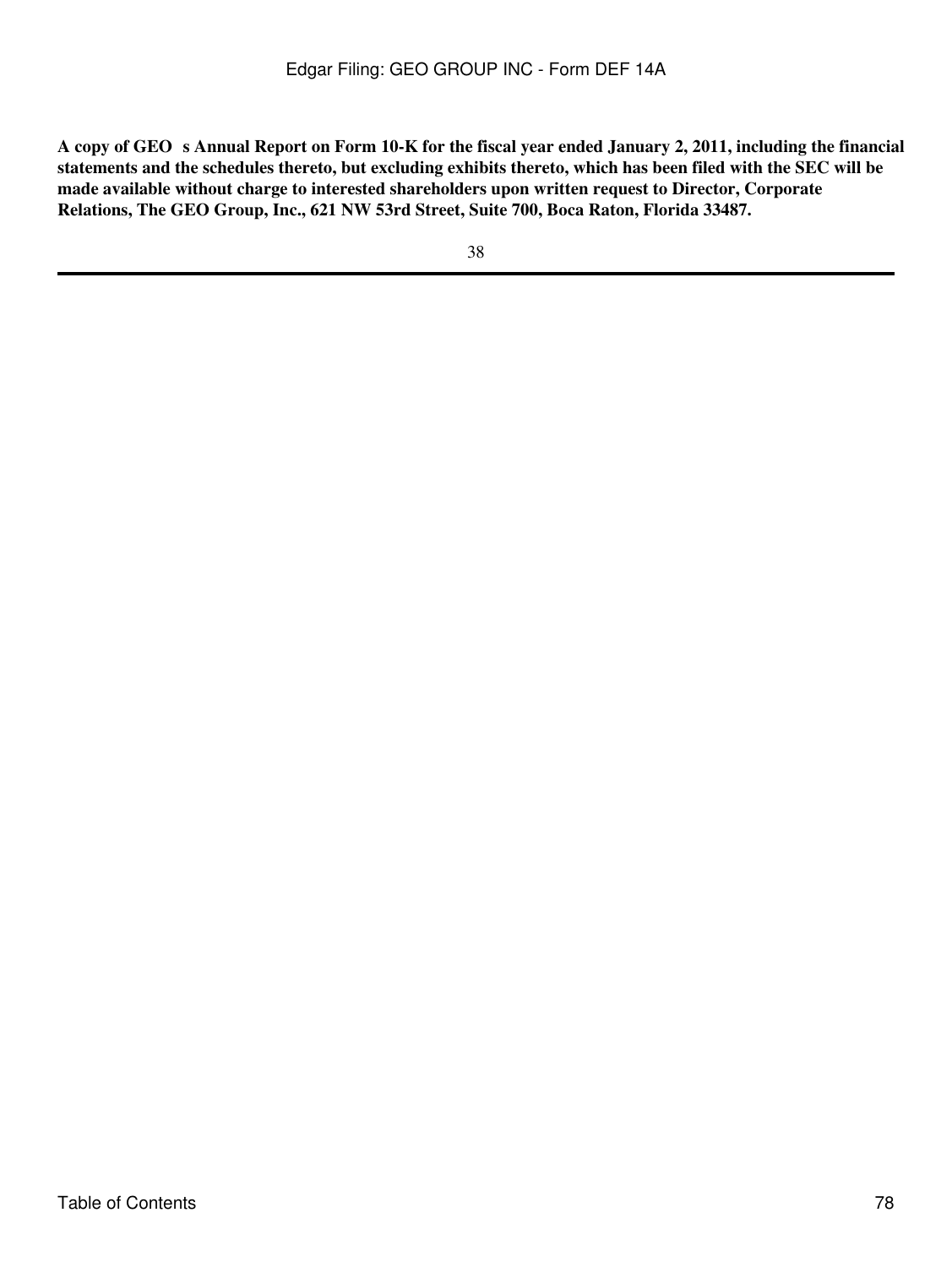**A copy of GEO s Annual Report on Form 10-K for the fiscal year ended January 2, 2011, including the financial statements and the schedules thereto, but excluding exhibits thereto, which has been filed with the SEC will be made available without charge to interested shareholders upon written request to Director, Corporate Relations, The GEO Group, Inc., 621 NW 53rd Street, Suite 700, Boca Raton, Florida 33487.**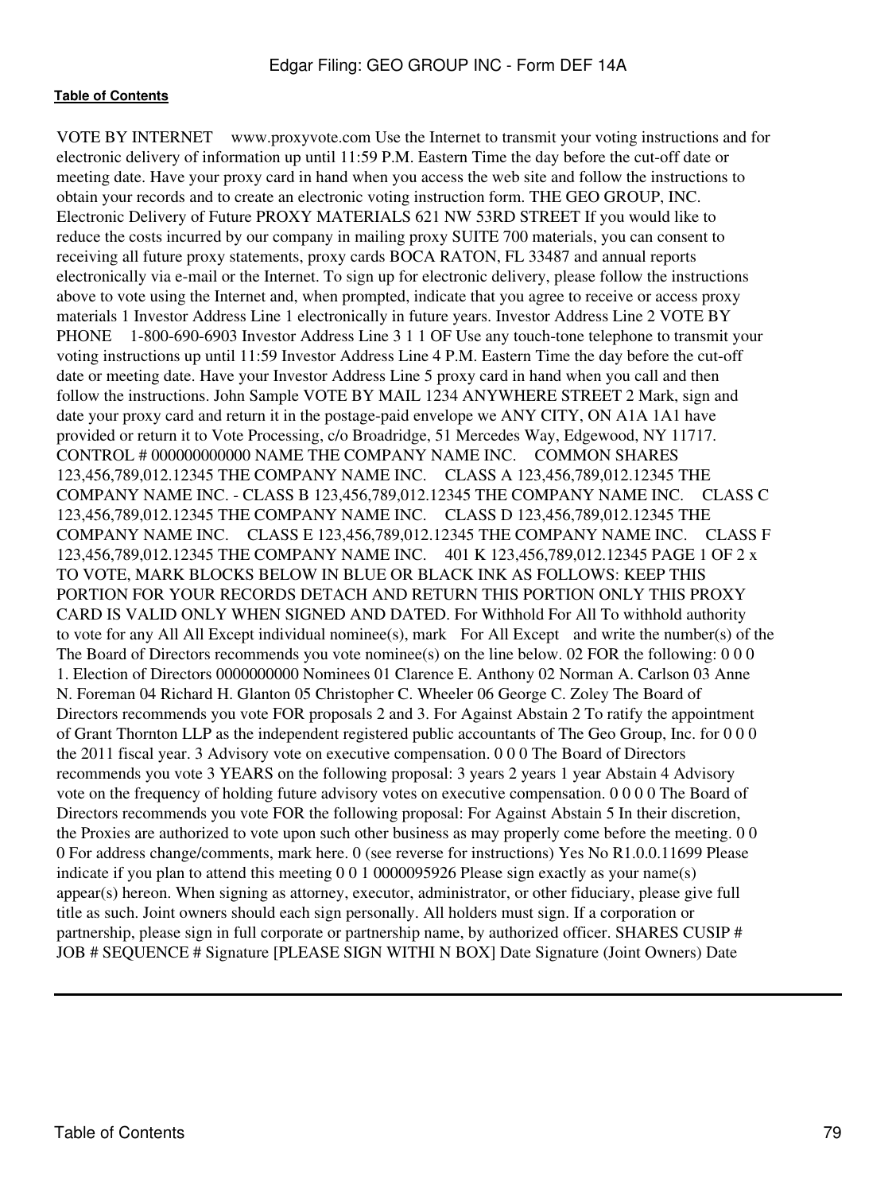**Table of Contents**

VOTE BY INTERNET www.proxyvote.com Use the Internet to transmit your voting instructions and for electronic delivery of information up until 11:59 P.M. Eastern Time the day before the cut-off date or meeting date. Have your proxy card in hand when you access the web site and follow the instructions to obtain your records and to create an electronic voting instruction form. THE GEO GROUP, INC. Electronic Delivery of Future PROXY MATERIALS 621 NW 53RD STREET If you would like to reduce the costs incurred by our company in mailing proxy SUITE 700 materials, you can consent to receiving all future proxy statements, proxy cards BOCA RATON, FL 33487 and annual reports electronically via e-mail or the Internet. To sign up for electronic delivery, please follow the instructions above to vote using the Internet and, when prompted, indicate that you agree to receive or access proxy materials 1 Investor Address Line 1 electronically in future years. Investor Address Line 2 VOTE BY PHONE 1-800-690-6903 Investor Address Line 3 1 1 OF Use any touch-tone telephone to transmit your voting instructions up until 11:59 Investor Address Line 4 P.M. Eastern Time the day before the cut-off date or meeting date. Have your Investor Address Line 5 proxy card in hand when you call and then follow the instructions. John Sample VOTE BY MAIL 1234 ANYWHERE STREET 2 Mark, sign and date your proxy card and return it in the postage-paid envelope we ANY CITY, ON A1A 1A1 have provided or return it to Vote Processing, c/o Broadridge, 51 Mercedes Way, Edgewood, NY 11717. CONTROL # 000000000000 NAME THE COMPANY NAME INC. COMMON SHARES 123,456,789,012.12345 THE COMPANY NAME INC. CLASS A 123,456,789,012.12345 THE COMPANY NAME INC. - CLASS B 123,456,789,012.12345 THE COMPANY NAME INC. CLASS C 123,456,789,012.12345 THE COMPANY NAME INC. CLASS D 123,456,789,012.12345 THE COMPANY NAME INC. CLASS E 123,456,789,012.12345 THE COMPANY NAME INC. CLASS F 123,456,789,012.12345 THE COMPANY NAME INC. 401 K 123,456,789,012.12345 PAGE 1 OF 2 x TO VOTE, MARK BLOCKS BELOW IN BLUE OR BLACK INK AS FOLLOWS: KEEP THIS PORTION FOR YOUR RECORDS DETACH AND RETURN THIS PORTION ONLY THIS PROXY CARD IS VALID ONLY WHEN SIGNED AND DATED. For Withhold For All To withhold authority to vote for any All All Except individual nominee(s), mark For All Except and write the number(s) of the The Board of Directors recommends you vote nominee(s) on the line below. 02 FOR the following: 0 0 0 1. Election of Directors 0000000000 Nominees 01 Clarence E. Anthony 02 Norman A. Carlson 03 Anne N. Foreman 04 Richard H. Glanton 05 Christopher C. Wheeler 06 George C. Zoley The Board of Directors recommends you vote FOR proposals 2 and 3. For Against Abstain 2 To ratify the appointment of Grant Thornton LLP as the independent registered public accountants of The Geo Group, Inc. for 0 0 0 the 2011 fiscal year. 3 Advisory vote on executive compensation. 0 0 0 The Board of Directors recommends you vote 3 YEARS on the following proposal: 3 years 2 years 1 year Abstain 4 Advisory vote on the frequency of holding future advisory votes on executive compensation. 0 0 0 0 The Board of Directors recommends you vote FOR the following proposal: For Against Abstain 5 In their discretion, the Proxies are authorized to vote upon such other business as may properly come before the meeting. 0 0 0 For address change/comments, mark here. 0 (see reverse for instructions) Yes No R1.0.0.11699 Please indicate if you plan to attend this meeting 0 0 1 0000095926 Please sign exactly as your name(s) appear(s) hereon. When signing as attorney, executor, administrator, or other fiduciary, please give full title as such. Joint owners should each sign personally. All holders must sign. If a corporation or partnership, please sign in full corporate or partnership name, by authorized officer. SHARES CUSIP # JOB # SEQUENCE # Signature [PLEASE SIGN WITHI N BOX] Date Signature (Joint Owners) Date

---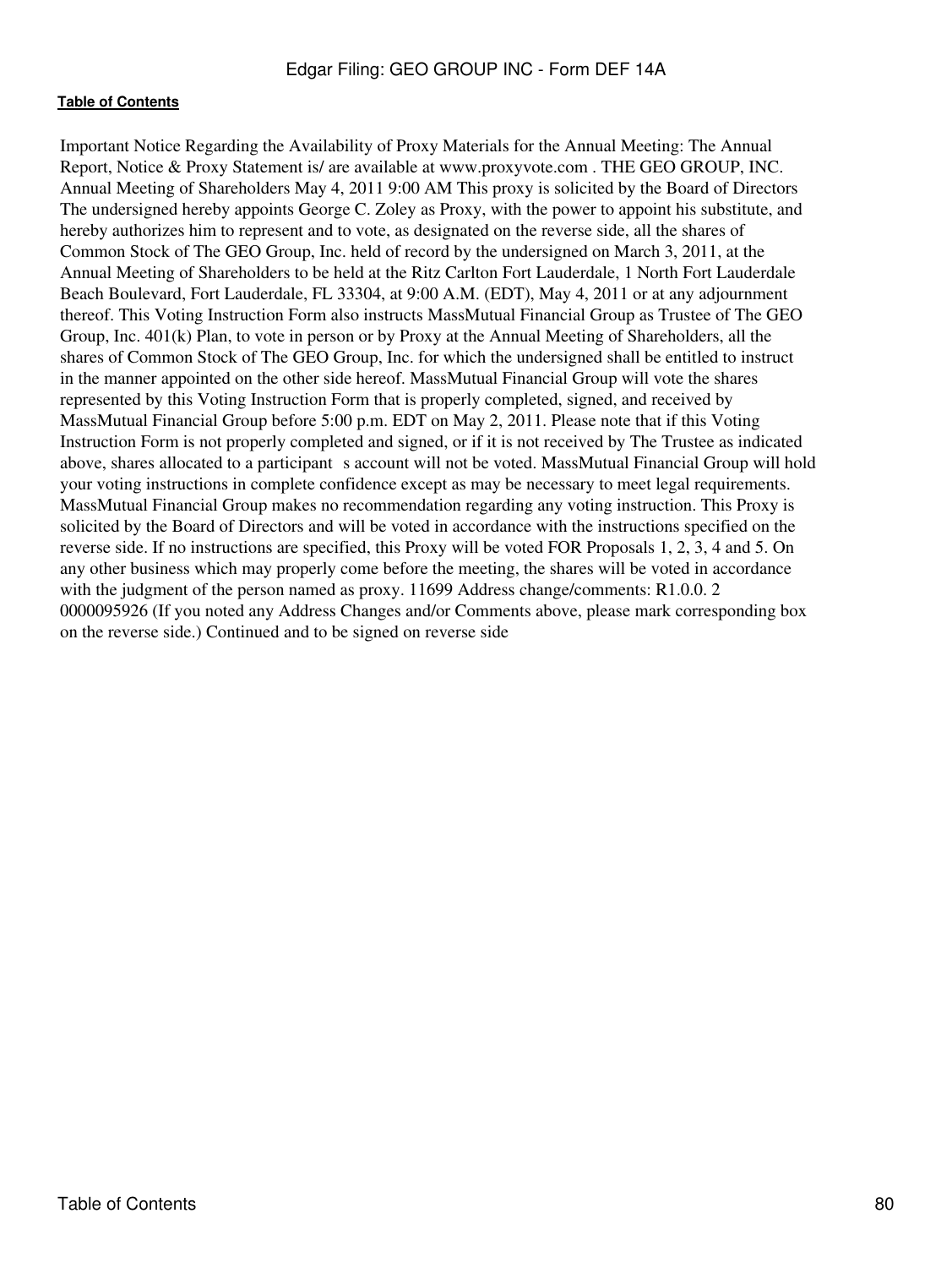Important Notice Regarding the Availability of Proxy Materials for the Annual Meeting: The Annual Report, Notice & Proxy Statement is/ are available at www.proxyvote.com . THE GEO GROUP, INC. Annual Meeting of Shareholders May 4, 2011 9:00 AM This proxy is solicited by the Board of Directors The undersigned hereby appoints George C. Zoley as Proxy, with the power to appoint his substitute, and hereby authorizes him to represent and to vote, as designated on the reverse side, all the shares of Common Stock of The GEO Group, Inc. held of record by the undersigned on March 3, 2011, at the Annual Meeting of Shareholders to be held at the Ritz Carlton Fort Lauderdale, 1 North Fort Lauderdale Beach Boulevard, Fort Lauderdale, FL 33304, at 9:00 A.M. (EDT), May 4, 2011 or at any adjournment thereof. This Voting Instruction Form also instructs MassMutual Financial Group as Trustee of The GEO Group, Inc. 401(k) Plan, to vote in person or by Proxy at the Annual Meeting of Shareholders, all the shares of Common Stock of The GEO Group, Inc. for which the undersigned shall be entitled to instruct in the manner appointed on the other side hereof. MassMutual Financial Group will vote the shares represented by this Voting Instruction Form that is properly completed, signed, and received by MassMutual Financial Group before 5:00 p.m. EDT on May 2, 2011. Please note that if this Voting Instruction Form is not properly completed and signed, or if it is not received by The Trustee as indicated above, shares allocated to a participant s account will not be voted. MassMutual Financial Group will hold your voting instructions in complete confidence except as may be necessary to meet legal requirements. MassMutual Financial Group makes no recommendation regarding any voting instruction. This Proxy is solicited by the Board of Directors and will be voted in accordance with the instructions specified on the reverse side. If no instructions are specified, this Proxy will be voted FOR Proposals 1, 2, 3, 4 and 5. On any other business which may properly come before the meeting, the shares will be voted in accordance with the judgment of the person named as proxy. 11699 Address change/comments: R1.0.0. 2 0000095926 (If you noted any Address Changes and/or Comments above, please mark corresponding box on the reverse side.) Continued and to be signed on reverse side